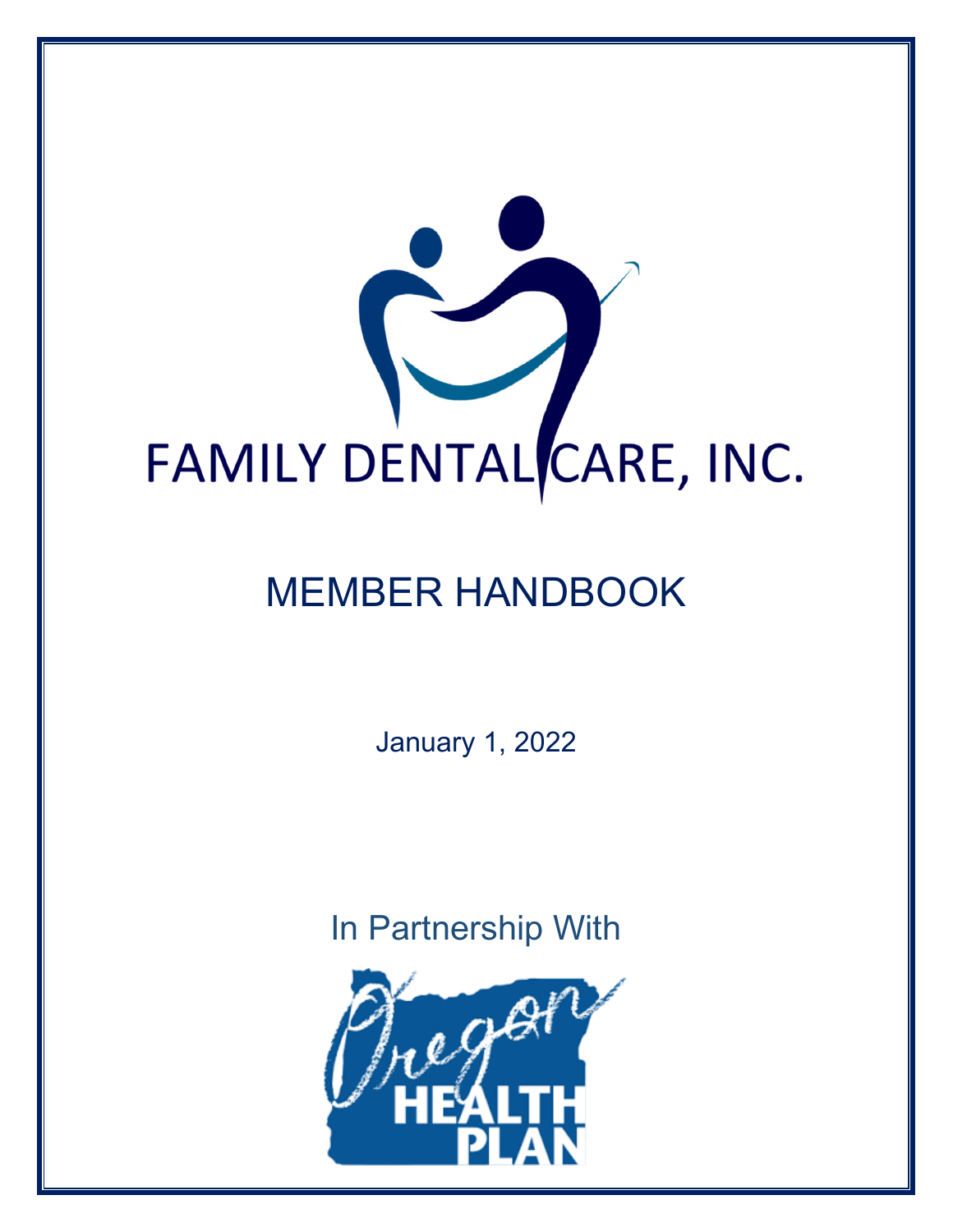# FAMILY DENTAL CARE, INC.

## MEMBER HANDBOOK

January 1, 2022

In Partnership With

Oregon HEALTH PLAN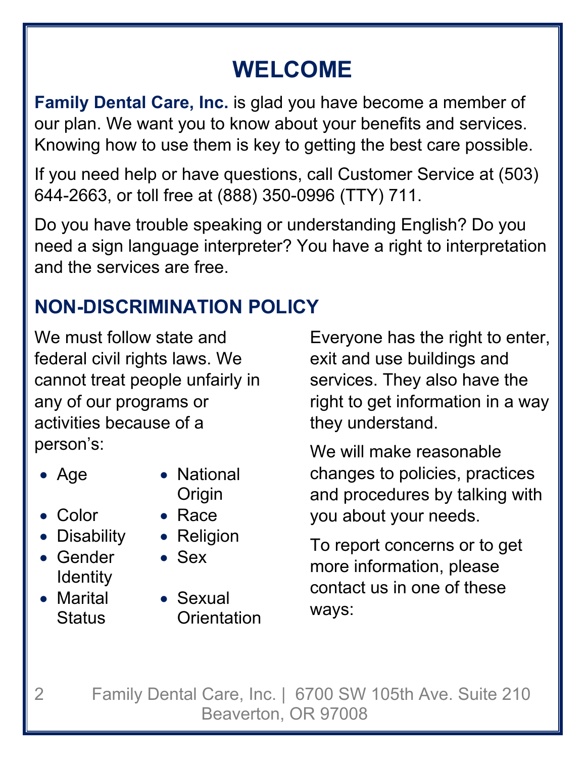# WELCOME

**Family Dental Care, Inc.** is glad you have become a member of our plan. We want you to know about your benefits and services. Knowing how to use them is key to getting the best care possible.

If you need help or have questions, call Customer Service at (503) 644-2663, or toll free at (888) 350-0996 (TTY) 711.

Do you have trouble speaking or understanding English? Do you need a sign language interpreter? You have a right to interpretation and the services are free.

## NON-DISCRIMINATION POLICY

We must follow state and federal civil rights laws. We cannot treat people unfairly in any of our programs or activities because of a person's:

- Age
- Color
- Disability
- Gender Identity
- Marital Status
- National Origin
- Race
- Religion
- Sex
- Sexual Orientation

Everyone has the right to enter, exit and use buildings and services. They also have the right to get information in a way they understand.

We will make reasonable changes to policies, practices and procedures by talking with you about your needs.

To report concerns or to get more information, please contact us in one of these ways: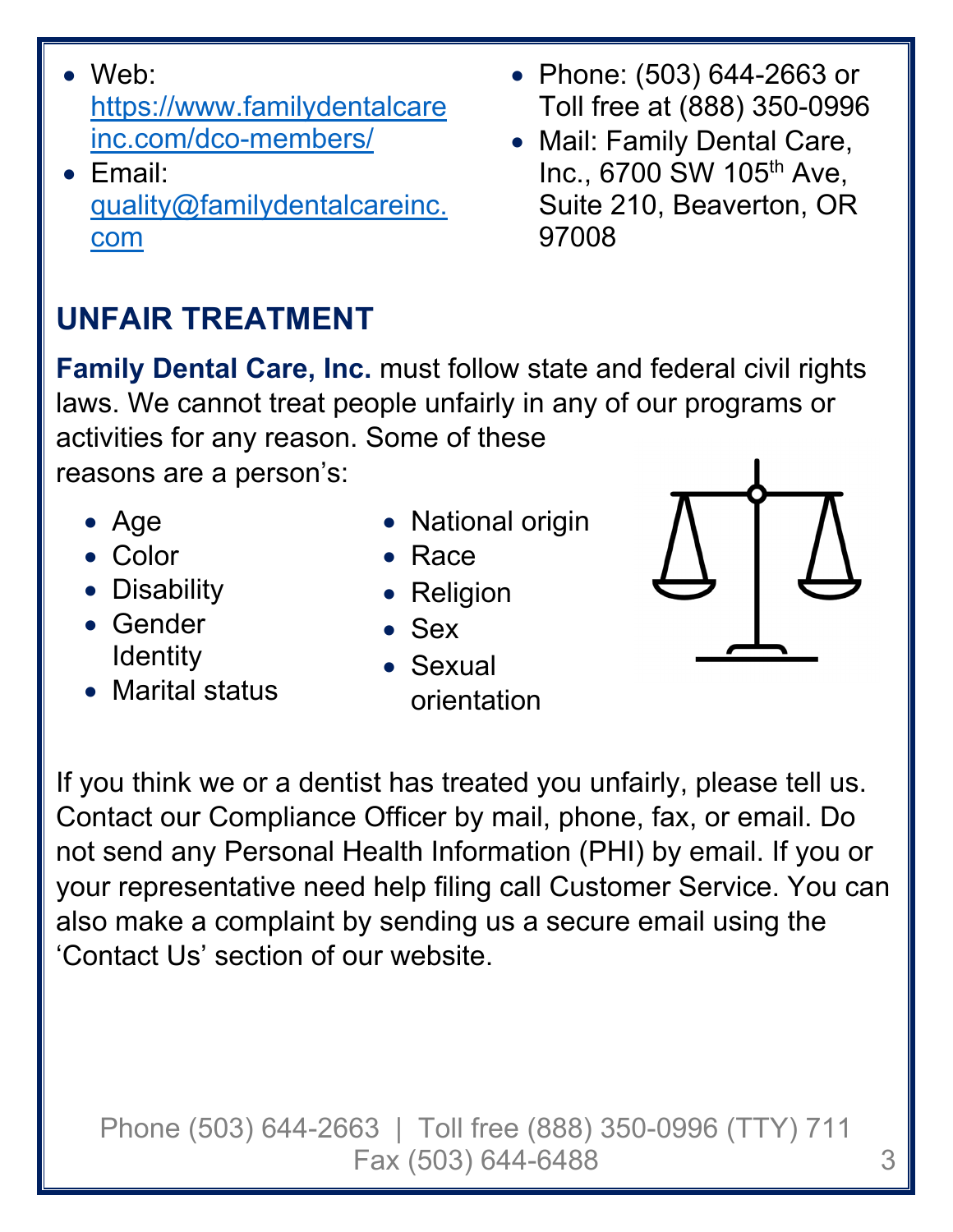- Web: [https://www.familydentalcareinc.com/dco-members/](https://www.familydentalcareinc.com/dco-members/)
- Email: [quality@familydentalcareinc.com](mailto:quality@familydentalcareinc.com)
- Phone: (503) 644-2663 or Toll free at (888) 350-0996
- Mail: Family Dental Care, Inc., 6700 SW 105th Ave, Suite 210, Beaverton, OR 97008

## UNFAIR TREATMENT

**Family Dental Care, Inc.** must follow state and federal civil rights laws. We cannot treat people unfairly in any of our programs or activities for any reason. Some of these reasons are a person's:

- Age
- Color
- Disability
- Gender Identity
- Marital status
- National origin
- Race
- Religion
- Sex
- Sexual orientation

If you think we or a dentist has treated you unfairly, please tell us. Contact our Compliance Officer by mail, phone, fax, or email. Do not send any Personal Health Information (PHI) by email. If you or your representative need help filing call Customer Service. You can also make a complaint by sending us a secure email using the 'Contact Us' section of our website.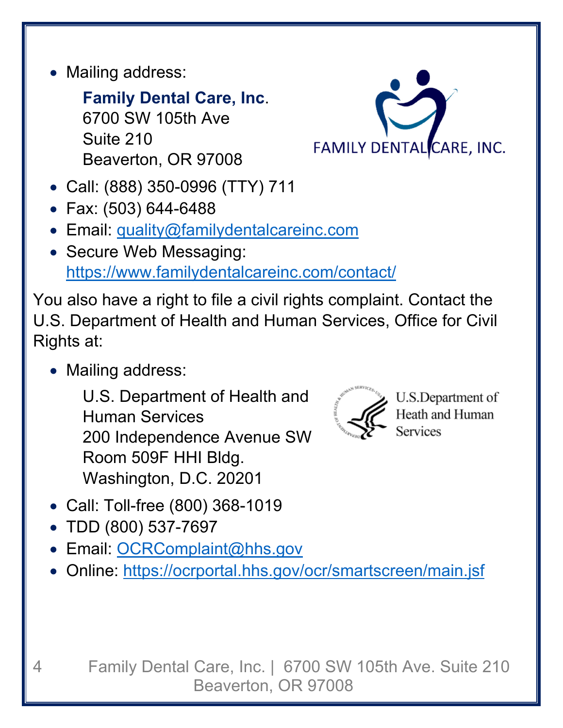- Mailing address:

  **Family Dental Care, Inc**.
  6700 SW 105th Ave
  Suite 210
  Beaverton, OR 97008

- Call: (888) 350-0996 (TTY) 711
- Fax: (503) 644-6488
- Email: quality@familydentalcareinc.com
- Secure Web Messaging: https://www.familydentalcareinc.com/contact/

You also have a right to file a civil rights complaint. Contact the U.S. Department of Health and Human Services, Office for Civil Rights at:

- Mailing address:

  U.S. Department of Health and Human Services
  200 Independence Avenue SW
  Room 509F HHI Bldg.
  Washington, D.C. 20201

- Call: Toll-free (800) 368-1019
- TDD (800) 537-7697
- Email: OCRComplaint@hhs.gov
- Online: https://ocrportal.hhs.gov/ocr/smartscreen/main.jsf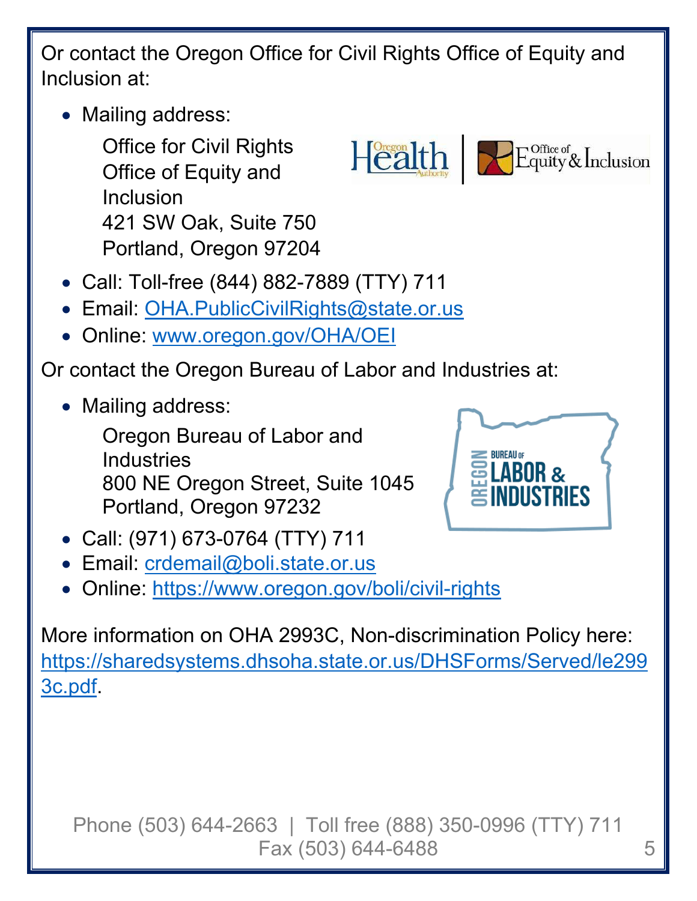Or contact the Oregon Office for Civil Rights Office of Equity and Inclusion at:

- Mailing address:

  Office for Civil Rights
  Office of Equity and Inclusion
  421 SW Oak, Suite 750
  Portland, Oregon 97204

- Call: Toll-free (844) 882-7889 (TTY) 711
- Email: OHA.PublicCivilRights@state.or.us
- Online: www.oregon.gov/OHA/OEI

Or contact the Oregon Bureau of Labor and Industries at:

- Mailing address:

  Oregon Bureau of Labor and Industries
  800 NE Oregon Street, Suite 1045
  Portland, Oregon 97232

- Call: (971) 673-0764 (TTY) 711
- Email: crdemail@boli.state.or.us
- Online: https://www.oregon.gov/boli/civil-rights

More information on OHA 2993C, Non-discrimination Policy here: https://sharedsystems.dhsoha.state.or.us/DHSForms/Served/le2993c.pdf.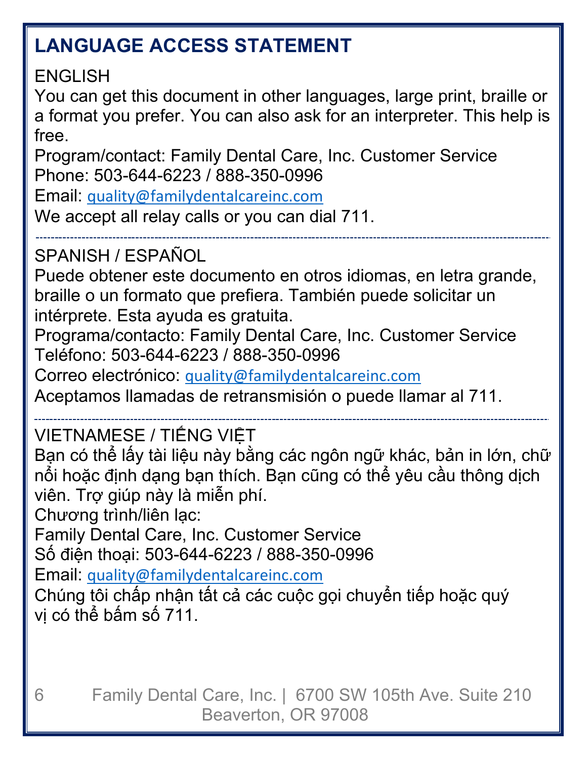## LANGUAGE ACCESS STATEMENT

ENGLISH

You can get this document in other languages, large print, braille or a format you prefer. You can also ask for an interpreter. This help is free.

Program/contact: Family Dental Care, Inc. Customer Service
Phone: 503-644-6223 / 888-350-0996
Email: quality@familydentalcareinc.com
We accept all relay calls or you can dial 711.

---

SPANISH / ESPAÑOL

Puede obtener este documento en otros idiomas, en letra grande, braille o un formato que prefiera. También puede solicitar un intérprete. Esta ayuda es gratuita.

Programa/contacto: Family Dental Care, Inc. Customer Service
Teléfono: 503-644-6223 / 888-350-0996
Correo electrónico: quality@familydentalcareinc.com
Aceptamos llamadas de retransmisión o puede llamar al 711.

---

VIETNAMESE / TIẾNG VIỆT

Bạn có thể lấy tài liệu này bằng các ngôn ngữ khác, bản in lớn, chữ nổi hoặc định dạng bạn thích. Bạn cũng có thể yêu cầu thông dịch viên. Trợ giúp này là miễn phí.

Chương trình/liên lạc:
Family Dental Care, Inc. Customer Service
Số điện thoại: 503-644-6223 / 888-350-0996
Email: quality@familydentalcareinc.com
Chúng tôi chấp nhận tất cả các cuộc gọi chuyển tiếp hoặc quý vị có thể bấm số 711.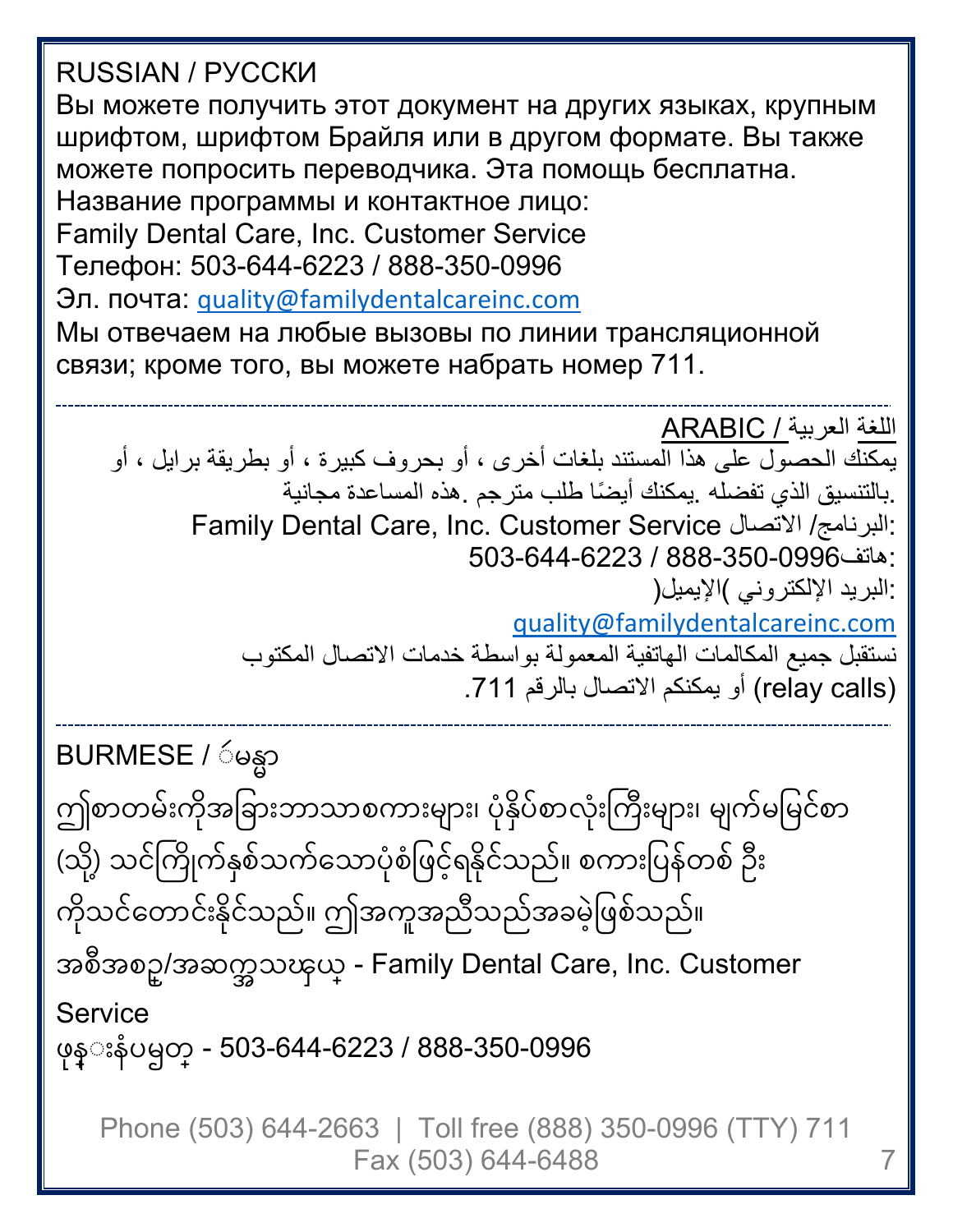RUSSIAN / РУССКИ

Вы можете получить этот документ на других языках, крупным шрифтом, шрифтом Брайля или в другом формате. Вы также можете попросить переводчика. Эта помощь бесплатна.

Название программы и контактное лицо:

Family Dental Care, Inc. Customer Service

Телефон: 503-644-6223 / 888-350-0996

Эл. почта: quality@familydentalcareinc.com

Мы отвечаем на любые вызовы по линии трансляционной связи; кроме того, вы можете набрать номер 711.

---

اللغة العربية / ARABIC

يمكنك الحصول على هذا المستند بلغات أخرى ، أو بحروف كبيرة ، أو بطريقة برايل ، أو بالتنسيق الذي تفضله .يمكنك أيضًا طلب مترجم .هذه المساعدة مجانية.

البرنامج/ الاتصال: Family Dental Care, Inc. Customer Service

هاتف: 503-644-6223 / 888-350-0996

البريد الإلكتروني )الإيميل(:

quality@familydentalcareinc.com

نستقبل جميع المكالمات الهاتفية المعمولة بواسطة خدمات الاتصال المكتوب (relay calls) أو يمكنكم الاتصال بالرقم 711.

---

BURMESE / ျမန္မာ

ဤစာတမ်းကိုအခြားဘာသာစကားများ၊ ပုံနှိပ်စာလုံးကြီးများ၊ မျက်မမြင်စာ (သို့) သင်ကြိုက်နှစ်သက်သောပုံစံဖြင့်ရနိုင်သည်။ စကားပြန်တစ် ဦး ကိုသင်တောင်းနိုင်သည်။ ဤအကူအညီသည်အခမဲ့ဖြစ်သည်။

အစီအစဥ္/အဆက္အသြယ္ - Family Dental Care, Inc. Customer Service

ဖုန္းနံပါတ္ - 503-644-6223 / 888-350-0996

Phone (503) 644-2663 | Toll free (888) 350-0996 (TTY) 711
Fax (503) 644-6488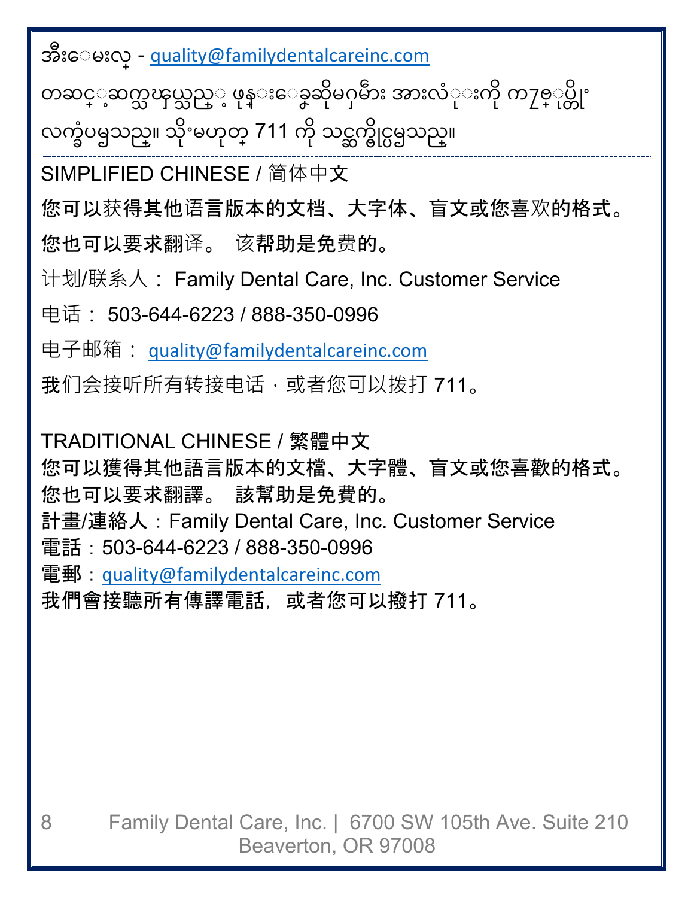အီးေမးလ္ - quality@familydentalcareinc.com

တဆင့္ဆက္သြယ္သည့္ ဖုန္းေခၚဆိုမႈမ်ား အားလံုးကို ကၽြႏ္ုပ္တို႔ လက္ခံပါမည္။ သို႔မဟုတ္ 711 ကို သင္ဆက္ႏိုင္ပါသည္။

---

SIMPLIFIED CHINESE / 简体中文

**您可以获得其他语言版本的文档、大字体、盲文或您喜欢的格式。**

**您也可以要求翻译。 该帮助是免费的。**

计划/联系人： Family Dental Care, Inc. Customer Service

电话： 503-644-6223 / 888-350-0996

电子邮箱： quality@familydentalcareinc.com

我们会接听所有转接电话，或者您可以拨打 711。

---

TRADITIONAL CHINESE / 繁體中文

**您可以獲得其他語言版本的文檔、大字體、盲文或您喜歡的格式。**

**您也可以要求翻譯。 該幫助是免費的。**

計畫/連絡人：Family Dental Care, Inc. Customer Service

電話：503-644-6223 / 888-350-0996

電郵：quality@familydentalcareinc.com

我們會接聽所有傳譯電話，或者您可以撥打 711。

Family Dental Care, Inc. | 6700 SW 105th Ave. Suite 210 Beaverton, OR 97008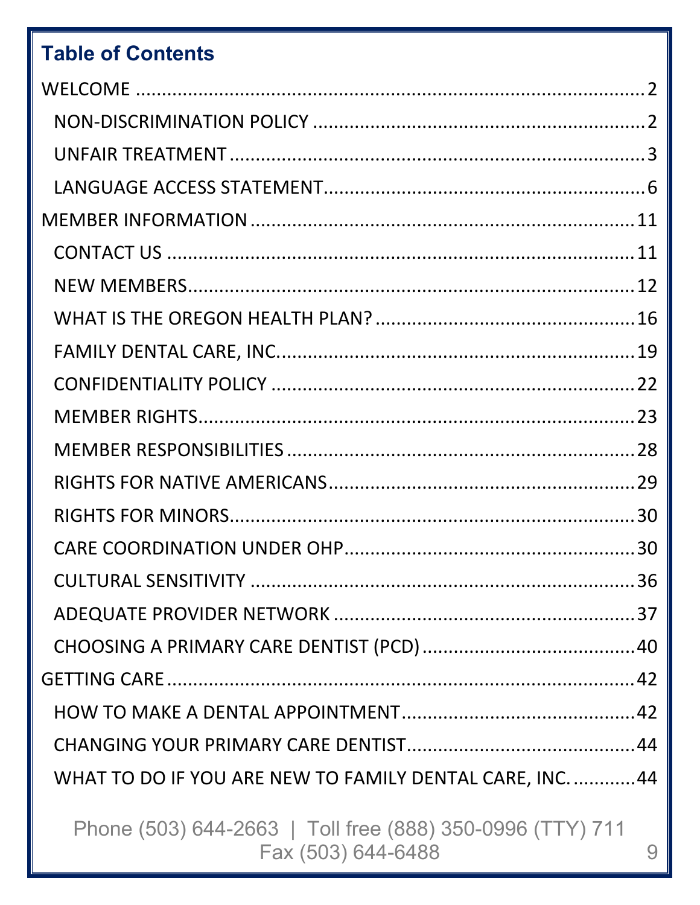## Table of Contents

WELCOME ........................................................................................ 2

- NON-DISCRIMINATION POLICY ........................................................... 2
- UNFAIR TREATMENT ........................................................................ 3
- LANGUAGE ACCESS STATEMENT ........................................................ 6

MEMBER INFORMATION .......................................................................... 11

- CONTACT US ................................................................................. 11
- NEW MEMBERS ............................................................................... 12
- WHAT IS THE OREGON HEALTH PLAN? ................................................ 16
- FAMILY DENTAL CARE, INC. ............................................................. 19
- CONFIDENTIALITY POLICY ................................................................ 22
- MEMBER RIGHTS ............................................................................. 23
- MEMBER RESPONSIBILITIES .............................................................. 28
- RIGHTS FOR NATIVE AMERICANS ...................................................... 29
- RIGHTS FOR MINORS ....................................................................... 30
- CARE COORDINATION UNDER OHP .................................................... 30
- CULTURAL SENSITIVITY ................................................................... 36
- ADEQUATE PROVIDER NETWORK ....................................................... 37
- CHOOSING A PRIMARY CARE DENTIST (PCD) ....................................... 40

GETTING CARE ..................................................................................... 42

- HOW TO MAKE A DENTAL APPOINTMENT ............................................ 42
- CHANGING YOUR PRIMARY CARE DENTIST .......................................... 44
- WHAT TO DO IF YOU ARE NEW TO FAMILY DENTAL CARE, INC. ............ 44

Phone (503) 644-2663 | Toll free (888) 350-0996 (TTY) 711
Fax (503) 644-6488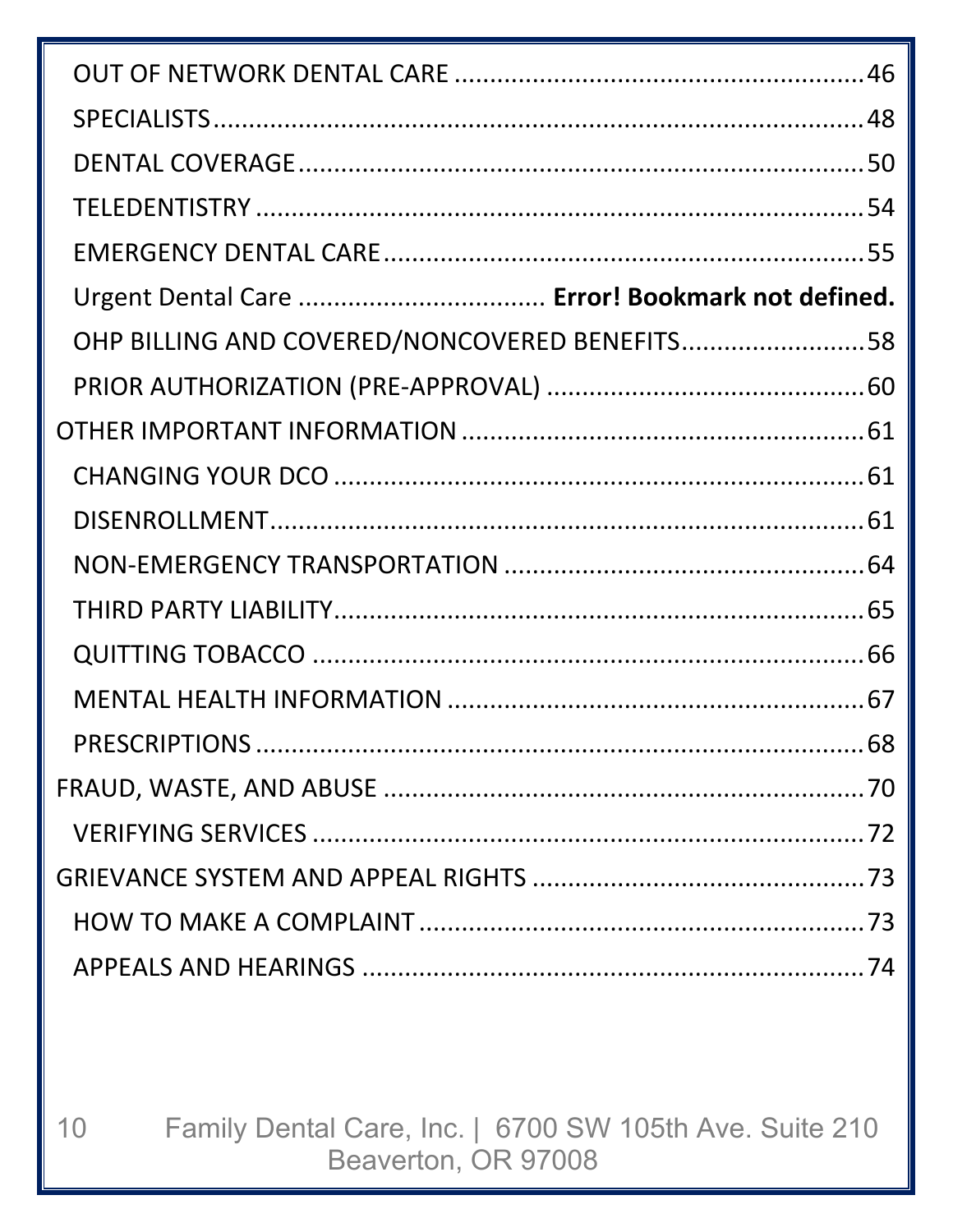- OUT OF NETWORK DENTAL CARE ........................................ 46
- SPECIALISTS ........................................ 48
- DENTAL COVERAGE ........................................ 50
- TELEDENTISTRY ........................................ 54
- EMERGENCY DENTAL CARE ........................................ 55
- Urgent Dental Care .................................. **Error! Bookmark not defined.**
- OHP BILLING AND COVERED/NONCOVERED BENEFITS ........................................ 58
- PRIOR AUTHORIZATION (PRE-APPROVAL) ........................................ 60

OTHER IMPORTANT INFORMATION ........................................ 61

- CHANGING YOUR DCO ........................................ 61
- DISENROLLMENT ........................................ 61
- NON-EMERGENCY TRANSPORTATION ........................................ 64
- THIRD PARTY LIABILITY ........................................ 65
- QUITTING TOBACCO ........................................ 66
- MENTAL HEALTH INFORMATION ........................................ 67
- PRESCRIPTIONS ........................................ 68

FRAUD, WASTE, AND ABUSE ........................................ 70

- VERIFYING SERVICES ........................................ 72

GRIEVANCE SYSTEM AND APPEAL RIGHTS ........................................ 73

- HOW TO MAKE A COMPLAINT ........................................ 73
- APPEALS AND HEARINGS ........................................ 74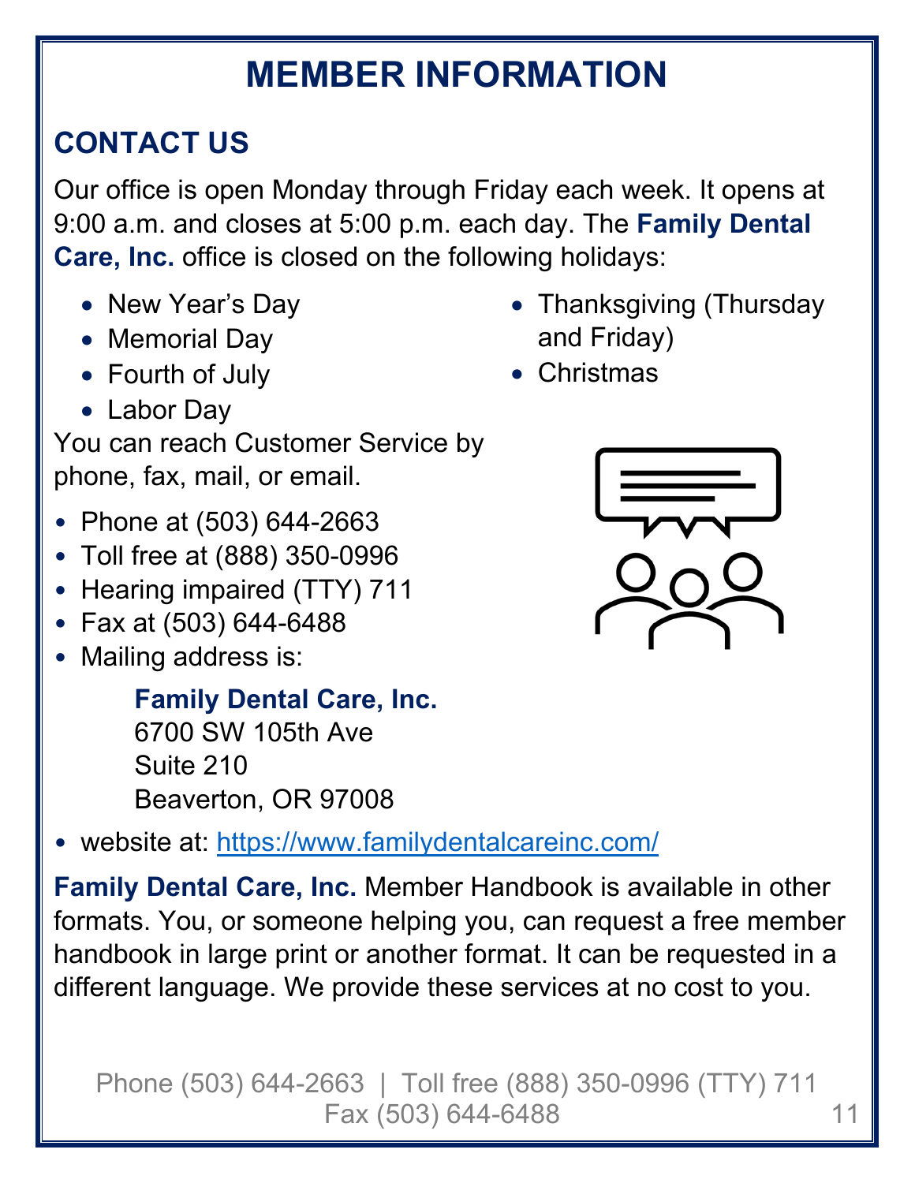# MEMBER INFORMATION

## CONTACT US

Our office is open Monday through Friday each week. It opens at 9:00 a.m. and closes at 5:00 p.m. each day. The **Family Dental Care, Inc.** office is closed on the following holidays:

- New Year's Day
- Memorial Day
- Fourth of July
- Labor Day
- Thanksgiving (Thursday and Friday)
- Christmas

You can reach Customer Service by phone, fax, mail, or email.

- Phone at (503) 644-2663
- Toll free at (888) 350-0996
- Hearing impaired (TTY) 711
- Fax at (503) 644-6488
- Mailing address is:

  **Family Dental Care, Inc.**
  6700 SW 105th Ave
  Suite 210
  Beaverton, OR 97008

- website at: https://www.familydentalcareinc.com/

**Family Dental Care, Inc.** Member Handbook is available in other formats. You, or someone helping you, can request a free member handbook in large print or another format. It can be requested in a different language. We provide these services at no cost to you.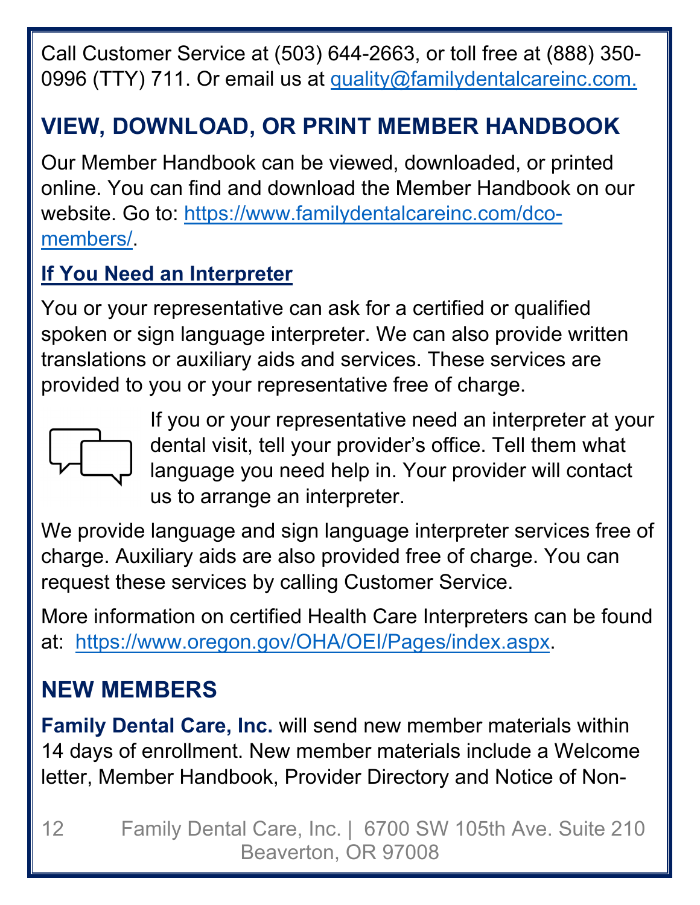Call Customer Service at (503) 644-2663, or toll free at (888) 350-0996 (TTY) 711. Or email us at quality@familydentalcareinc.com.

## VIEW, DOWNLOAD, OR PRINT MEMBER HANDBOOK

Our Member Handbook can be viewed, downloaded, or printed online. You can find and download the Member Handbook on our website. Go to: https://www.familydentalcareinc.com/dco-members/.

### If You Need an Interpreter

You or your representative can ask for a certified or qualified spoken or sign language interpreter. We can also provide written translations or auxiliary aids and services. These services are provided to you or your representative free of charge.

If you or your representative need an interpreter at your dental visit, tell your provider's office. Tell them what language you need help in. Your provider will contact us to arrange an interpreter.

We provide language and sign language interpreter services free of charge. Auxiliary aids are also provided free of charge. You can request these services by calling Customer Service.

More information on certified Health Care Interpreters can be found at: https://www.oregon.gov/OHA/OEI/Pages/index.aspx.

## NEW MEMBERS

**Family Dental Care, Inc.** will send new member materials within 14 days of enrollment. New member materials include a Welcome letter, Member Handbook, Provider Directory and Notice of Non-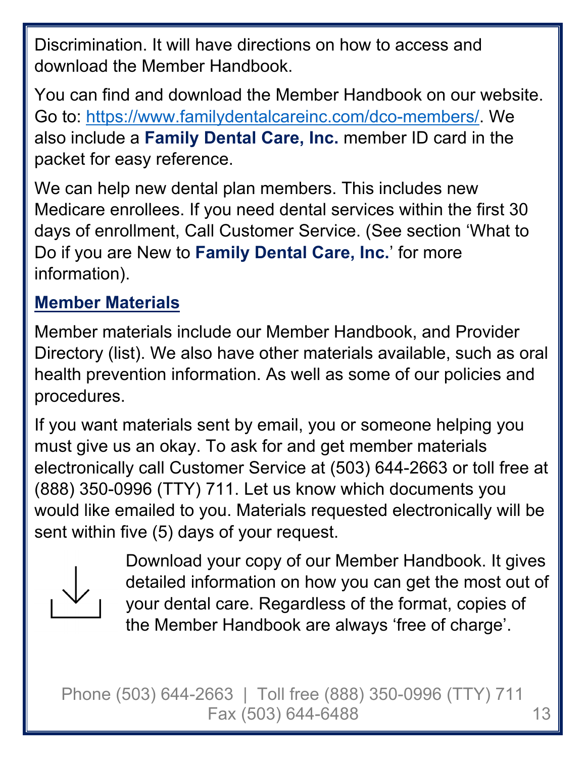Discrimination. It will have directions on how to access and download the Member Handbook.

You can find and download the Member Handbook on our website. Go to: https://www.familydentalcareinc.com/dco-members/. We also include a **Family Dental Care, Inc.** member ID card in the packet for easy reference.

We can help new dental plan members. This includes new Medicare enrollees. If you need dental services within the first 30 days of enrollment, Call Customer Service. (See section 'What to Do if you are New to **Family Dental Care, Inc.**' for more information).

## Member Materials

Member materials include our Member Handbook, and Provider Directory (list). We also have other materials available, such as oral health prevention information. As well as some of our policies and procedures.

If you want materials sent by email, you or someone helping you must give us an okay. To ask for and get member materials electronically call Customer Service at (503) 644-2663 or toll free at (888) 350-0996 (TTY) 711. Let us know which documents you would like emailed to you. Materials requested electronically will be sent within five (5) days of your request.

Download your copy of our Member Handbook. It gives detailed information on how you can get the most out of your dental care. Regardless of the format, copies of the Member Handbook are always 'free of charge'.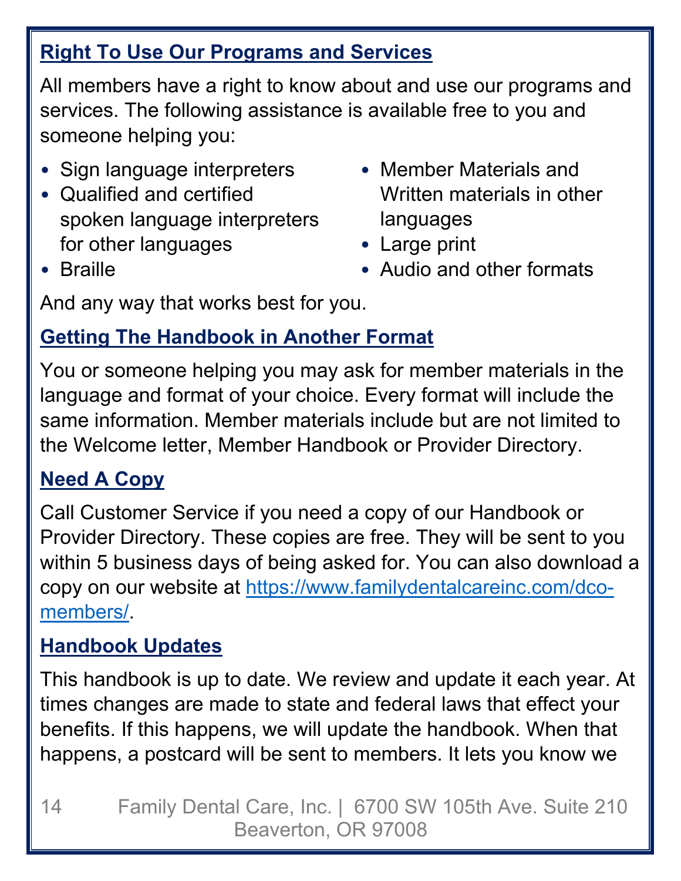## Right To Use Our Programs and Services

All members have a right to know about and use our programs and services. The following assistance is available free to you and someone helping you:

- Sign language interpreters
- Qualified and certified spoken language interpreters for other languages
- Braille
- Member Materials and Written materials in other languages
- Large print
- Audio and other formats

And any way that works best for you.

## Getting The Handbook in Another Format

You or someone helping you may ask for member materials in the language and format of your choice. Every format will include the same information. Member materials include but are not limited to the Welcome letter, Member Handbook or Provider Directory.

## Need A Copy

Call Customer Service if you need a copy of our Handbook or Provider Directory. These copies are free. They will be sent to you within 5 business days of being asked for. You can also download a copy on our website at https://www.familydentalcareinc.com/dco-members/.

## Handbook Updates

This handbook is up to date. We review and update it each year. At times changes are made to state and federal laws that effect your benefits. If this happens, we will update the handbook. When that happens, a postcard will be sent to members. It lets you know we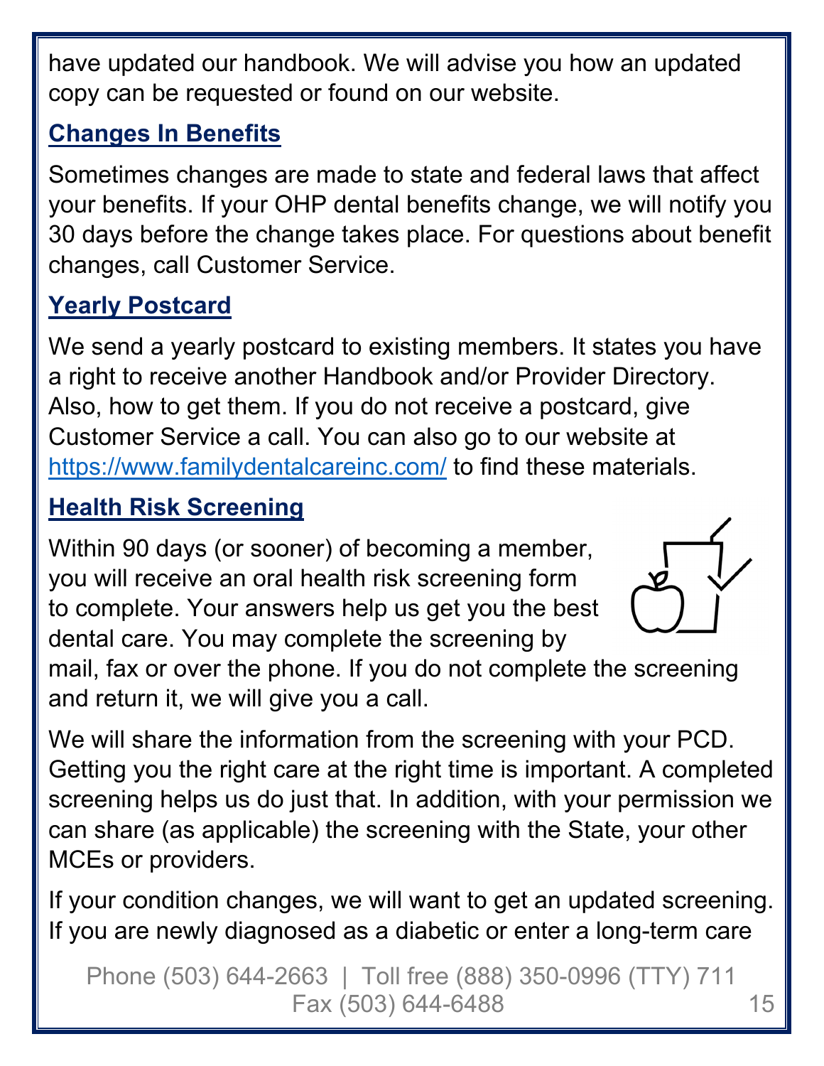have updated our handbook. We will advise you how an updated copy can be requested or found on our website.

## Changes In Benefits

Sometimes changes are made to state and federal laws that affect your benefits. If your OHP dental benefits change, we will notify you 30 days before the change takes place. For questions about benefit changes, call Customer Service.

## Yearly Postcard

We send a yearly postcard to existing members. It states you have a right to receive another Handbook and/or Provider Directory. Also, how to get them. If you do not receive a postcard, give Customer Service a call. You can also go to our website at https://www.familydentalcareinc.com/ to find these materials.

## Health Risk Screening

Within 90 days (or sooner) of becoming a member, you will receive an oral health risk screening form to complete. Your answers help us get you the best dental care. You may complete the screening by mail, fax or over the phone. If you do not complete the screening and return it, we will give you a call.

We will share the information from the screening with your PCD. Getting you the right care at the right time is important. A completed screening helps us do just that. In addition, with your permission we can share (as applicable) the screening with the State, your other MCEs or providers.

If your condition changes, we will want to get an updated screening. If you are newly diagnosed as a diabetic or enter a long-term care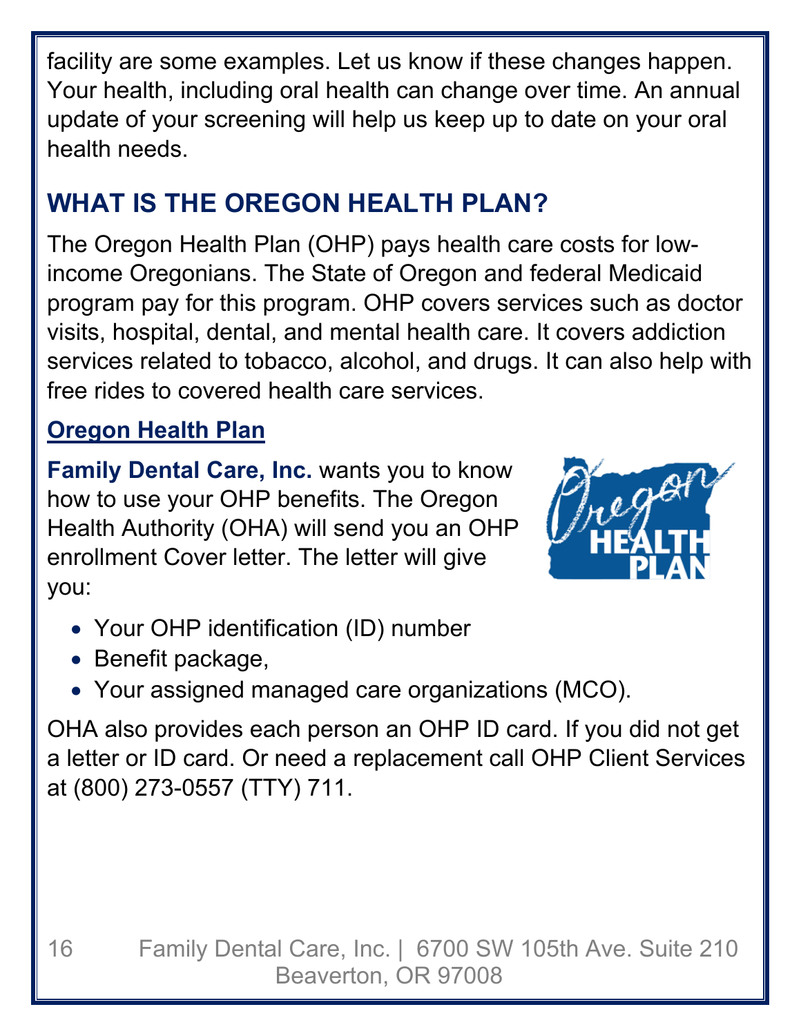facility are some examples. Let us know if these changes happen. Your health, including oral health can change over time. An annual update of your screening will help us keep up to date on your oral health needs.

## WHAT IS THE OREGON HEALTH PLAN?

The Oregon Health Plan (OHP) pays health care costs for low-income Oregonians. The State of Oregon and federal Medicaid program pay for this program. OHP covers services such as doctor visits, hospital, dental, and mental health care. It covers addiction services related to tobacco, alcohol, and drugs. It can also help with free rides to covered health care services.

### Oregon Health Plan

**Family Dental Care, Inc.** wants you to know how to use your OHP benefits. The Oregon Health Authority (OHA) will send you an OHP enrollment Cover letter. The letter will give you:

- Your OHP identification (ID) number
- Benefit package,
- Your assigned managed care organizations (MCO).

OHA also provides each person an OHP ID card. If you did not get a letter or ID card. Or need a replacement call OHP Client Services at (800) 273-0557 (TTY) 711.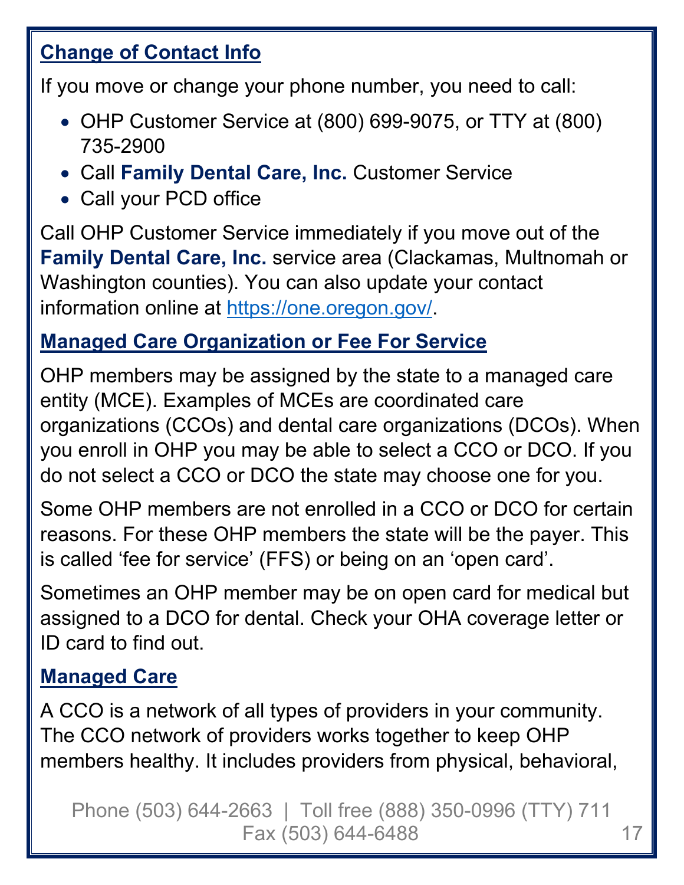## Change of Contact Info

If you move or change your phone number, you need to call:

- OHP Customer Service at (800) 699-9075, or TTY at (800) 735-2900
- Call **Family Dental Care, Inc.** Customer Service
- Call your PCD office

Call OHP Customer Service immediately if you move out of the **Family Dental Care, Inc.** service area (Clackamas, Multnomah or Washington counties). You can also update your contact information online at https://one.oregon.gov/.

## Managed Care Organization or Fee For Service

OHP members may be assigned by the state to a managed care entity (MCE). Examples of MCEs are coordinated care organizations (CCOs) and dental care organizations (DCOs). When you enroll in OHP you may be able to select a CCO or DCO. If you do not select a CCO or DCO the state may choose one for you.

Some OHP members are not enrolled in a CCO or DCO for certain reasons. For these OHP members the state will be the payer. This is called 'fee for service' (FFS) or being on an 'open card'.

Sometimes an OHP member may be on open card for medical but assigned to a DCO for dental. Check your OHA coverage letter or ID card to find out.

## Managed Care

A CCO is a network of all types of providers in your community. The CCO network of providers works together to keep OHP members healthy. It includes providers from physical, behavioral,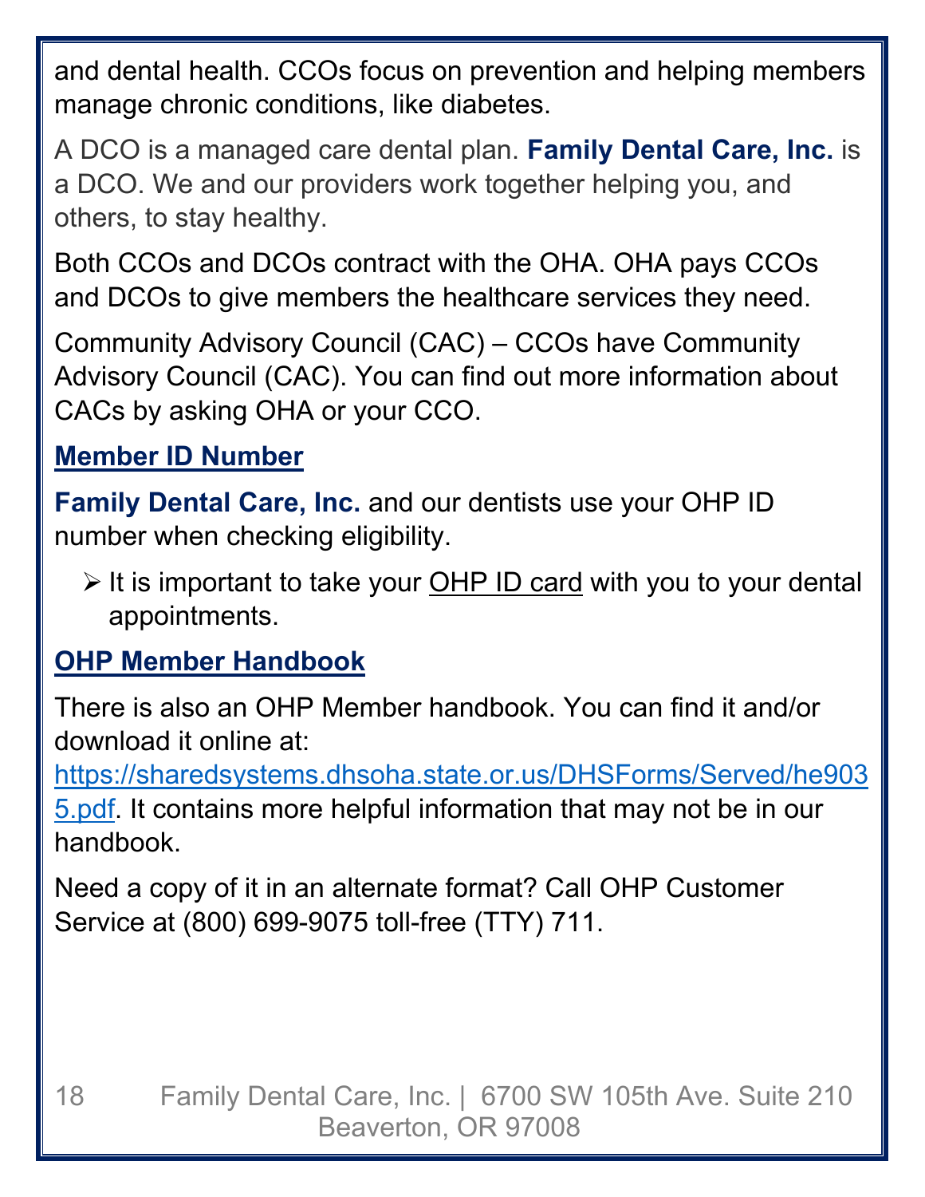and dental health. CCOs focus on prevention and helping members manage chronic conditions, like diabetes.

A DCO is a managed care dental plan. **Family Dental Care, Inc.** is a DCO. We and our providers work together helping you, and others, to stay healthy.

Both CCOs and DCOs contract with the OHA. OHA pays CCOs and DCOs to give members the healthcare services they need.

Community Advisory Council (CAC) – CCOs have Community Advisory Council (CAC). You can find out more information about CACs by asking OHA or your CCO.

## Member ID Number

**Family Dental Care, Inc.** and our dentists use your OHP ID number when checking eligibility.

- It is important to take your OHP ID card with you to your dental appointments.

## OHP Member Handbook

There is also an OHP Member handbook. You can find it and/or download it online at: https://sharedsystems.dhsoha.state.or.us/DHSForms/Served/he9035.pdf. It contains more helpful information that may not be in our handbook.

Need a copy of it in an alternate format? Call OHP Customer Service at (800) 699-9075 toll-free (TTY) 711.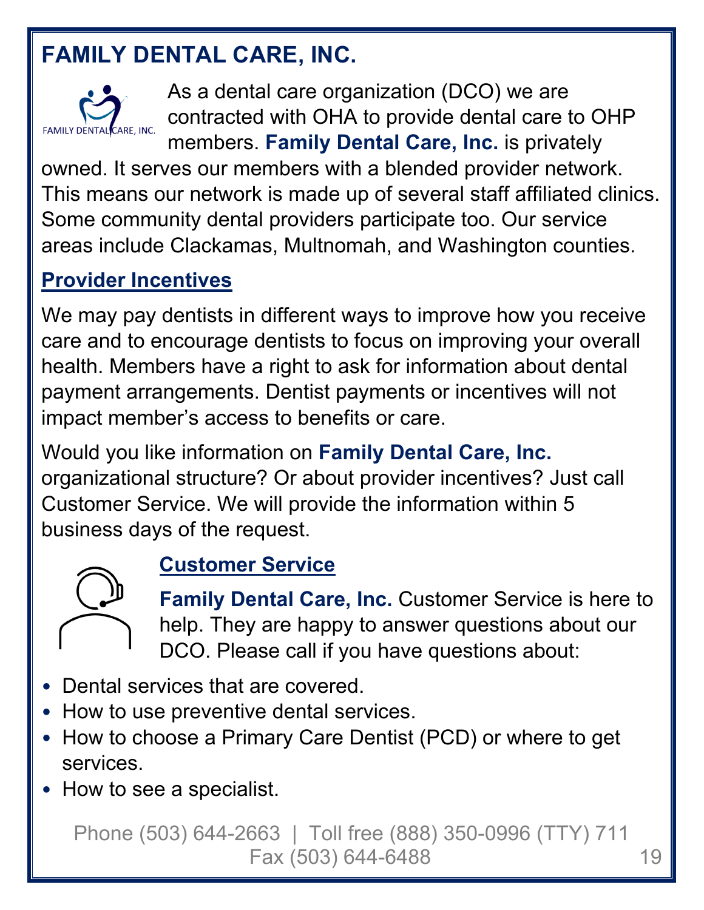# FAMILY DENTAL CARE, INC.

As a dental care organization (DCO) we are contracted with OHA to provide dental care to OHP members. **Family Dental Care, Inc.** is privately owned. It serves our members with a blended provider network. This means our network is made up of several staff affiliated clinics. Some community dental providers participate too. Our service areas include Clackamas, Multnomah, and Washington counties.

## Provider Incentives

We may pay dentists in different ways to improve how you receive care and to encourage dentists to focus on improving your overall health. Members have a right to ask for information about dental payment arrangements. Dentist payments or incentives will not impact member's access to benefits or care.

Would you like information on **Family Dental Care, Inc.** organizational structure? Or about provider incentives? Just call Customer Service. We will provide the information within 5 business days of the request.

## Customer Service

**Family Dental Care, Inc.** Customer Service is here to help. They are happy to answer questions about our DCO. Please call if you have questions about:

- Dental services that are covered.
- How to use preventive dental services.
- How to choose a Primary Care Dentist (PCD) or where to get services.
- How to see a specialist.

Phone (503) 644-2663 | Toll free (888) 350-0996 (TTY) 711
Fax (503) 644-6488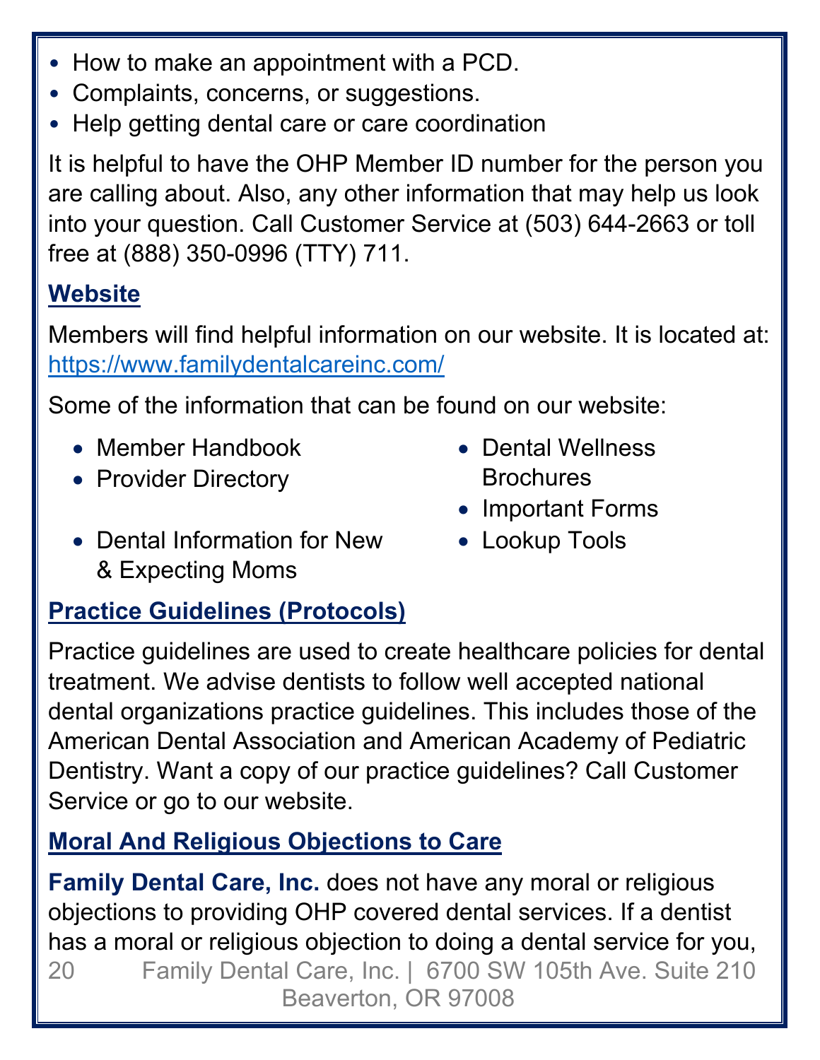- How to make an appointment with a PCD.
- Complaints, concerns, or suggestions.
- Help getting dental care or care coordination

It is helpful to have the OHP Member ID number for the person you are calling about. Also, any other information that may help us look into your question. Call Customer Service at (503) 644-2663 or toll free at (888) 350-0996 (TTY) 711.

## Website

Members will find helpful information on our website. It is located at: https://www.familydentalcareinc.com/

Some of the information that can be found on our website:

- Member Handbook
- Provider Directory
- Dental Information for New & Expecting Moms
- Dental Wellness Brochures
- Important Forms
- Lookup Tools

## Practice Guidelines (Protocols)

Practice guidelines are used to create healthcare policies for dental treatment. We advise dentists to follow well accepted national dental organizations practice guidelines. This includes those of the American Dental Association and American Academy of Pediatric Dentistry. Want a copy of our practice guidelines? Call Customer Service or go to our website.

## Moral And Religious Objections to Care

**Family Dental Care, Inc.** does not have any moral or religious objections to providing OHP covered dental services. If a dentist has a moral or religious objection to doing a dental service for you,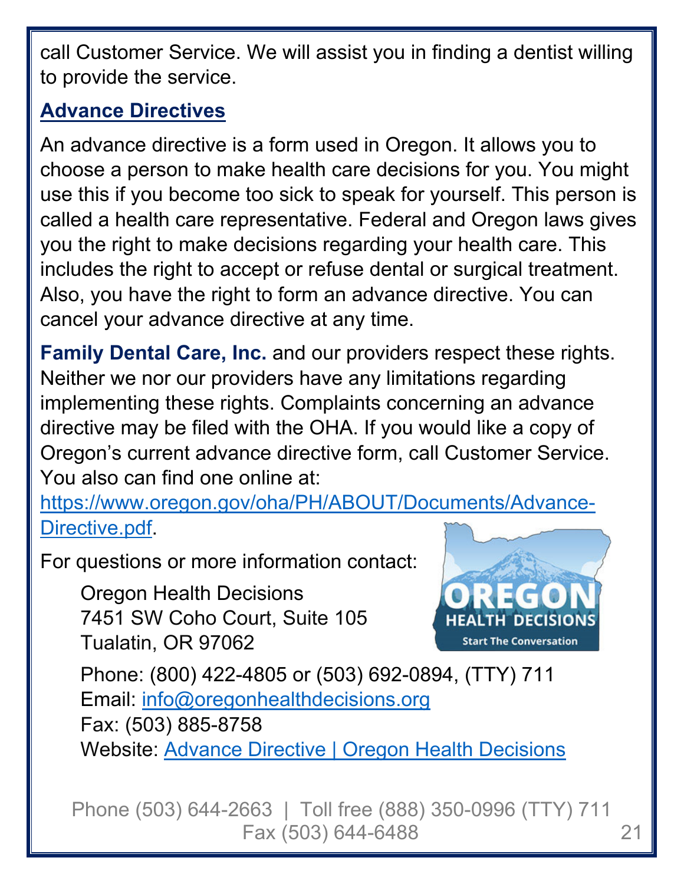call Customer Service. We will assist you in finding a dentist willing to provide the service.

## Advance Directives

An advance directive is a form used in Oregon. It allows you to choose a person to make health care decisions for you. You might use this if you become too sick to speak for yourself. This person is called a health care representative. Federal and Oregon laws gives you the right to make decisions regarding your health care. This includes the right to accept or refuse dental or surgical treatment. Also, you have the right to form an advance directive. You can cancel your advance directive at any time.

**Family Dental Care, Inc.** and our providers respect these rights. Neither we nor our providers have any limitations regarding implementing these rights. Complaints concerning an advance directive may be filed with the OHA. If you would like a copy of Oregon's current advance directive form, call Customer Service. You also can find one online at: https://www.oregon.gov/oha/PH/ABOUT/Documents/Advance-Directive.pdf.

For questions or more information contact:

Oregon Health Decisions
7451 SW Coho Court, Suite 105
Tualatin, OR 97062

Phone: (800) 422-4805 or (503) 692-0894, (TTY) 711
Email: info@oregonhealthdecisions.org
Fax: (503) 885-8758
Website: Advance Directive | Oregon Health Decisions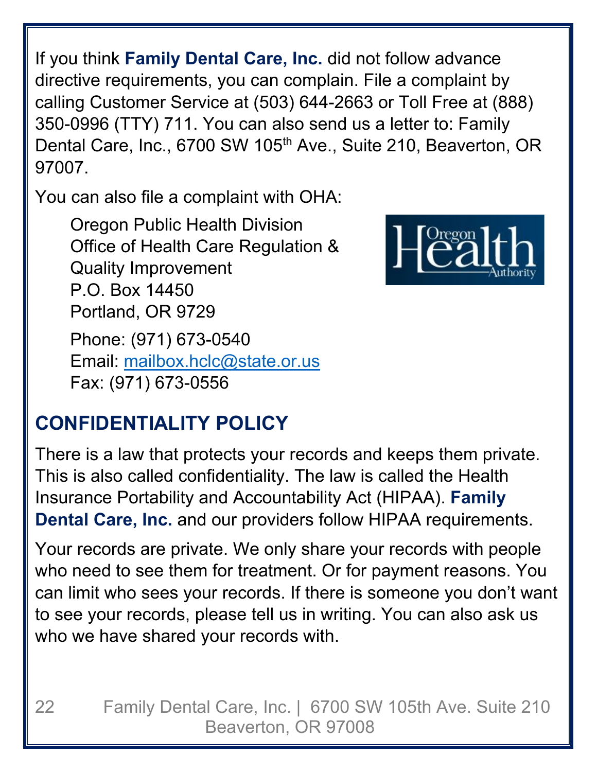If you think **Family Dental Care, Inc.** did not follow advance directive requirements, you can complain. File a complaint by calling Customer Service at (503) 644-2663 or Toll Free at (888) 350-0996 (TTY) 711. You can also send us a letter to: Family Dental Care, Inc., 6700 SW 105th Ave., Suite 210, Beaverton, OR 97007.

You can also file a complaint with OHA:

Oregon Public Health Division
Office of Health Care Regulation & Quality Improvement
P.O. Box 14450
Portland, OR 9729

Phone: (971) 673-0540
Email: mailbox.hclc@state.or.us
Fax: (971) 673-0556

## CONFIDENTIALITY POLICY

There is a law that protects your records and keeps them private. This is also called confidentiality. The law is called the Health Insurance Portability and Accountability Act (HIPAA). **Family Dental Care, Inc.** and our providers follow HIPAA requirements.

Your records are private. We only share your records with people who need to see them for treatment. Or for payment reasons. You can limit who sees your records. If there is someone you don't want to see your records, please tell us in writing. You can also ask us who we have shared your records with.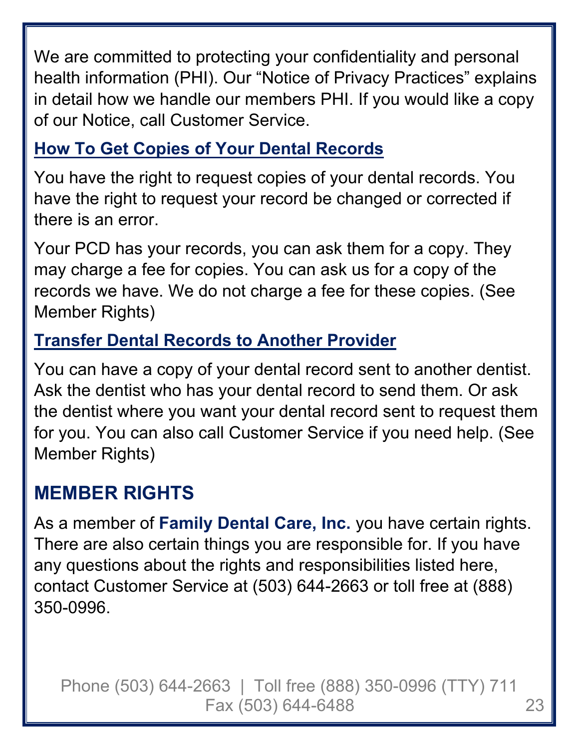We are committed to protecting your confidentiality and personal health information (PHI). Our "Notice of Privacy Practices" explains in detail how we handle our members PHI. If you would like a copy of our Notice, call Customer Service.

### How To Get Copies of Your Dental Records

You have the right to request copies of your dental records. You have the right to request your record be changed or corrected if there is an error.

Your PCD has your records, you can ask them for a copy. They may charge a fee for copies. You can ask us for a copy of the records we have. We do not charge a fee for these copies. (See Member Rights)

### Transfer Dental Records to Another Provider

You can have a copy of your dental record sent to another dentist. Ask the dentist who has your dental record to send them. Or ask the dentist where you want your dental record sent to request them for you. You can also call Customer Service if you need help. (See Member Rights)

## MEMBER RIGHTS

As a member of **Family Dental Care, Inc.** you have certain rights. There are also certain things you are responsible for. If you have any questions about the rights and responsibilities listed here, contact Customer Service at (503) 644-2663 or toll free at (888) 350-0996.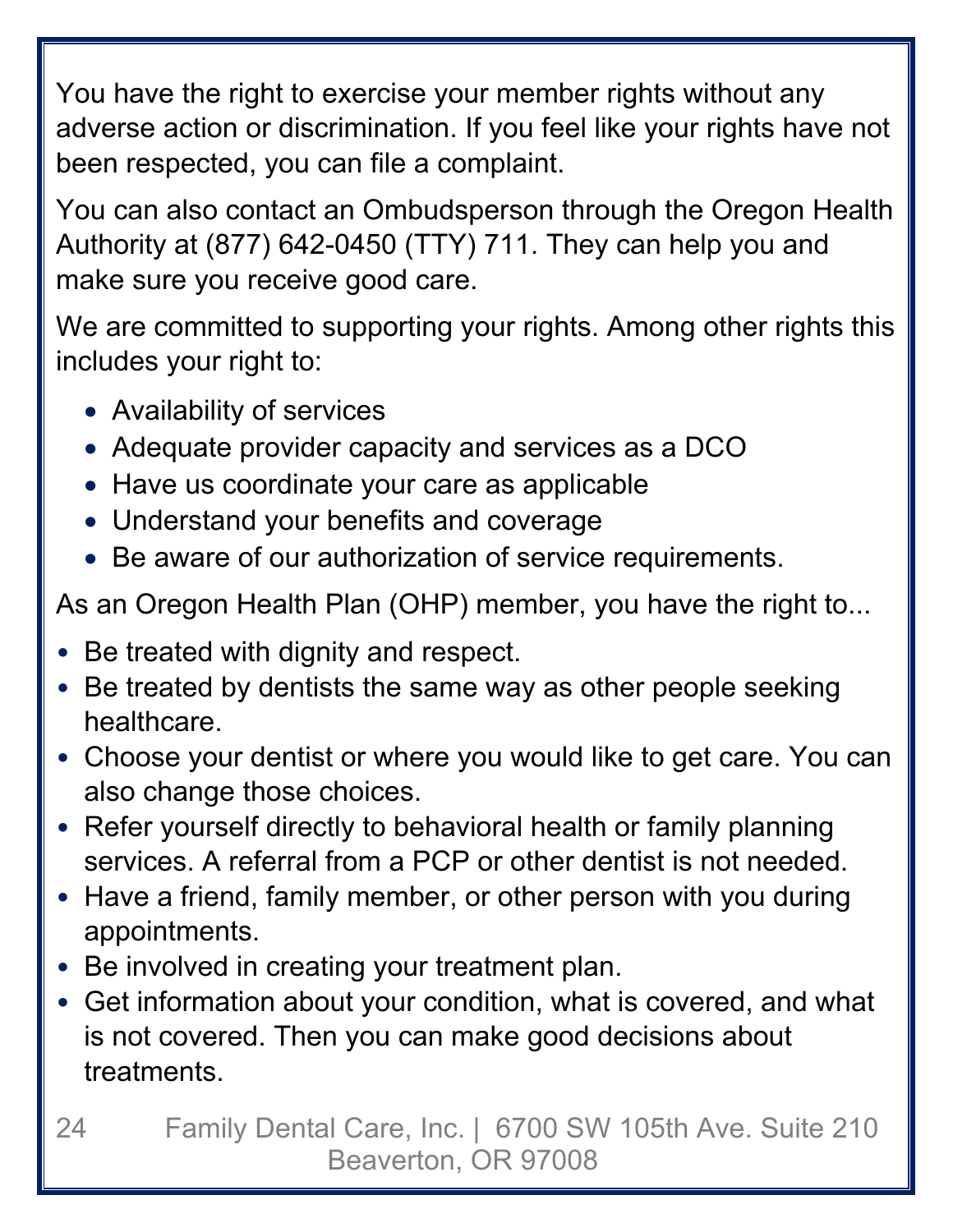You have the right to exercise your member rights without any adverse action or discrimination. If you feel like your rights have not been respected, you can file a complaint.

You can also contact an Ombudsperson through the Oregon Health Authority at (877) 642-0450 (TTY) 711. They can help you and make sure you receive good care.

We are committed to supporting your rights. Among other rights this includes your right to:

- Availability of services
- Adequate provider capacity and services as a DCO
- Have us coordinate your care as applicable
- Understand your benefits and coverage
- Be aware of our authorization of service requirements.

As an Oregon Health Plan (OHP) member, you have the right to...

- Be treated with dignity and respect.
- Be treated by dentists the same way as other people seeking healthcare.
- Choose your dentist or where you would like to get care. You can also change those choices.
- Refer yourself directly to behavioral health or family planning services. A referral from a PCP or other dentist is not needed.
- Have a friend, family member, or other person with you during appointments.
- Be involved in creating your treatment plan.
- Get information about your condition, what is covered, and what is not covered. Then you can make good decisions about treatments.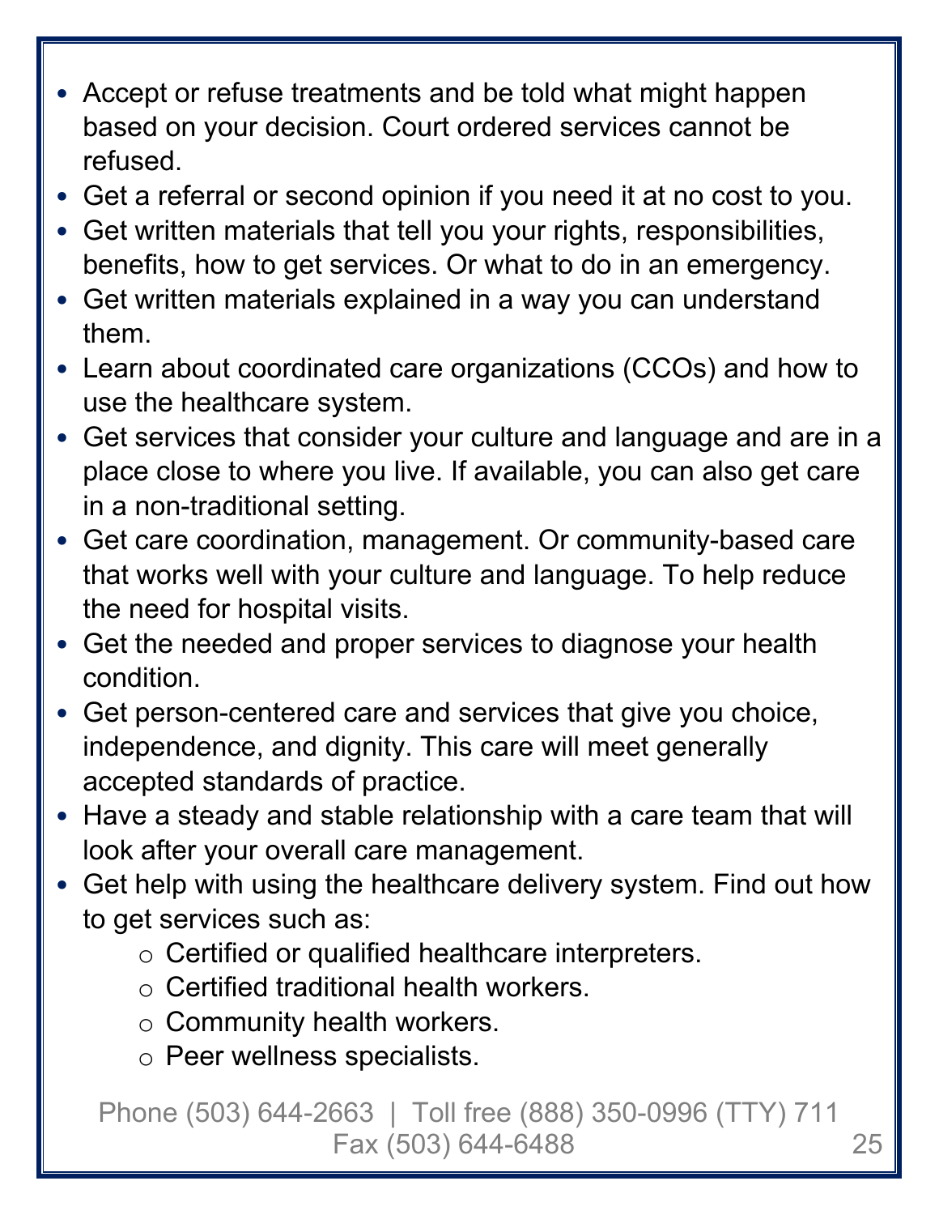- Accept or refuse treatments and be told what might happen based on your decision. Court ordered services cannot be refused.
- Get a referral or second opinion if you need it at no cost to you.
- Get written materials that tell you your rights, responsibilities, benefits, how to get services. Or what to do in an emergency.
- Get written materials explained in a way you can understand them.
- Learn about coordinated care organizations (CCOs) and how to use the healthcare system.
- Get services that consider your culture and language and are in a place close to where you live. If available, you can also get care in a non-traditional setting.
- Get care coordination, management. Or community-based care that works well with your culture and language. To help reduce the need for hospital visits.
- Get the needed and proper services to diagnose your health condition.
- Get person-centered care and services that give you choice, independence, and dignity. This care will meet generally accepted standards of practice.
- Have a steady and stable relationship with a care team that will look after your overall care management.
- Get help with using the healthcare delivery system. Find out how to get services such as:
    - Certified or qualified healthcare interpreters.
    - Certified traditional health workers.
    - Community health workers.
    - Peer wellness specialists.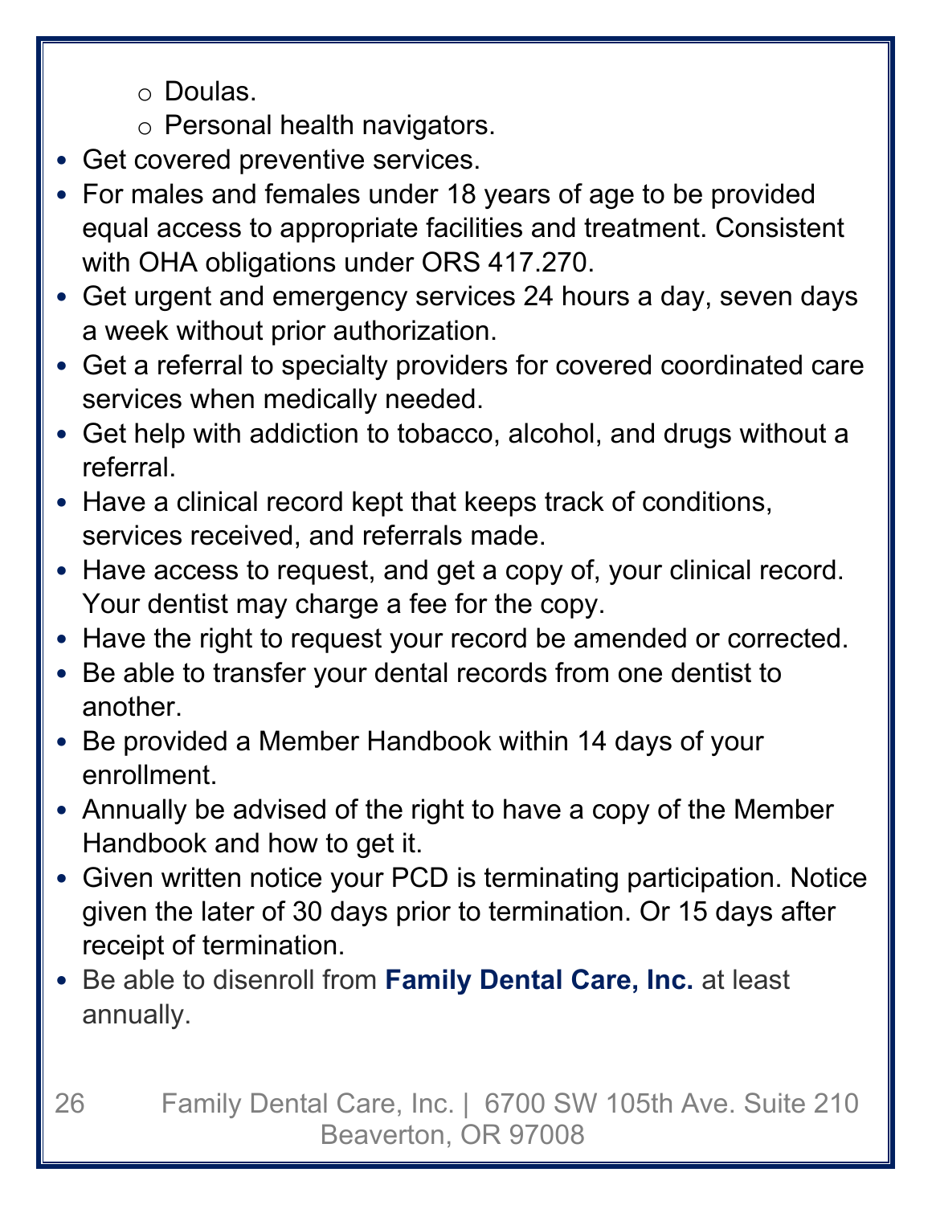- Doulas.
  - Personal health navigators.
- Get covered preventive services.
- For males and females under 18 years of age to be provided equal access to appropriate facilities and treatment. Consistent with OHA obligations under ORS 417.270.
- Get urgent and emergency services 24 hours a day, seven days a week without prior authorization.
- Get a referral to specialty providers for covered coordinated care services when medically needed.
- Get help with addiction to tobacco, alcohol, and drugs without a referral.
- Have a clinical record kept that keeps track of conditions, services received, and referrals made.
- Have access to request, and get a copy of, your clinical record. Your dentist may charge a fee for the copy.
- Have the right to request your record be amended or corrected.
- Be able to transfer your dental records from one dentist to another.
- Be provided a Member Handbook within 14 days of your enrollment.
- Annually be advised of the right to have a copy of the Member Handbook and how to get it.
- Given written notice your PCD is terminating participation. Notice given the later of 30 days prior to termination. Or 15 days after receipt of termination.
- Be able to disenroll from **Family Dental Care, Inc.** at least annually.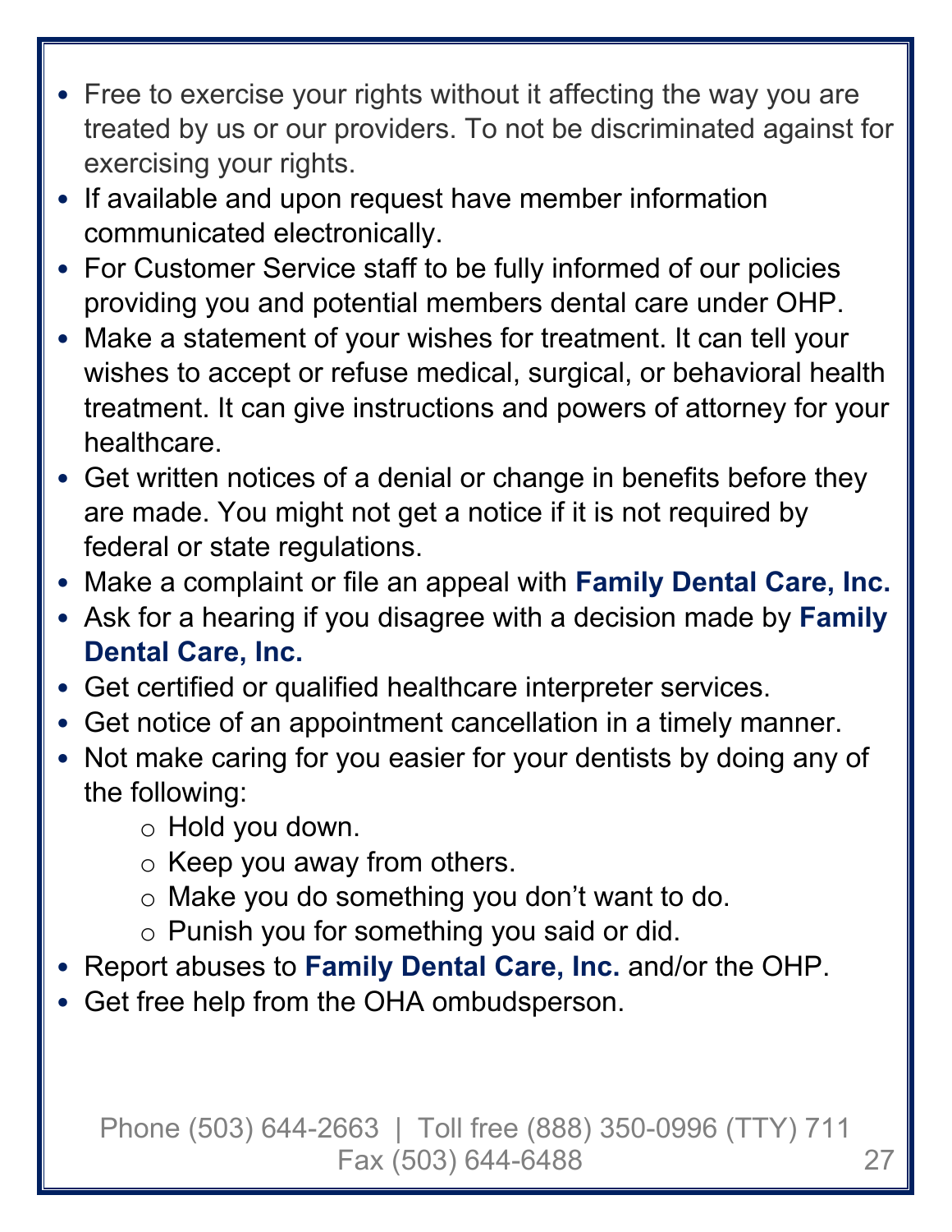- Free to exercise your rights without it affecting the way you are treated by us or our providers. To not be discriminated against for exercising your rights.
- If available and upon request have member information communicated electronically.
- For Customer Service staff to be fully informed of our policies providing you and potential members dental care under OHP.
- Make a statement of your wishes for treatment. It can tell your wishes to accept or refuse medical, surgical, or behavioral health treatment. It can give instructions and powers of attorney for your healthcare.
- Get written notices of a denial or change in benefits before they are made. You might not get a notice if it is not required by federal or state regulations.
- Make a complaint or file an appeal with **Family Dental Care, Inc.**
- Ask for a hearing if you disagree with a decision made by **Family Dental Care, Inc.**
- Get certified or qualified healthcare interpreter services.
- Get notice of an appointment cancellation in a timely manner.
- Not make caring for you easier for your dentists by doing any of the following:
    - Hold you down.
    - Keep you away from others.
    - Make you do something you don't want to do.
    - Punish you for something you said or did.
- Report abuses to **Family Dental Care, Inc.** and/or the OHP.
- Get free help from the OHA ombudsperson.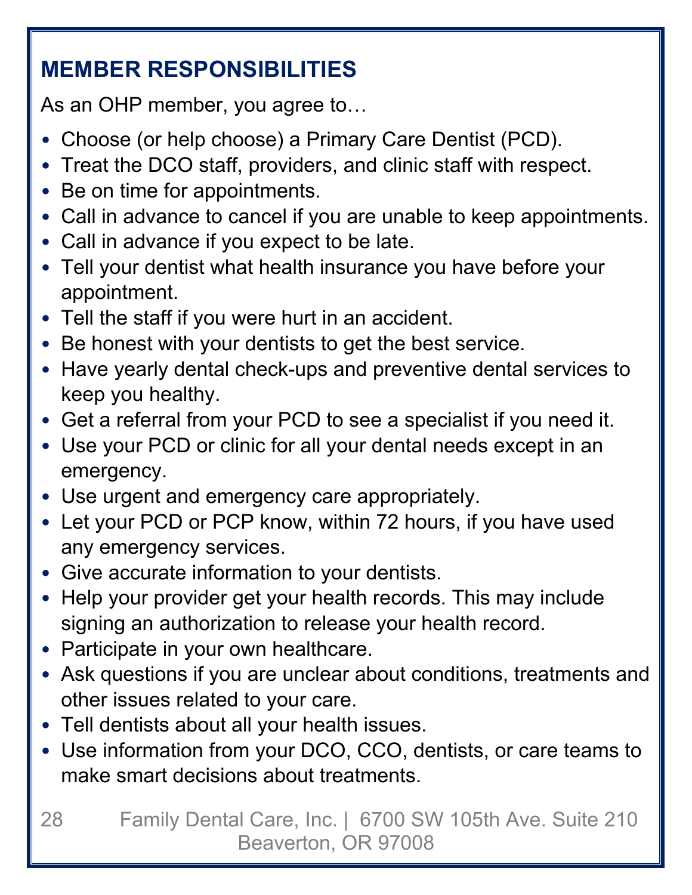## MEMBER RESPONSIBILITIES

As an OHP member, you agree to…

- Choose (or help choose) a Primary Care Dentist (PCD).
- Treat the DCO staff, providers, and clinic staff with respect.
- Be on time for appointments.
- Call in advance to cancel if you are unable to keep appointments.
- Call in advance if you expect to be late.
- Tell your dentist what health insurance you have before your appointment.
- Tell the staff if you were hurt in an accident.
- Be honest with your dentists to get the best service.
- Have yearly dental check-ups and preventive dental services to keep you healthy.
- Get a referral from your PCD to see a specialist if you need it.
- Use your PCD or clinic for all your dental needs except in an emergency.
- Use urgent and emergency care appropriately.
- Let your PCD or PCP know, within 72 hours, if you have used any emergency services.
- Give accurate information to your dentists.
- Help your provider get your health records. This may include signing an authorization to release your health record.
- Participate in your own healthcare.
- Ask questions if you are unclear about conditions, treatments and other issues related to your care.
- Tell dentists about all your health issues.
- Use information from your DCO, CCO, dentists, or care teams to make smart decisions about treatments.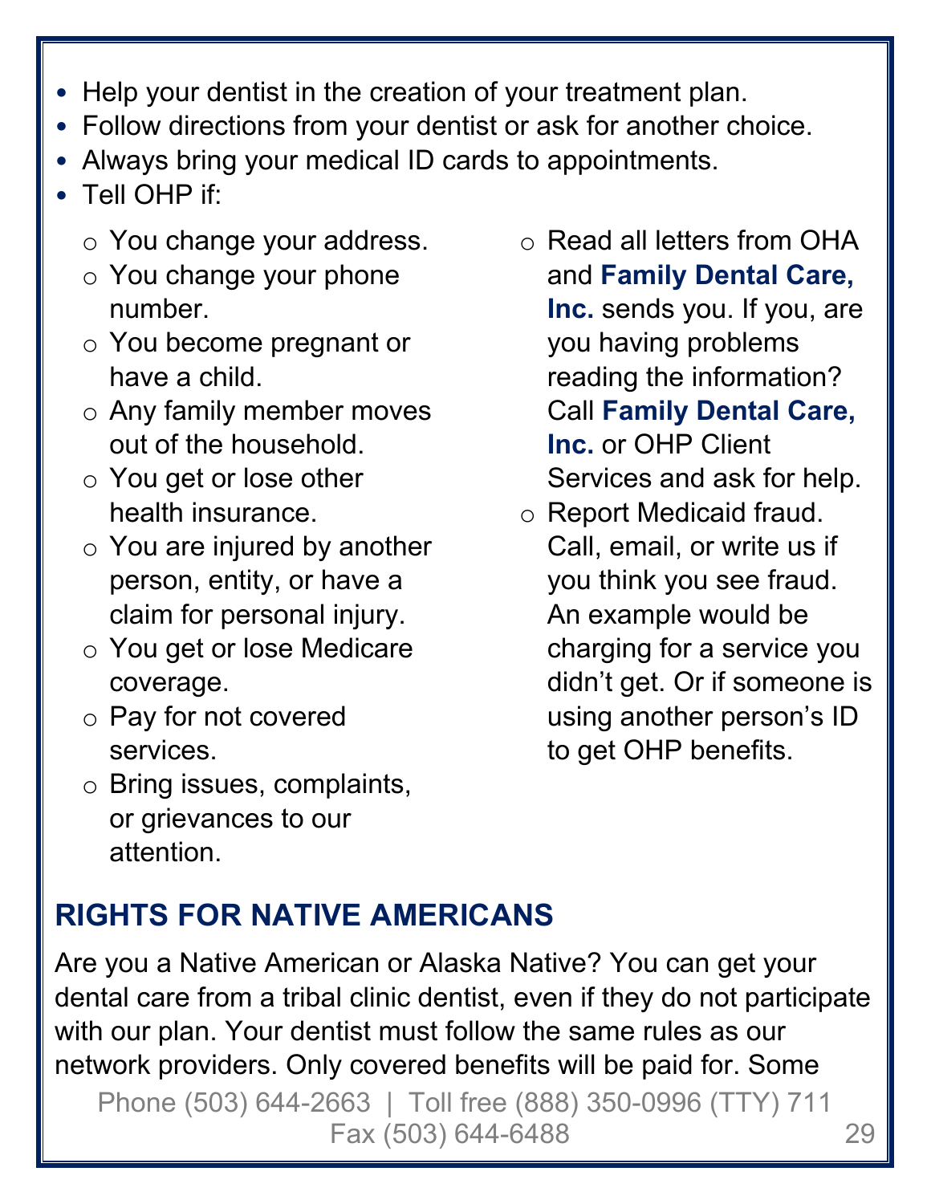- Help your dentist in the creation of your treatment plan.
- Follow directions from your dentist or ask for another choice.
- Always bring your medical ID cards to appointments.
- Tell OHP if:
  - You change your address.
  - You change your phone number.
  - You become pregnant or have a child.
  - Any family member moves out of the household.
  - You get or lose other health insurance.
  - You are injured by another person, entity, or have a claim for personal injury.
  - You get or lose Medicare coverage.
  - Pay for not covered services.
  - Bring issues, complaints, or grievances to our attention.
  - Read all letters from OHA and **Family Dental Care, Inc.** sends you. If you, are you having problems reading the information? Call **Family Dental Care, Inc.** or OHP Client Services and ask for help.
  - Report Medicaid fraud. Call, email, or write us if you think you see fraud. An example would be charging for a service you didn't get. Or if someone is using another person's ID to get OHP benefits.

## RIGHTS FOR NATIVE AMERICANS

Are you a Native American or Alaska Native? You can get your dental care from a tribal clinic dentist, even if they do not participate with our plan. Your dentist must follow the same rules as our network providers. Only covered benefits will be paid for. Some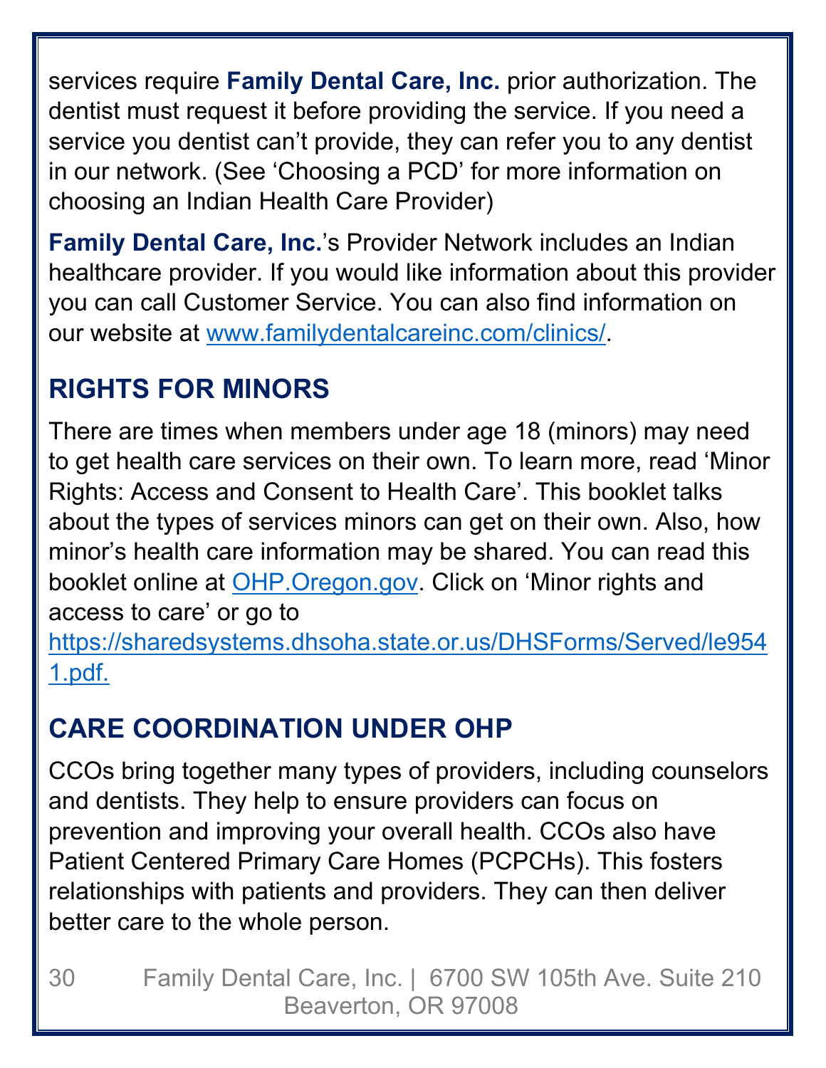services require **Family Dental Care, Inc.** prior authorization. The dentist must request it before providing the service. If you need a service you dentist can't provide, they can refer you to any dentist in our network. (See 'Choosing a PCD' for more information on choosing an Indian Health Care Provider)

**Family Dental Care, Inc.**'s Provider Network includes an Indian healthcare provider. If you would like information about this provider you can call Customer Service. You can also find information on our website at www.familydentalcareinc.com/clinics/.

## RIGHTS FOR MINORS

There are times when members under age 18 (minors) may need to get health care services on their own. To learn more, read 'Minor Rights: Access and Consent to Health Care'. This booklet talks about the types of services minors can get on their own. Also, how minor's health care information may be shared. You can read this booklet online at OHP.Oregon.gov. Click on 'Minor rights and access to care' or go to https://sharedsystems.dhsoha.state.or.us/DHSForms/Served/le9541.pdf.

## CARE COORDINATION UNDER OHP

CCOs bring together many types of providers, including counselors and dentists. They help to ensure providers can focus on prevention and improving your overall health. CCOs also have Patient Centered Primary Care Homes (PCPCHs). This fosters relationships with patients and providers. They can then deliver better care to the whole person.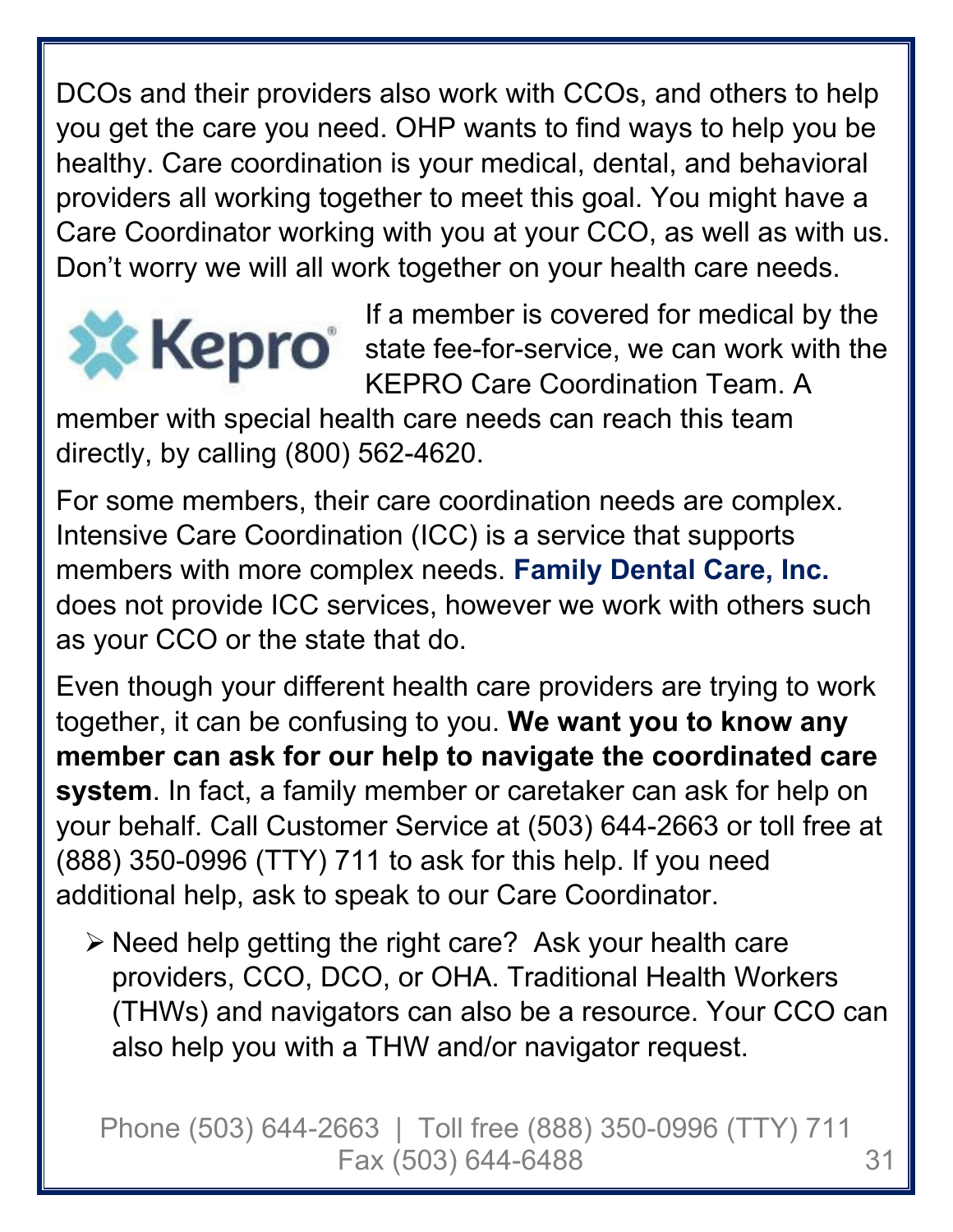DCOs and their providers also work with CCOs, and others to help you get the care you need. OHP wants to find ways to help you be healthy. Care coordination is your medical, dental, and behavioral providers all working together to meet this goal. You might have a Care Coordinator working with you at your CCO, as well as with us. Don’t worry we will all work together on your health care needs.

If a member is covered for medical by the state fee-for-service, we can work with the KEPRO Care Coordination Team. A member with special health care needs can reach this team directly, by calling (800) 562-4620.

For some members, their care coordination needs are complex. Intensive Care Coordination (ICC) is a service that supports members with more complex needs. **Family Dental Care, Inc.** does not provide ICC services, however we work with others such as your CCO or the state that do.

Even though your different health care providers are trying to work together, it can be confusing to you. **We want you to know any member can ask for our help to navigate the coordinated care system**. In fact, a family member or caretaker can ask for help on your behalf. Call Customer Service at (503) 644-2663 or toll free at (888) 350-0996 (TTY) 711 to ask for this help. If you need additional help, ask to speak to our Care Coordinator.

- Need help getting the right care? Ask your health care providers, CCO, DCO, or OHA. Traditional Health Workers (THWs) and navigators can also be a resource. Your CCO can also help you with a THW and/or navigator request.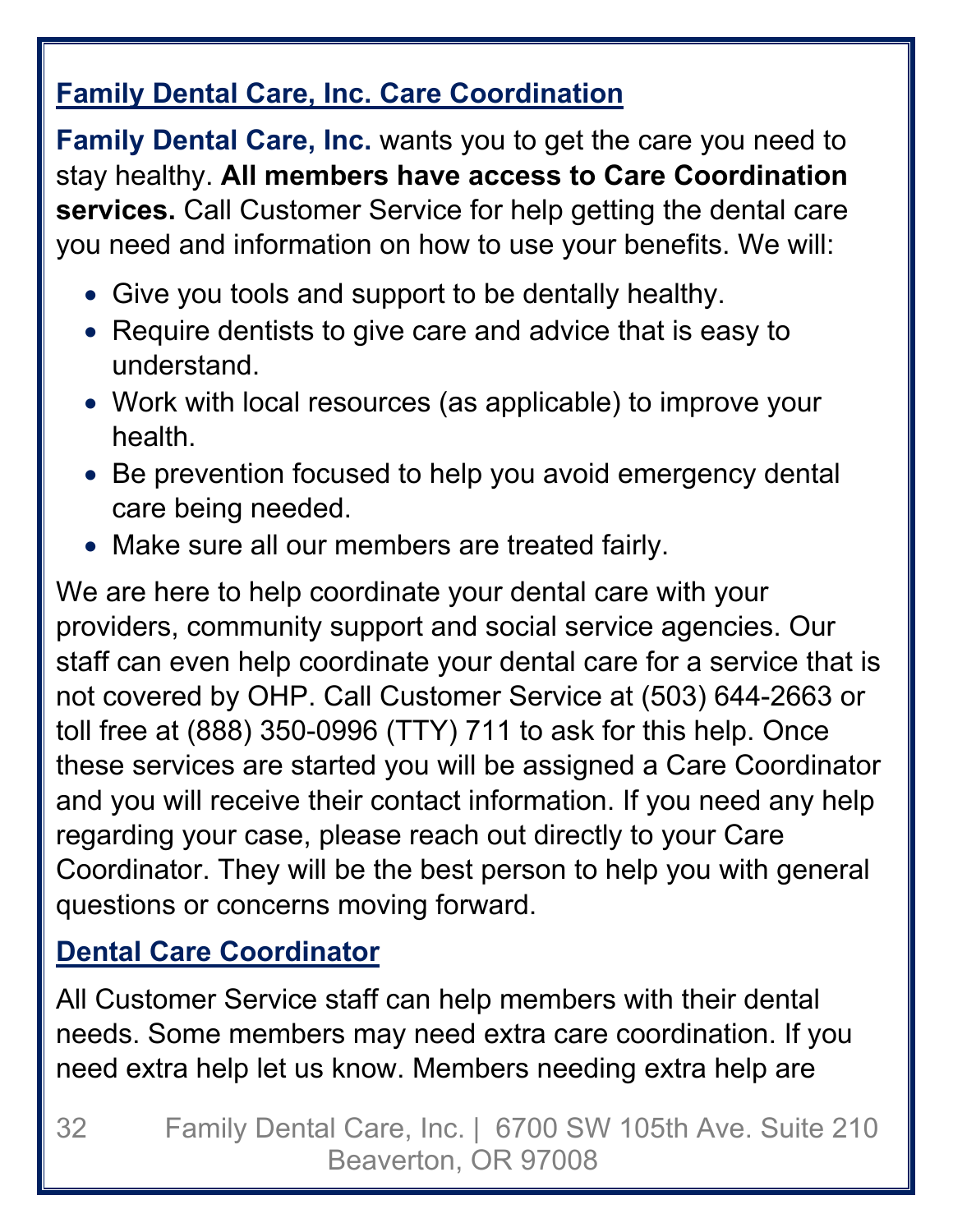## Family Dental Care, Inc. Care Coordination

**Family Dental Care, Inc.** wants you to get the care you need to stay healthy. **All members have access to Care Coordination services.** Call Customer Service for help getting the dental care you need and information on how to use your benefits. We will:

- Give you tools and support to be dentally healthy.
- Require dentists to give care and advice that is easy to understand.
- Work with local resources (as applicable) to improve your health.
- Be prevention focused to help you avoid emergency dental care being needed.
- Make sure all our members are treated fairly.

We are here to help coordinate your dental care with your providers, community support and social service agencies. Our staff can even help coordinate your dental care for a service that is not covered by OHP. Call Customer Service at (503) 644-2663 or toll free at (888) 350-0996 (TTY) 711 to ask for this help. Once these services are started you will be assigned a Care Coordinator and you will receive their contact information. If you need any help regarding your case, please reach out directly to your Care Coordinator. They will be the best person to help you with general questions or concerns moving forward.

## Dental Care Coordinator

All Customer Service staff can help members with their dental needs. Some members may need extra care coordination. If you need extra help let us know. Members needing extra help are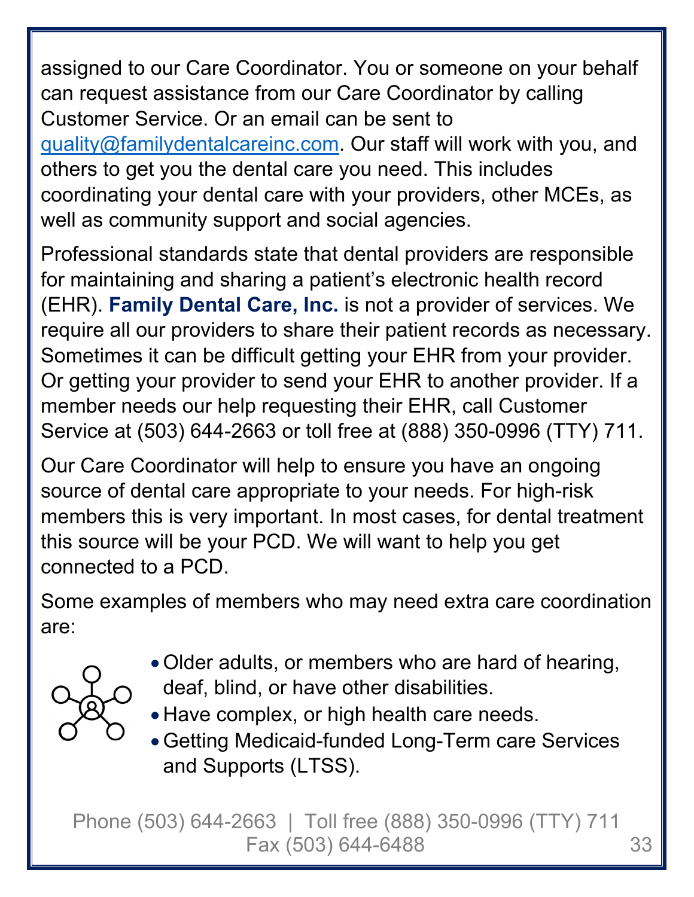assigned to our Care Coordinator. You or someone on your behalf can request assistance from our Care Coordinator by calling Customer Service. Or an email can be sent to quality@familydentalcareinc.com. Our staff will work with you, and others to get you the dental care you need. This includes coordinating your dental care with your providers, other MCEs, as well as community support and social agencies.

Professional standards state that dental providers are responsible for maintaining and sharing a patient's electronic health record (EHR). **Family Dental Care, Inc.** is not a provider of services. We require all our providers to share their patient records as necessary. Sometimes it can be difficult getting your EHR from your provider. Or getting your provider to send your EHR to another provider. If a member needs our help requesting their EHR, call Customer Service at (503) 644-2663 or toll free at (888) 350-0996 (TTY) 711.

Our Care Coordinator will help to ensure you have an ongoing source of dental care appropriate to your needs. For high-risk members this is very important. In most cases, for dental treatment this source will be your PCD. We will want to help you get connected to a PCD.

Some examples of members who may need extra care coordination are:

- Older adults, or members who are hard of hearing, deaf, blind, or have other disabilities.
- Have complex, or high health care needs.
- Getting Medicaid-funded Long-Term care Services and Supports (LTSS).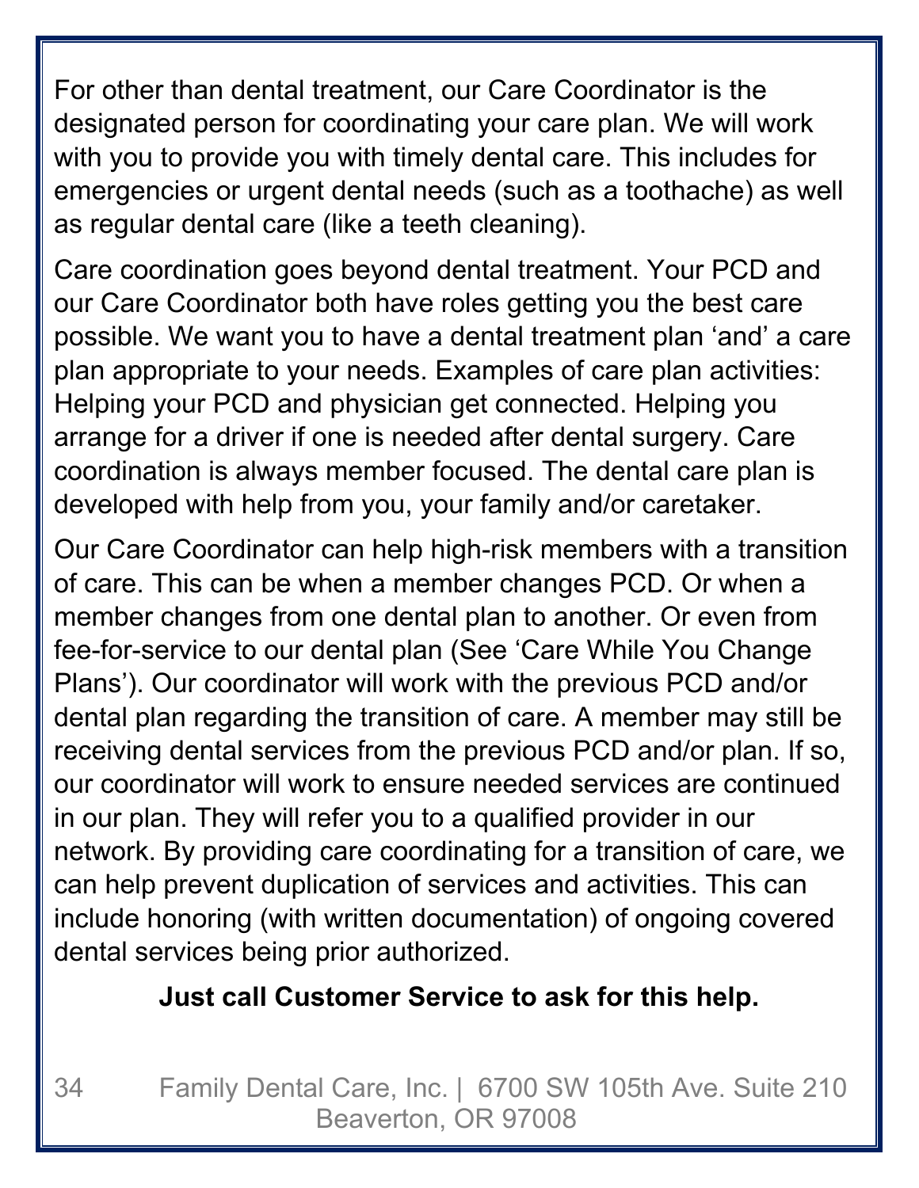For other than dental treatment, our Care Coordinator is the designated person for coordinating your care plan. We will work with you to provide you with timely dental care. This includes for emergencies or urgent dental needs (such as a toothache) as well as regular dental care (like a teeth cleaning).

Care coordination goes beyond dental treatment. Your PCD and our Care Coordinator both have roles getting you the best care possible. We want you to have a dental treatment plan 'and' a care plan appropriate to your needs. Examples of care plan activities: Helping your PCD and physician get connected. Helping you arrange for a driver if one is needed after dental surgery. Care coordination is always member focused. The dental care plan is developed with help from you, your family and/or caretaker.

Our Care Coordinator can help high-risk members with a transition of care. This can be when a member changes PCD. Or when a member changes from one dental plan to another. Or even from fee-for-service to our dental plan (See 'Care While You Change Plans'). Our coordinator will work with the previous PCD and/or dental plan regarding the transition of care. A member may still be receiving dental services from the previous PCD and/or plan. If so, our coordinator will work to ensure needed services are continued in our plan. They will refer you to a qualified provider in our network. By providing care coordinating for a transition of care, we can help prevent duplication of services and activities. This can include honoring (with written documentation) of ongoing covered dental services being prior authorized.

**Just call Customer Service to ask for this help.**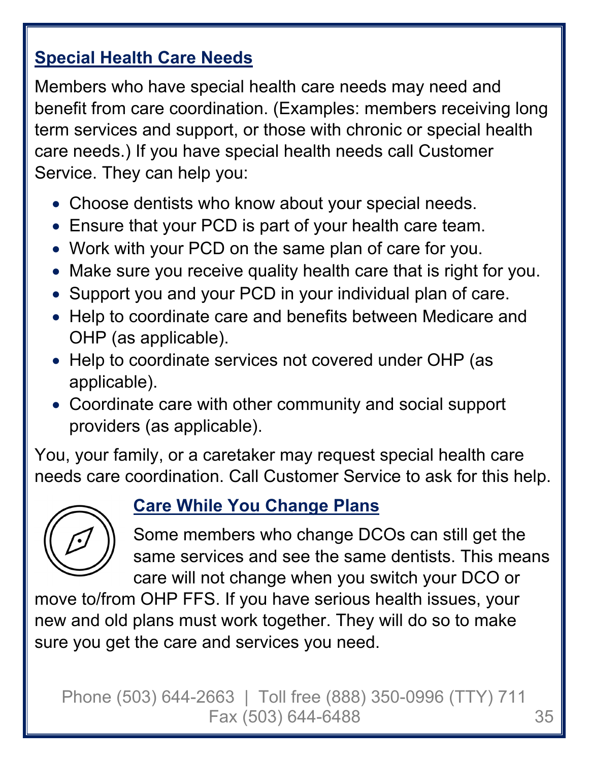## Special Health Care Needs

Members who have special health care needs may need and benefit from care coordination. (Examples: members receiving long term services and support, or those with chronic or special health care needs.) If you have special health needs call Customer Service. They can help you:

- Choose dentists who know about your special needs.
- Ensure that your PCD is part of your health care team.
- Work with your PCD on the same plan of care for you.
- Make sure you receive quality health care that is right for you.
- Support you and your PCD in your individual plan of care.
- Help to coordinate care and benefits between Medicare and OHP (as applicable).
- Help to coordinate services not covered under OHP (as applicable).
- Coordinate care with other community and social support providers (as applicable).

You, your family, or a caretaker may request special health care needs care coordination. Call Customer Service to ask for this help.

## Care While You Change Plans

Some members who change DCOs can still get the same services and see the same dentists. This means care will not change when you switch your DCO or move to/from OHP FFS. If you have serious health issues, your new and old plans must work together. They will do so to make sure you get the care and services you need.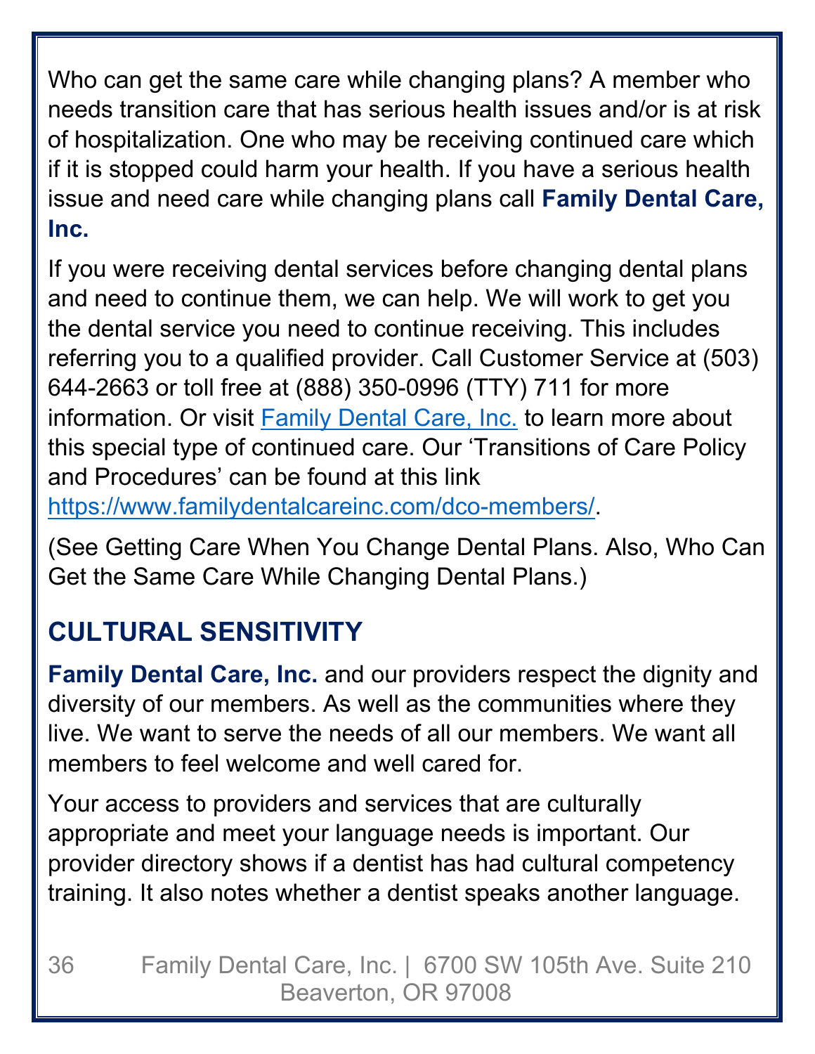Who can get the same care while changing plans? A member who needs transition care that has serious health issues and/or is at risk of hospitalization. One who may be receiving continued care which if it is stopped could harm your health. If you have a serious health issue and need care while changing plans call **Family Dental Care, Inc.**

If you were receiving dental services before changing dental plans and need to continue them, we can help. We will work to get you the dental service you need to continue receiving. This includes referring you to a qualified provider. Call Customer Service at (503) 644-2663 or toll free at (888) 350-0996 (TTY) 711 for more information. Or visit [Family Dental Care, Inc.](https://www.familydentalcareinc.com) to learn more about this special type of continued care. Our 'Transitions of Care Policy and Procedures' can be found at this link https://www.familydentalcareinc.com/dco-members/.

(See Getting Care When You Change Dental Plans. Also, Who Can Get the Same Care While Changing Dental Plans.)

## CULTURAL SENSITIVITY

**Family Dental Care, Inc.** and our providers respect the dignity and diversity of our members. As well as the communities where they live. We want to serve the needs of all our members. We want all members to feel welcome and well cared for.

Your access to providers and services that are culturally appropriate and meet your language needs is important. Our provider directory shows if a dentist has had cultural competency training. It also notes whether a dentist speaks another language.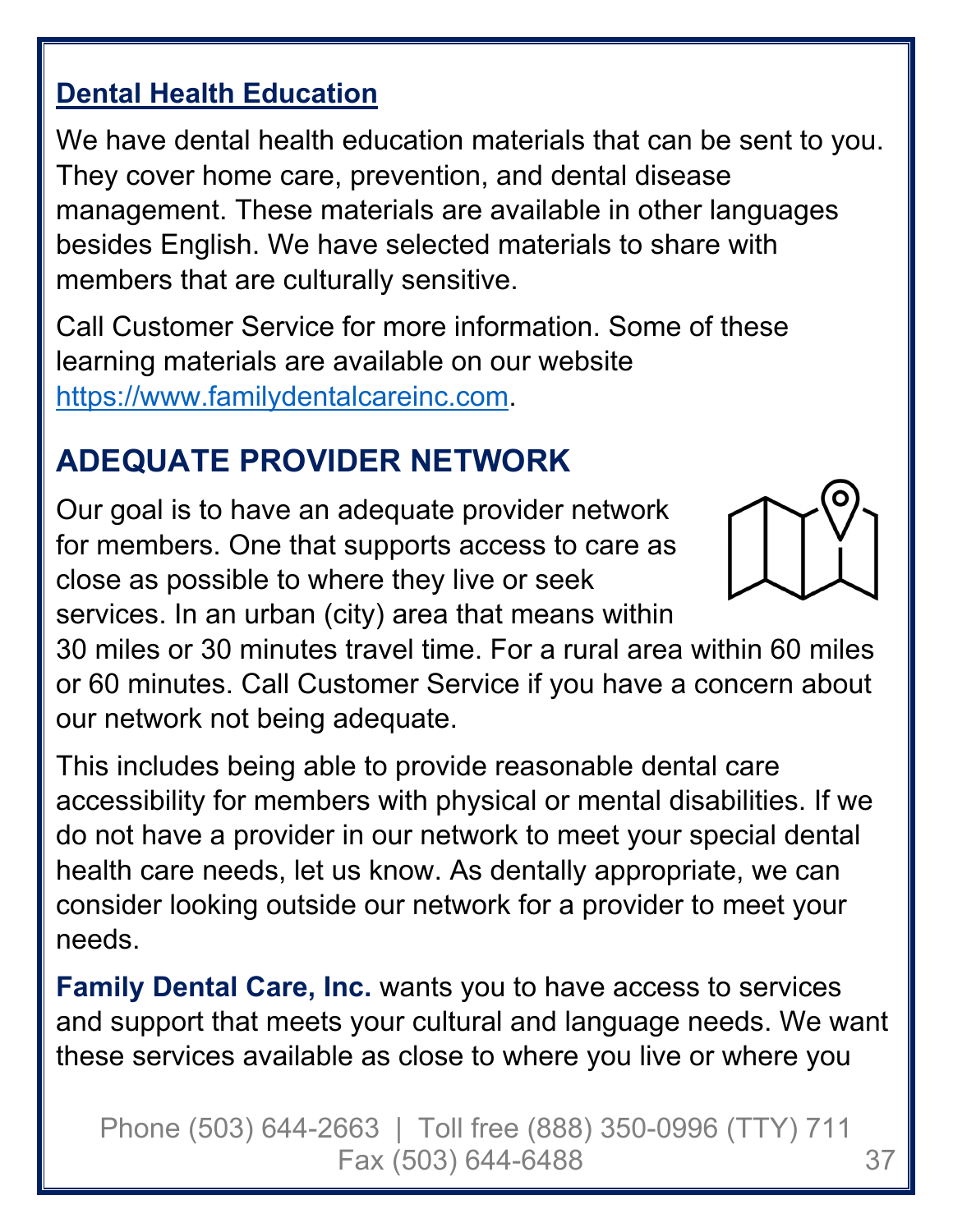## Dental Health Education

We have dental health education materials that can be sent to you. They cover home care, prevention, and dental disease management. These materials are available in other languages besides English. We have selected materials to share with members that are culturally sensitive.

Call Customer Service for more information. Some of these learning materials are available on our website https://www.familydentalcareinc.com.

## ADEQUATE PROVIDER NETWORK

Our goal is to have an adequate provider network for members. One that supports access to care as close as possible to where they live or seek services. In an urban (city) area that means within 30 miles or 30 minutes travel time. For a rural area within 60 miles or 60 minutes. Call Customer Service if you have a concern about our network not being adequate.

This includes being able to provide reasonable dental care accessibility for members with physical or mental disabilities. If we do not have a provider in our network to meet your special dental health care needs, let us know. As dentally appropriate, we can consider looking outside our network for a provider to meet your needs.

**Family Dental Care, Inc.** wants you to have access to services and support that meets your cultural and language needs. We want these services available as close to where you live or where you

Phone (503) 644-2663 | Toll free (888) 350-0996 (TTY) 711
Fax (503) 644-6488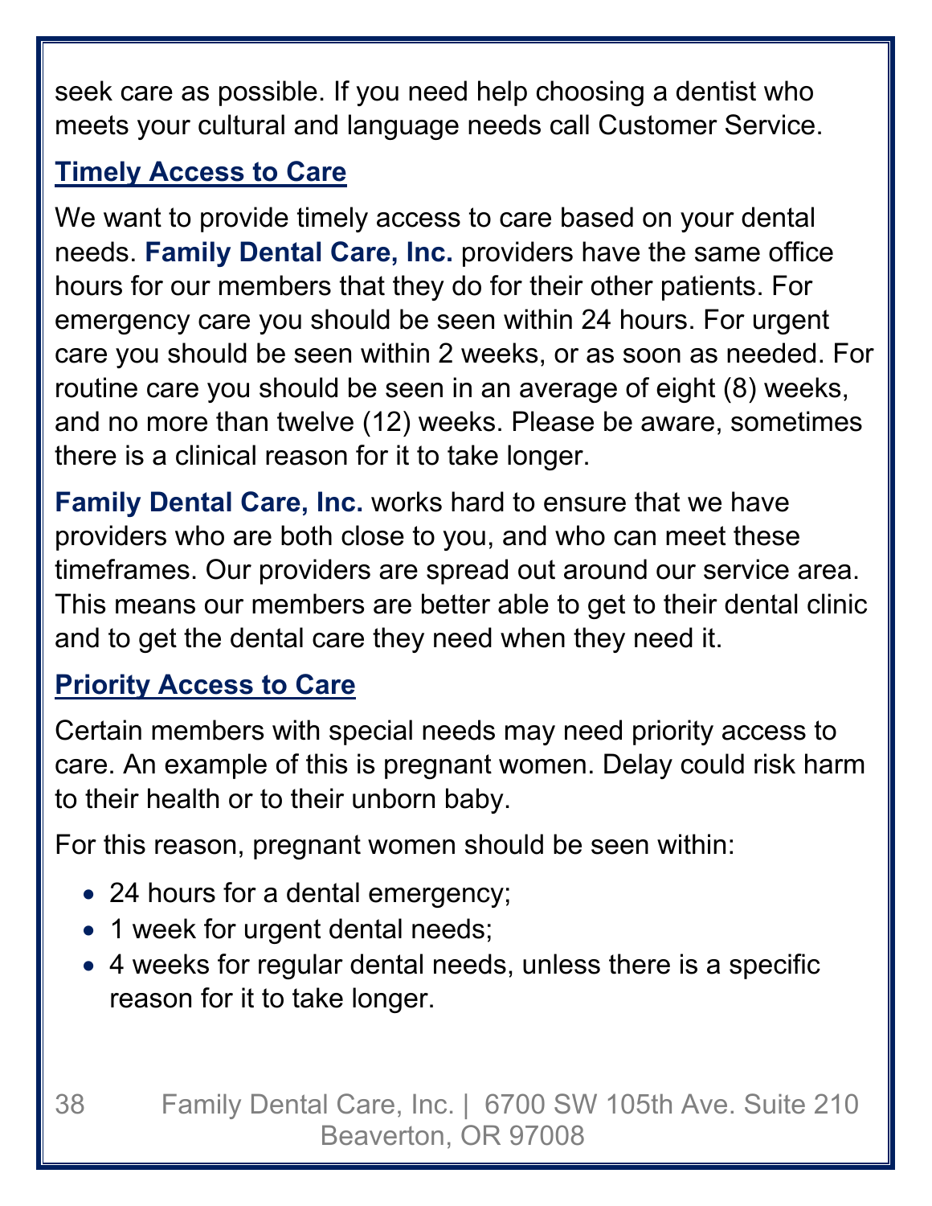seek care as possible. If you need help choosing a dentist who meets your cultural and language needs call Customer Service.

## Timely Access to Care

We want to provide timely access to care based on your dental needs. **Family Dental Care, Inc.** providers have the same office hours for our members that they do for their other patients. For emergency care you should be seen within 24 hours. For urgent care you should be seen within 2 weeks, or as soon as needed. For routine care you should be seen in an average of eight (8) weeks, and no more than twelve (12) weeks. Please be aware, sometimes there is a clinical reason for it to take longer.

**Family Dental Care, Inc.** works hard to ensure that we have providers who are both close to you, and who can meet these timeframes. Our providers are spread out around our service area. This means our members are better able to get to their dental clinic and to get the dental care they need when they need it.

## Priority Access to Care

Certain members with special needs may need priority access to care. An example of this is pregnant women. Delay could risk harm to their health or to their unborn baby.

For this reason, pregnant women should be seen within:

- 24 hours for a dental emergency;
- 1 week for urgent dental needs;
- 4 weeks for regular dental needs, unless there is a specific reason for it to take longer.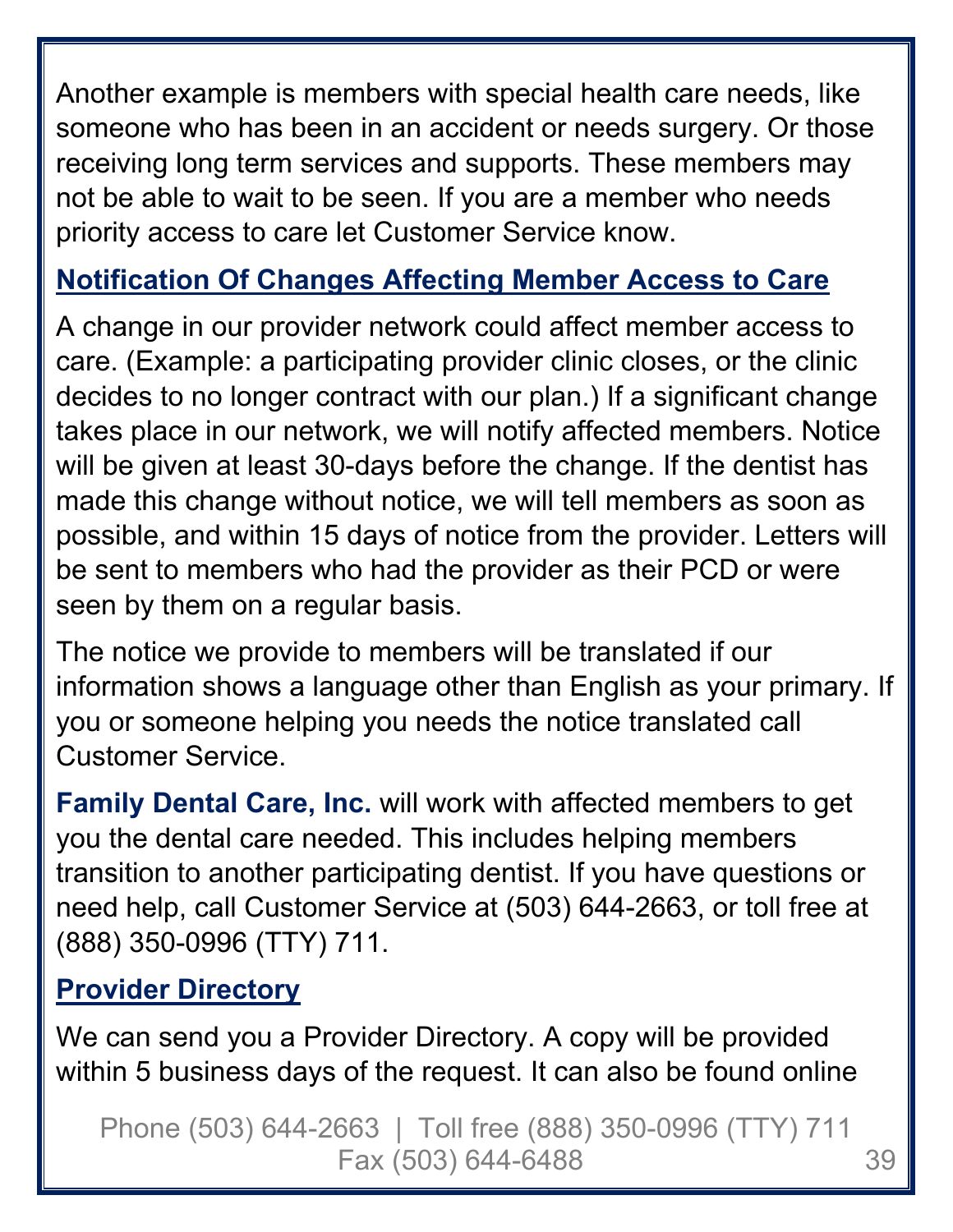Another example is members with special health care needs, like someone who has been in an accident or needs surgery. Or those receiving long term services and supports. These members may not be able to wait to be seen. If you are a member who needs priority access to care let Customer Service know.

## Notification Of Changes Affecting Member Access to Care

A change in our provider network could affect member access to care. (Example: a participating provider clinic closes, or the clinic decides to no longer contract with our plan.) If a significant change takes place in our network, we will notify affected members. Notice will be given at least 30-days before the change. If the dentist has made this change without notice, we will tell members as soon as possible, and within 15 days of notice from the provider. Letters will be sent to members who had the provider as their PCD or were seen by them on a regular basis.

The notice we provide to members will be translated if our information shows a language other than English as your primary. If you or someone helping you needs the notice translated call Customer Service.

**Family Dental Care, Inc.** will work with affected members to get you the dental care needed. This includes helping members transition to another participating dentist. If you have questions or need help, call Customer Service at (503) 644-2663, or toll free at (888) 350-0996 (TTY) 711.

## Provider Directory

We can send you a Provider Directory. A copy will be provided within 5 business days of the request. It can also be found online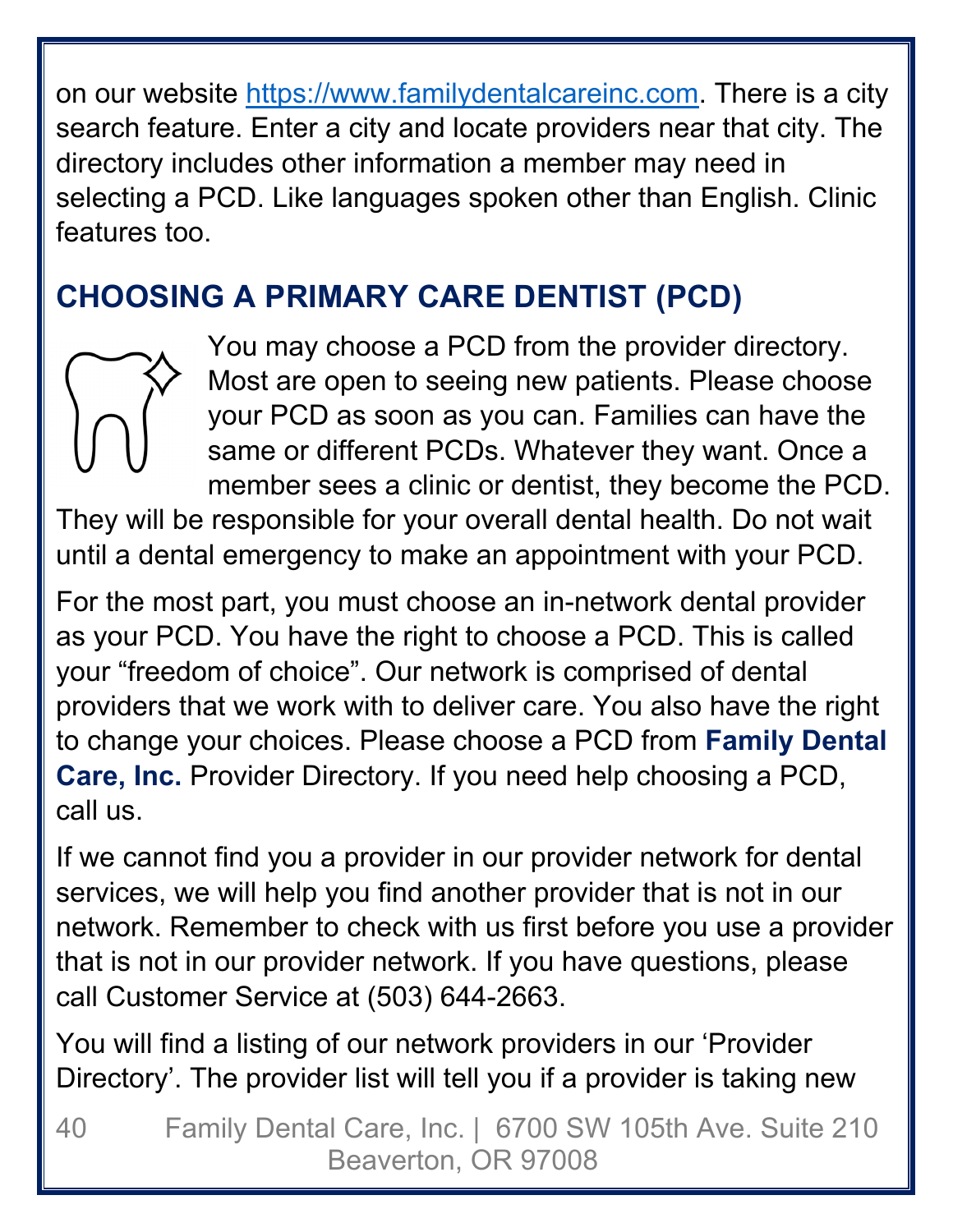on our website [https://www.familydentalcareinc.com](https://www.familydentalcareinc.com). There is a city search feature. Enter a city and locate providers near that city. The directory includes other information a member may need in selecting a PCD. Like languages spoken other than English. Clinic features too.

## CHOOSING A PRIMARY CARE DENTIST (PCD)

You may choose a PCD from the provider directory. Most are open to seeing new patients. Please choose your PCD as soon as you can. Families can have the same or different PCDs. Whatever they want. Once a member sees a clinic or dentist, they become the PCD. They will be responsible for your overall dental health. Do not wait until a dental emergency to make an appointment with your PCD.

For the most part, you must choose an in-network dental provider as your PCD. You have the right to choose a PCD. This is called your "freedom of choice". Our network is comprised of dental providers that we work with to deliver care. You also have the right to change your choices. Please choose a PCD from **Family Dental Care, Inc.** Provider Directory. If you need help choosing a PCD, call us.

If we cannot find you a provider in our provider network for dental services, we will help you find another provider that is not in our network. Remember to check with us first before you use a provider that is not in our provider network. If you have questions, please call Customer Service at (503) 644-2663.

You will find a listing of our network providers in our 'Provider Directory'. The provider list will tell you if a provider is taking new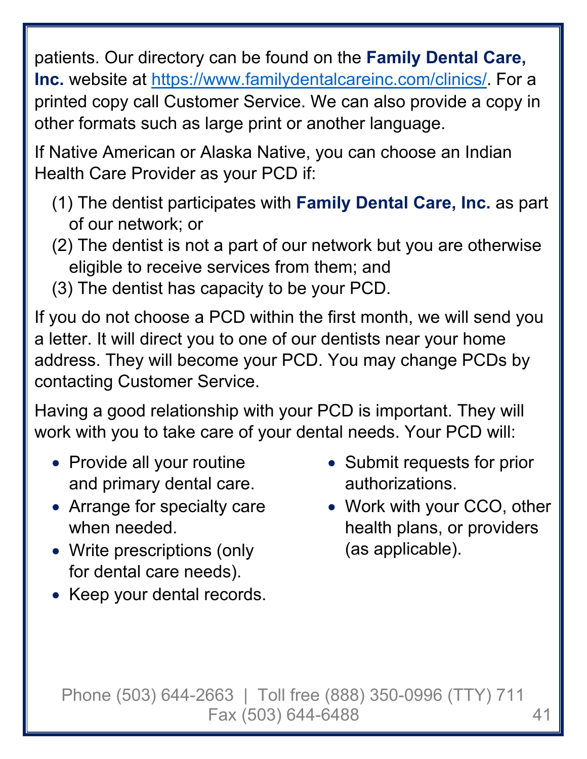patients. Our directory can be found on the **Family Dental Care, Inc.** website at https://www.familydentalcareinc.com/clinics/. For a printed copy call Customer Service. We can also provide a copy in other formats such as large print or another language.

If Native American or Alaska Native, you can choose an Indian Health Care Provider as your PCD if:

(1) The dentist participates with **Family Dental Care, Inc.** as part of our network; or
(2) The dentist is not a part of our network but you are otherwise eligible to receive services from them; and
(3) The dentist has capacity to be your PCD.

If you do not choose a PCD within the first month, we will send you a letter. It will direct you to one of our dentists near your home address. They will become your PCD. You may change PCDs by contacting Customer Service.

Having a good relationship with your PCD is important. They will work with you to take care of your dental needs. Your PCD will:

- Provide all your routine and primary dental care.
- Arrange for specialty care when needed.
- Write prescriptions (only for dental care needs).
- Keep your dental records.
- Submit requests for prior authorizations.
- Work with your CCO, other health plans, or providers (as applicable).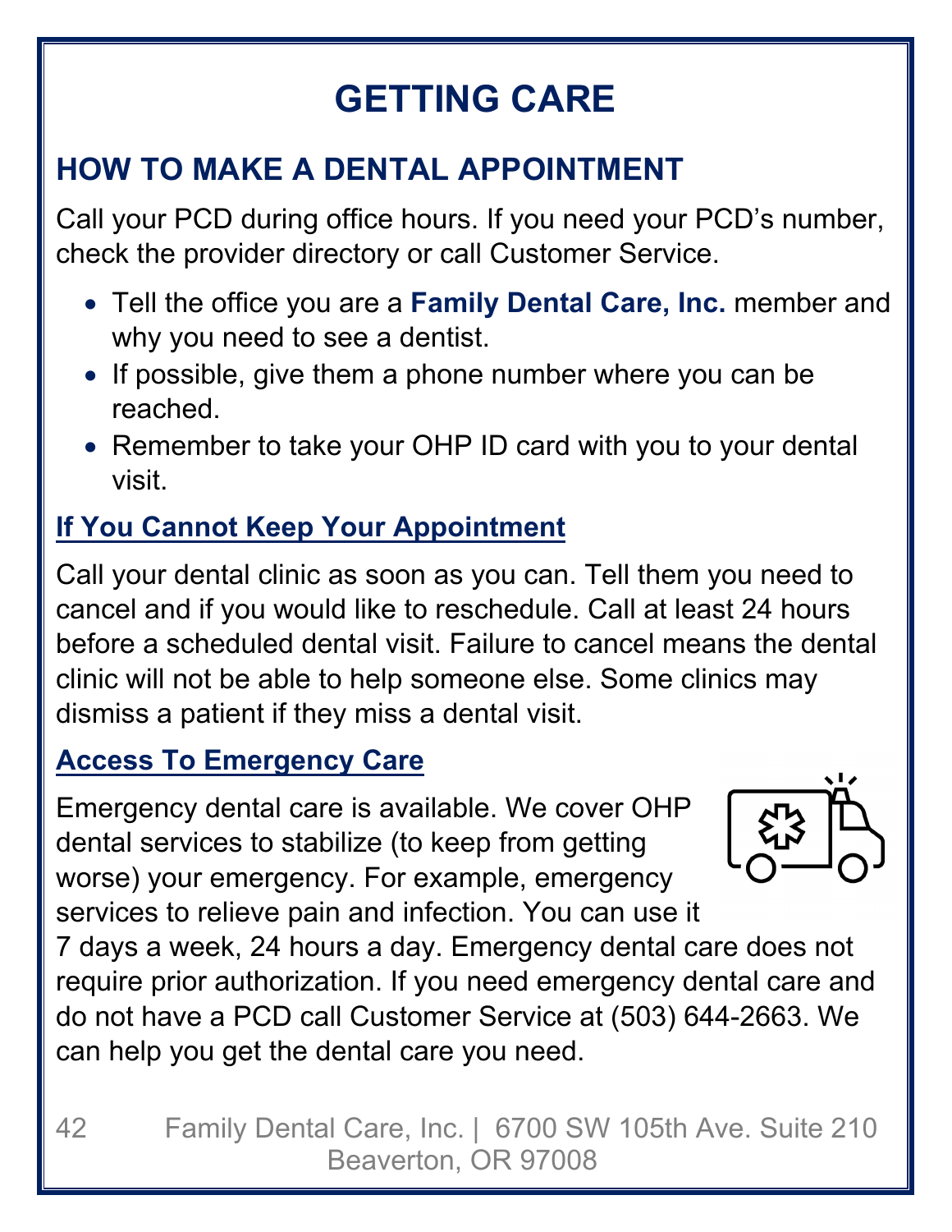# GETTING CARE

## HOW TO MAKE A DENTAL APPOINTMENT

Call your PCD during office hours. If you need your PCD's number, check the provider directory or call Customer Service.

- Tell the office you are a **Family Dental Care, Inc.** member and why you need to see a dentist.
- If possible, give them a phone number where you can be reached.
- Remember to take your OHP ID card with you to your dental visit.

### If You Cannot Keep Your Appointment

Call your dental clinic as soon as you can. Tell them you need to cancel and if you would like to reschedule. Call at least 24 hours before a scheduled dental visit. Failure to cancel means the dental clinic will not be able to help someone else. Some clinics may dismiss a patient if they miss a dental visit.

### Access To Emergency Care

Emergency dental care is available. We cover OHP dental services to stabilize (to keep from getting worse) your emergency. For example, emergency services to relieve pain and infection. You can use it 7 days a week, 24 hours a day. Emergency dental care does not require prior authorization. If you need emergency dental care and do not have a PCD call Customer Service at (503) 644-2663. We can help you get the dental care you need.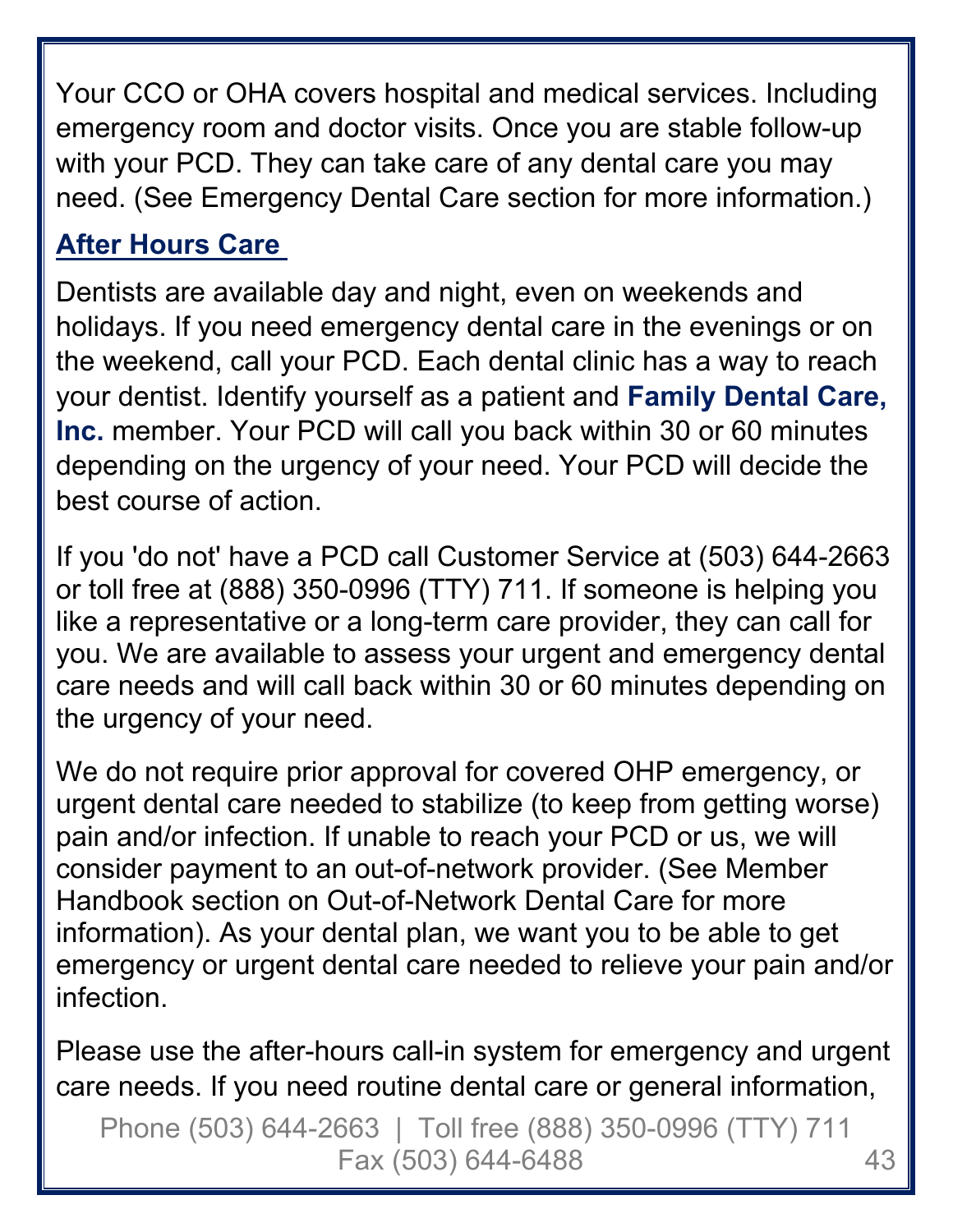Your CCO or OHA covers hospital and medical services. Including emergency room and doctor visits. Once you are stable follow-up with your PCD. They can take care of any dental care you may need. (See Emergency Dental Care section for more information.)

## After Hours Care

Dentists are available day and night, even on weekends and holidays. If you need emergency dental care in the evenings or on the weekend, call your PCD. Each dental clinic has a way to reach your dentist. Identify yourself as a patient and **Family Dental Care, Inc.** member. Your PCD will call you back within 30 or 60 minutes depending on the urgency of your need. Your PCD will decide the best course of action.

If you 'do not' have a PCD call Customer Service at (503) 644-2663 or toll free at (888) 350-0996 (TTY) 711. If someone is helping you like a representative or a long-term care provider, they can call for you. We are available to assess your urgent and emergency dental care needs and will call back within 30 or 60 minutes depending on the urgency of your need.

We do not require prior approval for covered OHP emergency, or urgent dental care needed to stabilize (to keep from getting worse) pain and/or infection. If unable to reach your PCD or us, we will consider payment to an out-of-network provider. (See Member Handbook section on Out-of-Network Dental Care for more information). As your dental plan, we want you to be able to get emergency or urgent dental care needed to relieve your pain and/or infection.

Please use the after-hours call-in system for emergency and urgent care needs. If you need routine dental care or general information,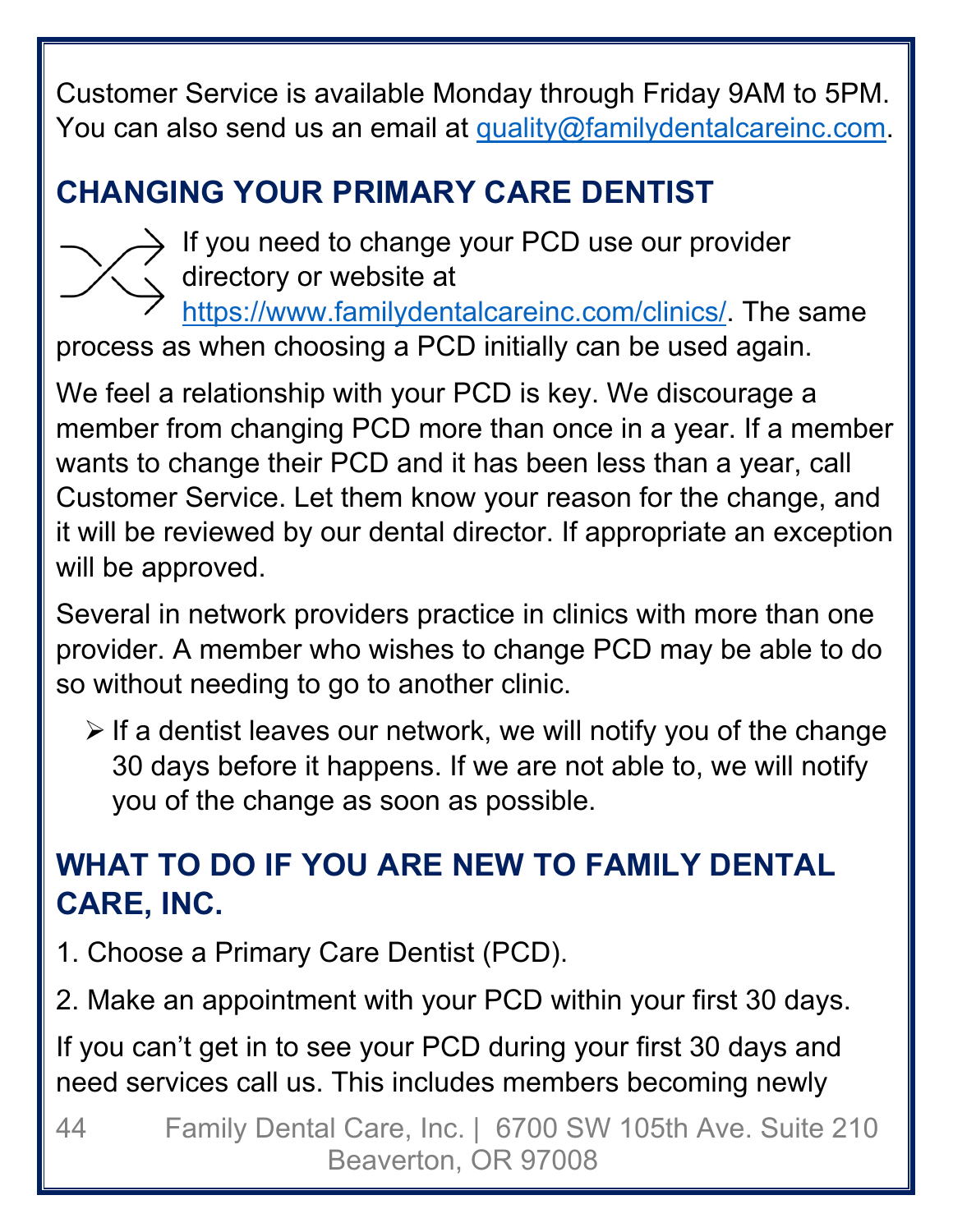Customer Service is available Monday through Friday 9AM to 5PM. You can also send us an email at quality@familydentalcareinc.com.

## CHANGING YOUR PRIMARY CARE DENTIST

If you need to change your PCD use our provider directory or website at https://www.familydentalcareinc.com/clinics/. The same process as when choosing a PCD initially can be used again.

We feel a relationship with your PCD is key. We discourage a member from changing PCD more than once in a year. If a member wants to change their PCD and it has been less than a year, call Customer Service. Let them know your reason for the change, and it will be reviewed by our dental director. If appropriate an exception will be approved.

Several in network providers practice in clinics with more than one provider. A member who wishes to change PCD may be able to do so without needing to go to another clinic.

- If a dentist leaves our network, we will notify you of the change 30 days before it happens. If we are not able to, we will notify you of the change as soon as possible.

## WHAT TO DO IF YOU ARE NEW TO FAMILY DENTAL CARE, INC.

1. Choose a Primary Care Dentist (PCD).

2. Make an appointment with your PCD within your first 30 days.

If you can't get in to see your PCD during your first 30 days and need services call us. This includes members becoming newly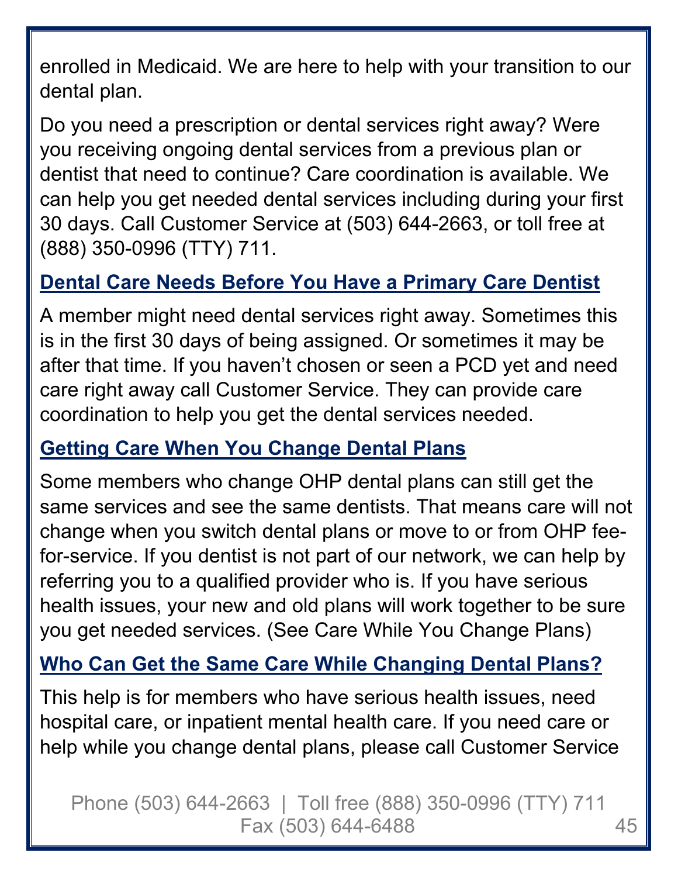enrolled in Medicaid. We are here to help with your transition to our dental plan.

Do you need a prescription or dental services right away? Were you receiving ongoing dental services from a previous plan or dentist that need to continue? Care coordination is available. We can help you get needed dental services including during your first 30 days. Call Customer Service at (503) 644-2663, or toll free at (888) 350-0996 (TTY) 711.

## Dental Care Needs Before You Have a Primary Care Dentist

A member might need dental services right away. Sometimes this is in the first 30 days of being assigned. Or sometimes it may be after that time. If you haven't chosen or seen a PCD yet and need care right away call Customer Service. They can provide care coordination to help you get the dental services needed.

## Getting Care When You Change Dental Plans

Some members who change OHP dental plans can still get the same services and see the same dentists. That means care will not change when you switch dental plans or move to or from OHP fee-for-service. If you dentist is not part of our network, we can help by referring you to a qualified provider who is. If you have serious health issues, your new and old plans will work together to be sure you get needed services. (See Care While You Change Plans)

## Who Can Get the Same Care While Changing Dental Plans?

This help is for members who have serious health issues, need hospital care, or inpatient mental health care. If you need care or help while you change dental plans, please call Customer Service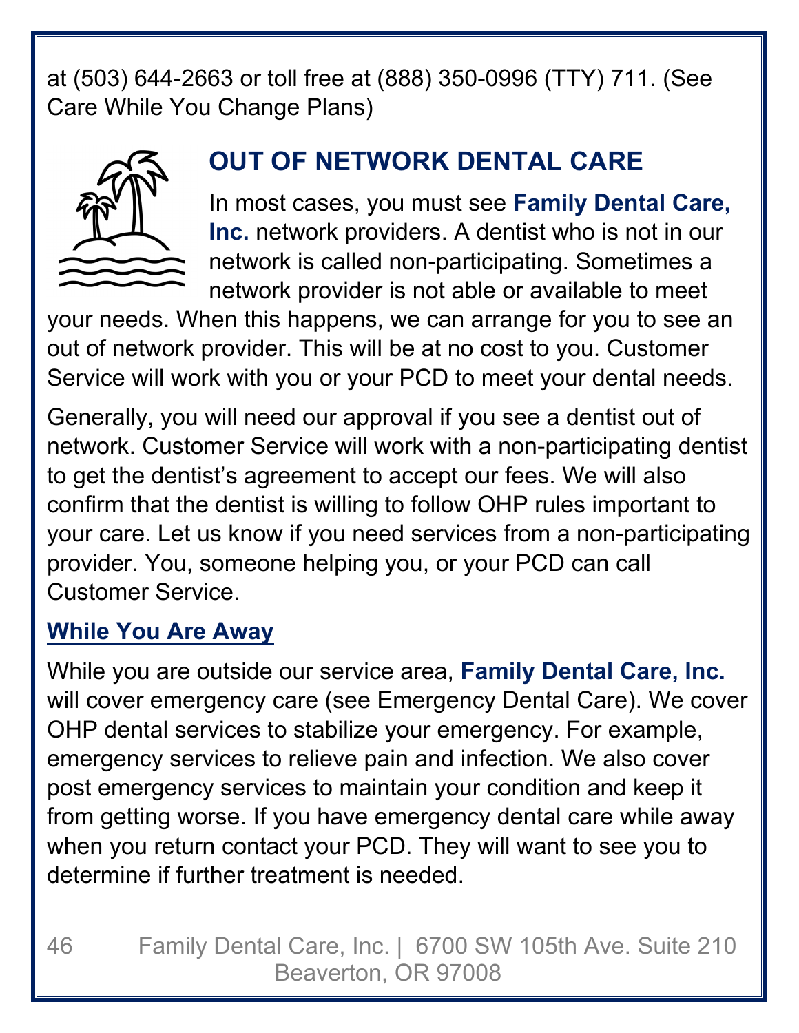at (503) 644-2663 or toll free at (888) 350-0996 (TTY) 711. (See Care While You Change Plans)

## OUT OF NETWORK DENTAL CARE

In most cases, you must see **Family Dental Care, Inc.** network providers. A dentist who is not in our network is called non-participating. Sometimes a network provider is not able or available to meet your needs. When this happens, we can arrange for you to see an out of network provider. This will be at no cost to you. Customer Service will work with you or your PCD to meet your dental needs.

Generally, you will need our approval if you see a dentist out of network. Customer Service will work with a non-participating dentist to get the dentist's agreement to accept our fees. We will also confirm that the dentist is willing to follow OHP rules important to your care. Let us know if you need services from a non-participating provider. You, someone helping you, or your PCD can call Customer Service.

### While You Are Away

While you are outside our service area, **Family Dental Care, Inc.** will cover emergency care (see Emergency Dental Care). We cover OHP dental services to stabilize your emergency. For example, emergency services to relieve pain and infection. We also cover post emergency services to maintain your condition and keep it from getting worse. If you have emergency dental care while away when you return contact your PCD. They will want to see you to determine if further treatment is needed.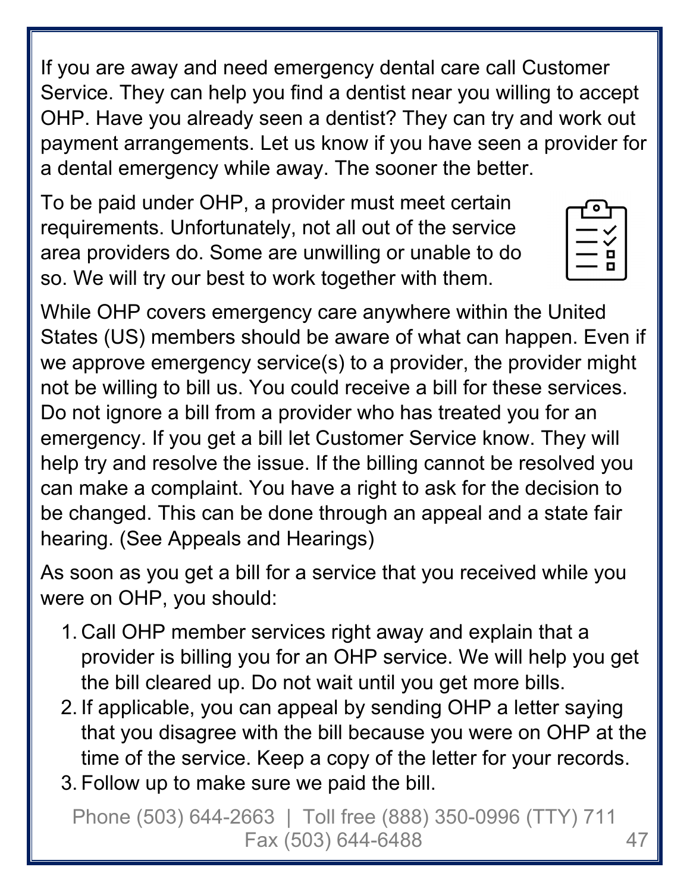If you are away and need emergency dental care call Customer Service. They can help you find a dentist near you willing to accept OHP. Have you already seen a dentist? They can try and work out payment arrangements. Let us know if you have seen a provider for a dental emergency while away. The sooner the better.

To be paid under OHP, a provider must meet certain requirements. Unfortunately, not all out of the service area providers do. Some are unwilling or unable to do so. We will try our best to work together with them.

While OHP covers emergency care anywhere within the United States (US) members should be aware of what can happen. Even if we approve emergency service(s) to a provider, the provider might not be willing to bill us. You could receive a bill for these services. Do not ignore a bill from a provider who has treated you for an emergency. If you get a bill let Customer Service know. They will help try and resolve the issue. If the billing cannot be resolved you can make a complaint. You have a right to ask for the decision to be changed. This can be done through an appeal and a state fair hearing. (See Appeals and Hearings)

As soon as you get a bill for a service that you received while you were on OHP, you should:

1. Call OHP member services right away and explain that a provider is billing you for an OHP service. We will help you get the bill cleared up. Do not wait until you get more bills.
2. If applicable, you can appeal by sending OHP a letter saying that you disagree with the bill because you were on OHP at the time of the service. Keep a copy of the letter for your records.
3. Follow up to make sure we paid the bill.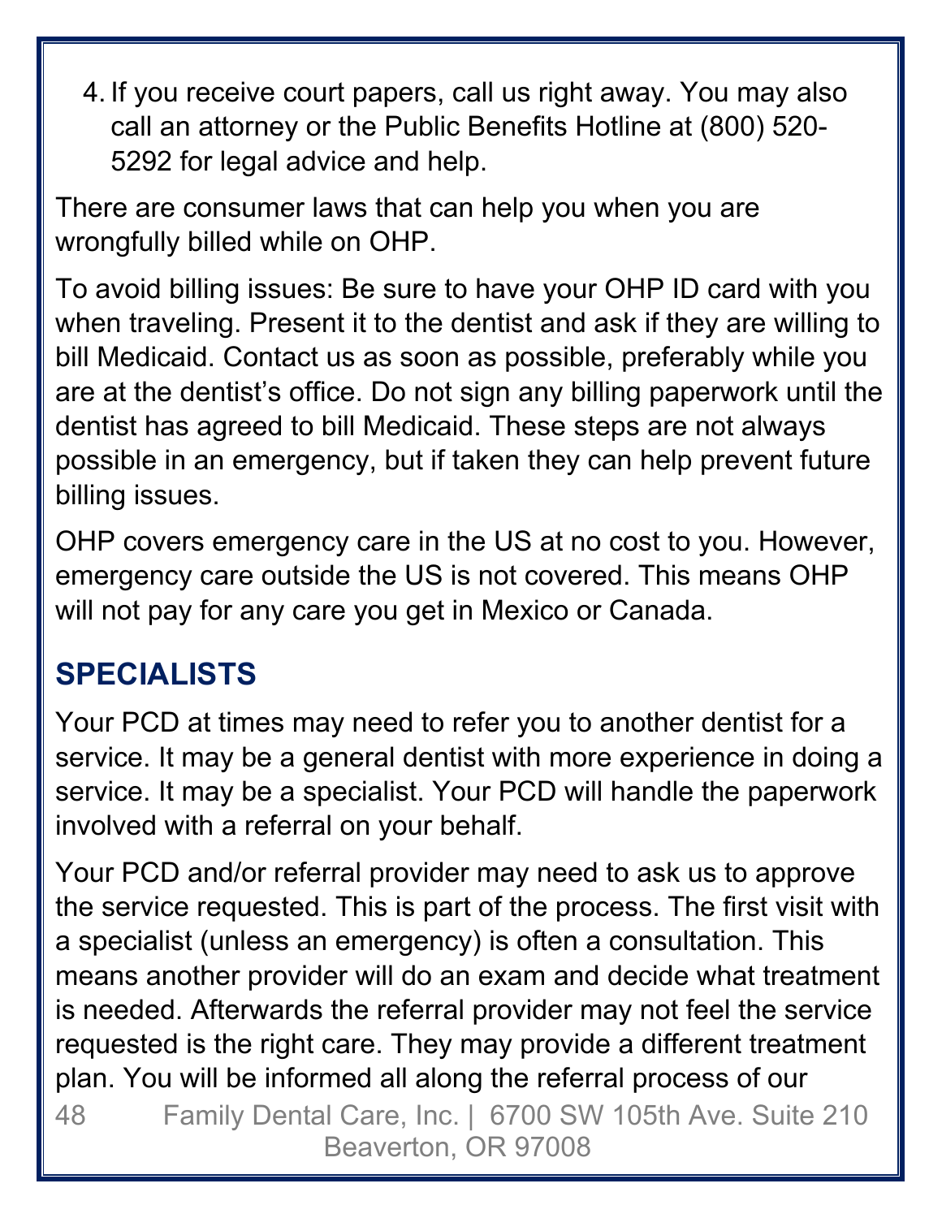4. If you receive court papers, call us right away. You may also call an attorney or the Public Benefits Hotline at (800) 520-5292 for legal advice and help.

There are consumer laws that can help you when you are wrongfully billed while on OHP.

To avoid billing issues: Be sure to have your OHP ID card with you when traveling. Present it to the dentist and ask if they are willing to bill Medicaid. Contact us as soon as possible, preferably while you are at the dentist's office. Do not sign any billing paperwork until the dentist has agreed to bill Medicaid. These steps are not always possible in an emergency, but if taken they can help prevent future billing issues.

OHP covers emergency care in the US at no cost to you. However, emergency care outside the US is not covered. This means OHP will not pay for any care you get in Mexico or Canada.

## SPECIALISTS

Your PCD at times may need to refer you to another dentist for a service. It may be a general dentist with more experience in doing a service. It may be a specialist. Your PCD will handle the paperwork involved with a referral on your behalf.

Your PCD and/or referral provider may need to ask us to approve the service requested. This is part of the process. The first visit with a specialist (unless an emergency) is often a consultation. This means another provider will do an exam and decide what treatment is needed. Afterwards the referral provider may not feel the service requested is the right care. They may provide a different treatment plan. You will be informed all along the referral process of our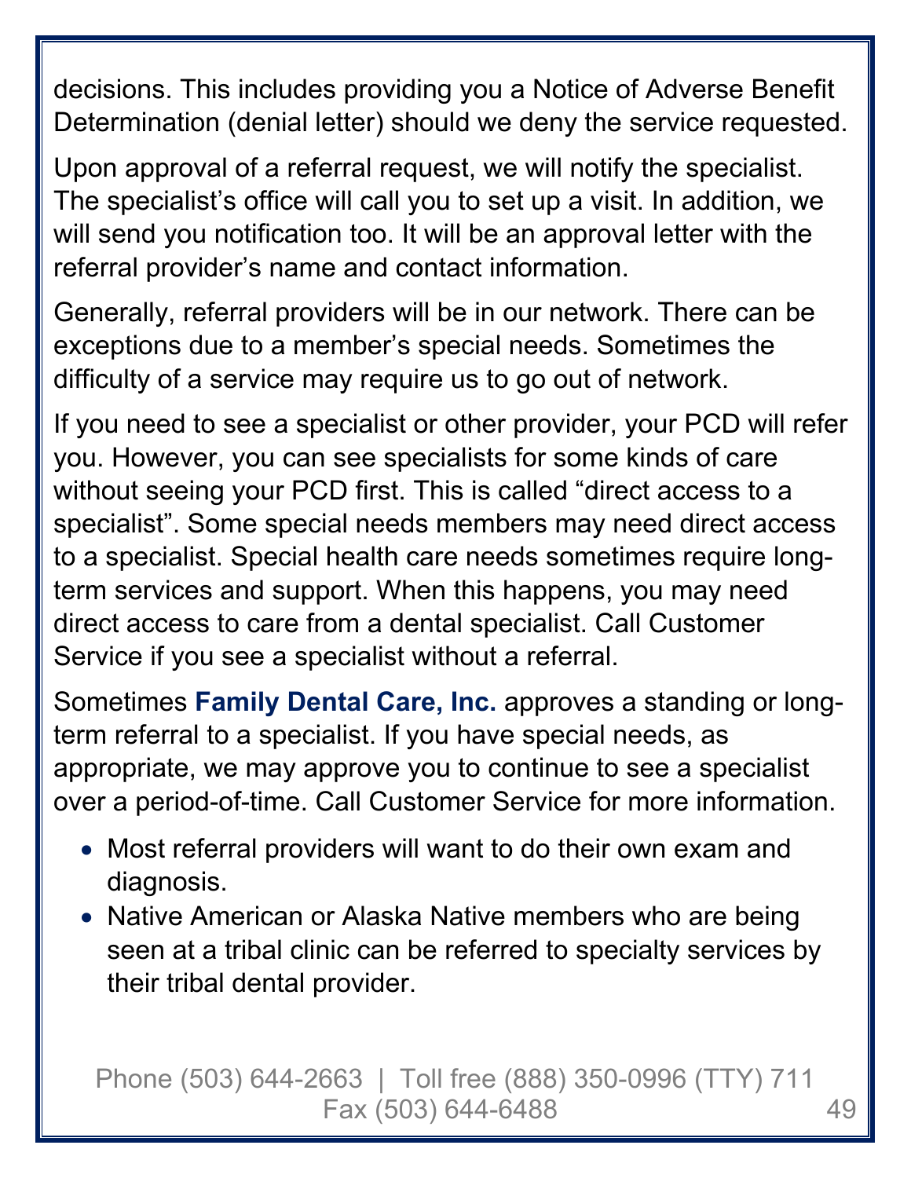decisions. This includes providing you a Notice of Adverse Benefit Determination (denial letter) should we deny the service requested.

Upon approval of a referral request, we will notify the specialist. The specialist's office will call you to set up a visit. In addition, we will send you notification too. It will be an approval letter with the referral provider's name and contact information.

Generally, referral providers will be in our network. There can be exceptions due to a member's special needs. Sometimes the difficulty of a service may require us to go out of network.

If you need to see a specialist or other provider, your PCD will refer you. However, you can see specialists for some kinds of care without seeing your PCD first. This is called "direct access to a specialist". Some special needs members may need direct access to a specialist. Special health care needs sometimes require long-term services and support. When this happens, you may need direct access to care from a dental specialist. Call Customer Service if you see a specialist without a referral.

Sometimes **Family Dental Care, Inc.** approves a standing or long-term referral to a specialist. If you have special needs, as appropriate, we may approve you to continue to see a specialist over a period-of-time. Call Customer Service for more information.

- Most referral providers will want to do their own exam and diagnosis.
- Native American or Alaska Native members who are being seen at a tribal clinic can be referred to specialty services by their tribal dental provider.

Phone (503) 644-2663 | Toll free (888) 350-0996 (TTY) 711
Fax (503) 644-6488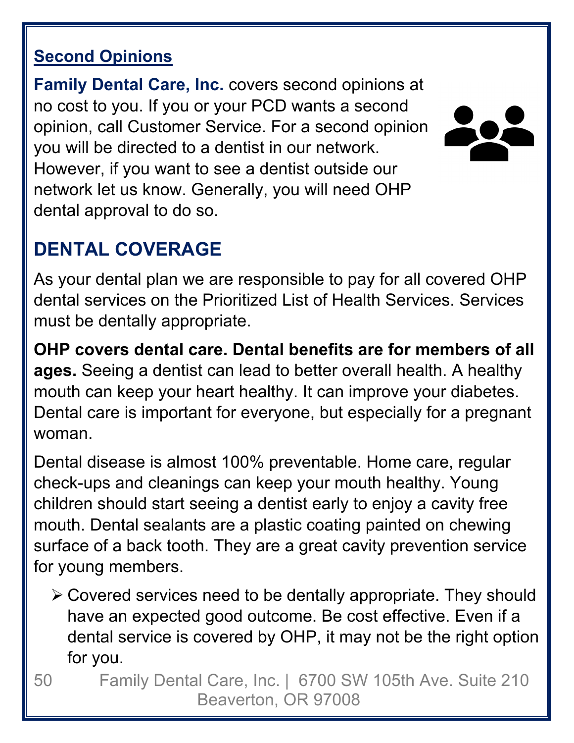### Second Opinions

**Family Dental Care, Inc.** covers second opinions at no cost to you. If you or your PCD wants a second opinion, call Customer Service. For a second opinion you will be directed to a dentist in our network. However, if you want to see a dentist outside our network let us know. Generally, you will need OHP dental approval to do so.

## DENTAL COVERAGE

As your dental plan we are responsible to pay for all covered OHP dental services on the Prioritized List of Health Services. Services must be dentally appropriate.

**OHP covers dental care. Dental benefits are for members of all ages.** Seeing a dentist can lead to better overall health. A healthy mouth can keep your heart healthy. It can improve your diabetes. Dental care is important for everyone, but especially for a pregnant woman.

Dental disease is almost 100% preventable. Home care, regular check-ups and cleanings can keep your mouth healthy. Young children should start seeing a dentist early to enjoy a cavity free mouth. Dental sealants are a plastic coating painted on chewing surface of a back tooth. They are a great cavity prevention service for young members.

- Covered services need to be dentally appropriate. They should have an expected good outcome. Be cost effective. Even if a dental service is covered by OHP, it may not be the right option for you.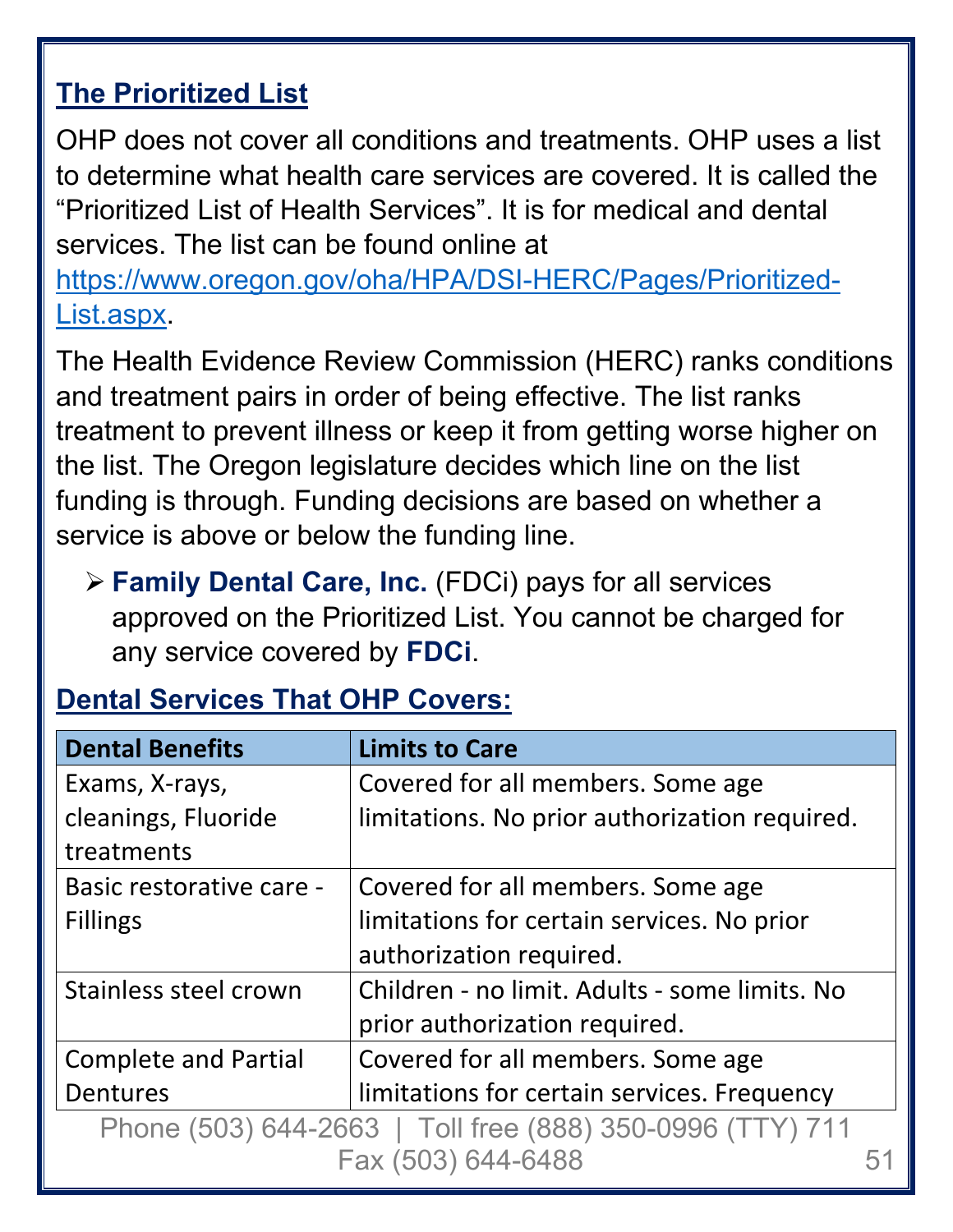## The Prioritized List

OHP does not cover all conditions and treatments. OHP uses a list to determine what health care services are covered. It is called the "Prioritized List of Health Services". It is for medical and dental services. The list can be found online at https://www.oregon.gov/oha/HPA/DSI-HERC/Pages/Prioritized-List.aspx.

The Health Evidence Review Commission (HERC) ranks conditions and treatment pairs in order of being effective. The list ranks treatment to prevent illness or keep it from getting worse higher on the list. The Oregon legislature decides which line on the list funding is through. Funding decisions are based on whether a service is above or below the funding line.

- **Family Dental Care, Inc.** (FDCi) pays for all services approved on the Prioritized List. You cannot be charged for any service covered by **FDCi**.

## Dental Services That OHP Covers:

| Dental Benefits | Limits to Care |
|---|---|
| Exams, X-rays, cleanings, Fluoride treatments | Covered for all members. Some age limitations. No prior authorization required. |
| Basic restorative care - Fillings | Covered for all members. Some age limitations for certain services. No prior authorization required. |
| Stainless steel crown | Children - no limit. Adults - some limits. No prior authorization required. |
| Complete and Partial Dentures | Covered for all members. Some age limitations for certain services. Frequency |

Phone (503) 644-2663 | Toll free (888) 350-0996 (TTY) 711
Fax (503) 644-6488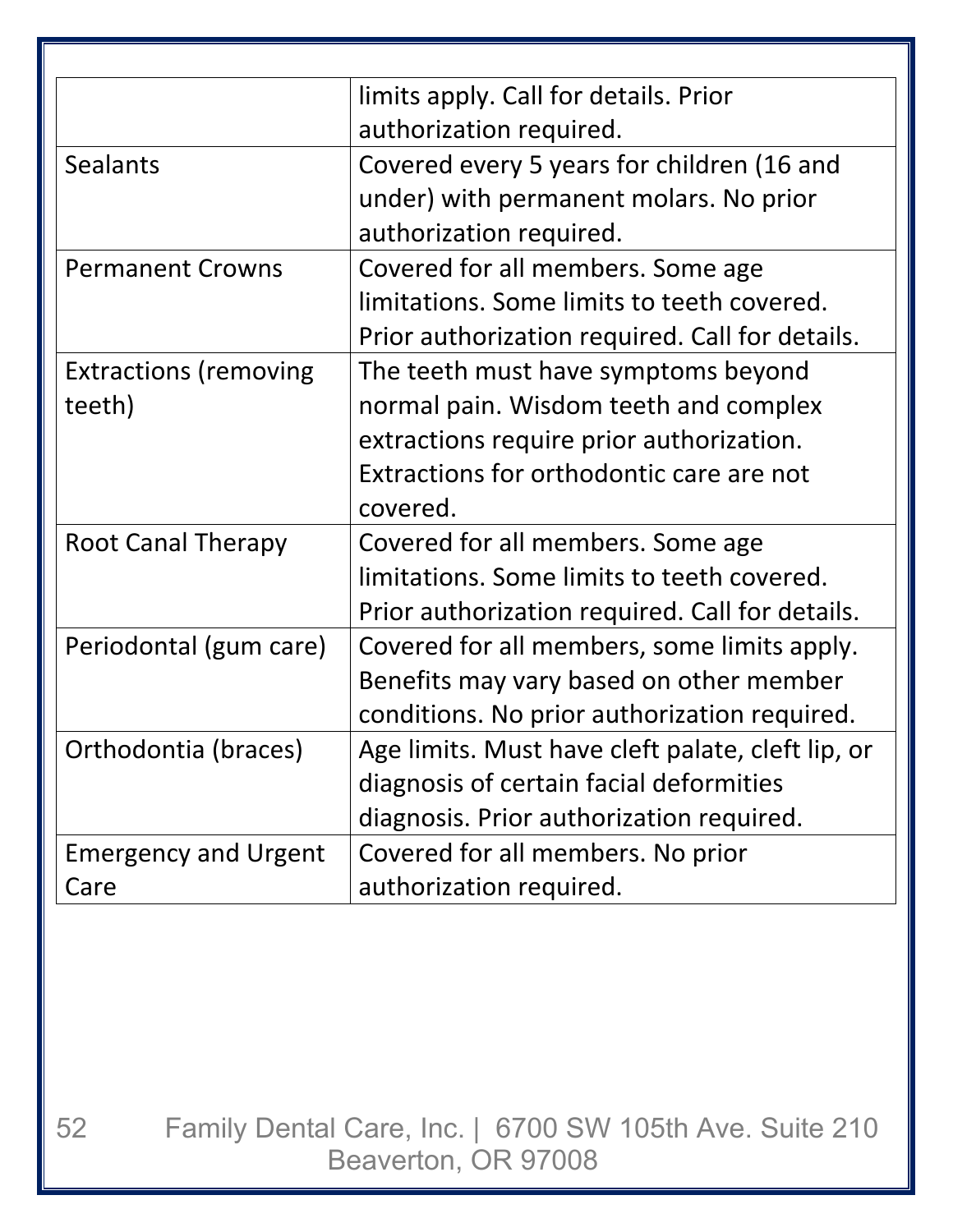| | |
|---|---|
| | limits apply. Call for details. Prior authorization required. |
| Sealants | Covered every 5 years for children (16 and under) with permanent molars. No prior authorization required. |
| Permanent Crowns | Covered for all members. Some age limitations. Some limits to teeth covered. Prior authorization required. Call for details. |
| Extractions (removing teeth) | The teeth must have symptoms beyond normal pain. Wisdom teeth and complex extractions require prior authorization. Extractions for orthodontic care are not covered. |
| Root Canal Therapy | Covered for all members. Some age limitations. Some limits to teeth covered. Prior authorization required. Call for details. |
| Periodontal (gum care) | Covered for all members, some limits apply. Benefits may vary based on other member conditions. No prior authorization required. |
| Orthodontia (braces) | Age limits. Must have cleft palate, cleft lip, or diagnosis of certain facial deformities diagnosis. Prior authorization required. |
| Emergency and Urgent Care | Covered for all members. No prior authorization required. |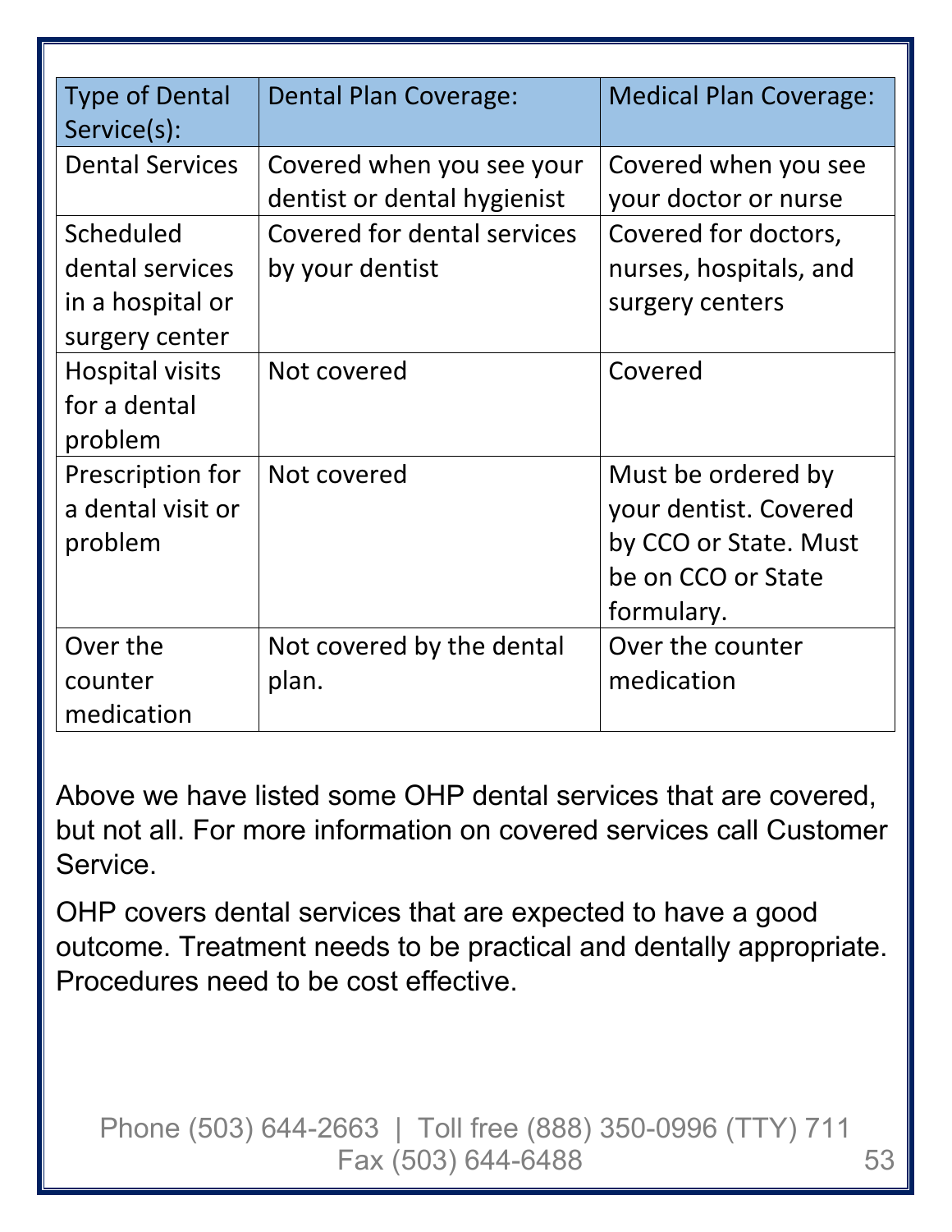| Type of Dental Service(s): | Dental Plan Coverage: | Medical Plan Coverage: |
| --- | --- | --- |
| Dental Services | Covered when you see your dentist or dental hygienist | Covered when you see your doctor or nurse |
| Scheduled dental services in a hospital or surgery center | Covered for dental services by your dentist | Covered for doctors, nurses, hospitals, and surgery centers |
| Hospital visits for a dental problem | Not covered | Covered |
| Prescription for a dental visit or problem | Not covered | Must be ordered by your dentist. Covered by CCO or State. Must be on CCO or State formulary. |
| Over the counter medication | Not covered by the dental plan. | Over the counter medication |

Above we have listed some OHP dental services that are covered, but not all. For more information on covered services call Customer Service.

OHP covers dental services that are expected to have a good outcome. Treatment needs to be practical and dentally appropriate. Procedures need to be cost effective.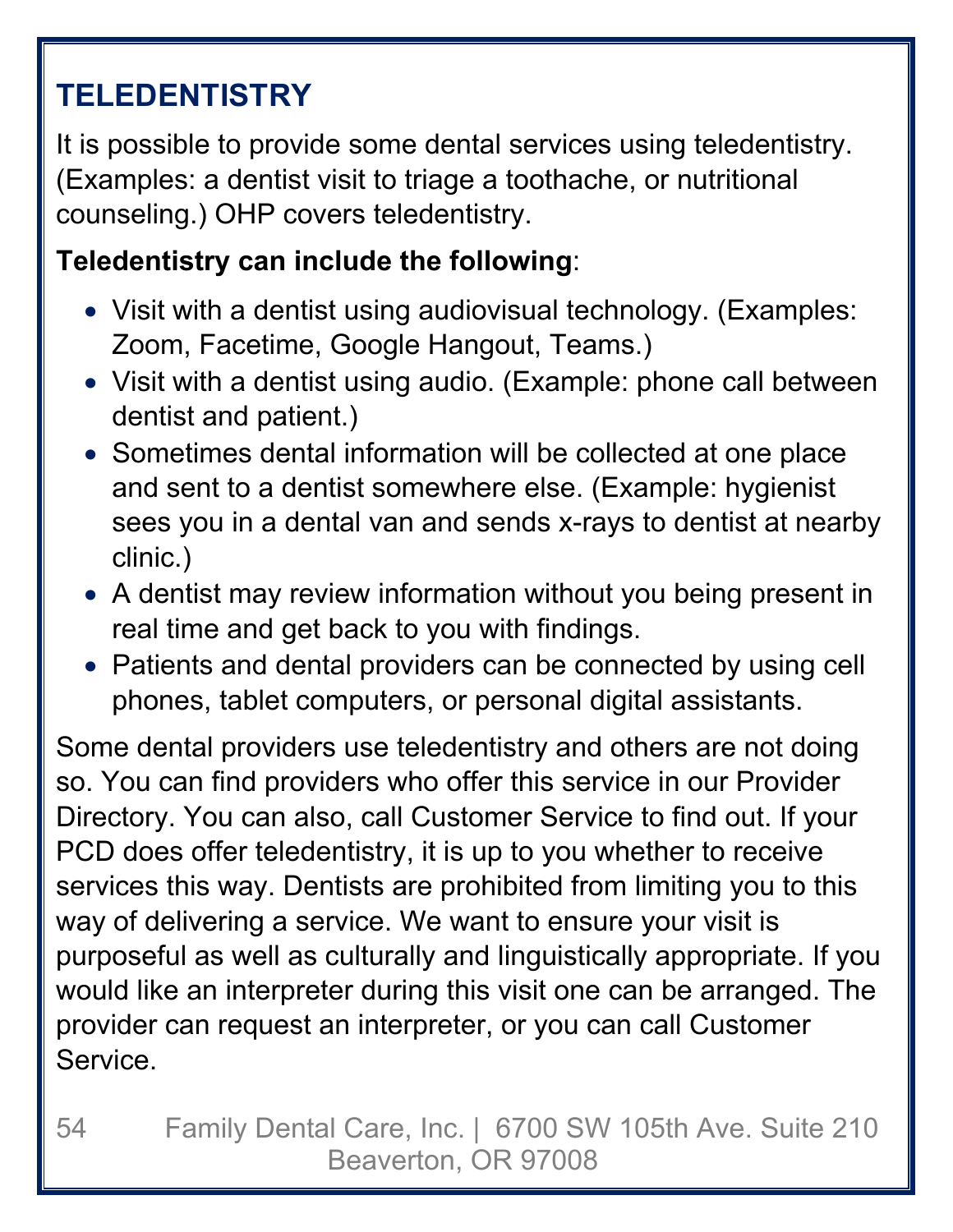## TELEDENTISTRY

It is possible to provide some dental services using teledentistry. (Examples: a dentist visit to triage a toothache, or nutritional counseling.) OHP covers teledentistry.

**Teledentistry can include the following**:

- Visit with a dentist using audiovisual technology. (Examples: Zoom, Facetime, Google Hangout, Teams.)
- Visit with a dentist using audio. (Example: phone call between dentist and patient.)
- Sometimes dental information will be collected at one place and sent to a dentist somewhere else. (Example: hygienist sees you in a dental van and sends x-rays to dentist at nearby clinic.)
- A dentist may review information without you being present in real time and get back to you with findings.
- Patients and dental providers can be connected by using cell phones, tablet computers, or personal digital assistants.

Some dental providers use teledentistry and others are not doing so. You can find providers who offer this service in our Provider Directory. You can also, call Customer Service to find out. If your PCD does offer teledentistry, it is up to you whether to receive services this way. Dentists are prohibited from limiting you to this way of delivering a service. We want to ensure your visit is purposeful as well as culturally and linguistically appropriate. If you would like an interpreter during this visit one can be arranged. The provider can request an interpreter, or you can call Customer Service.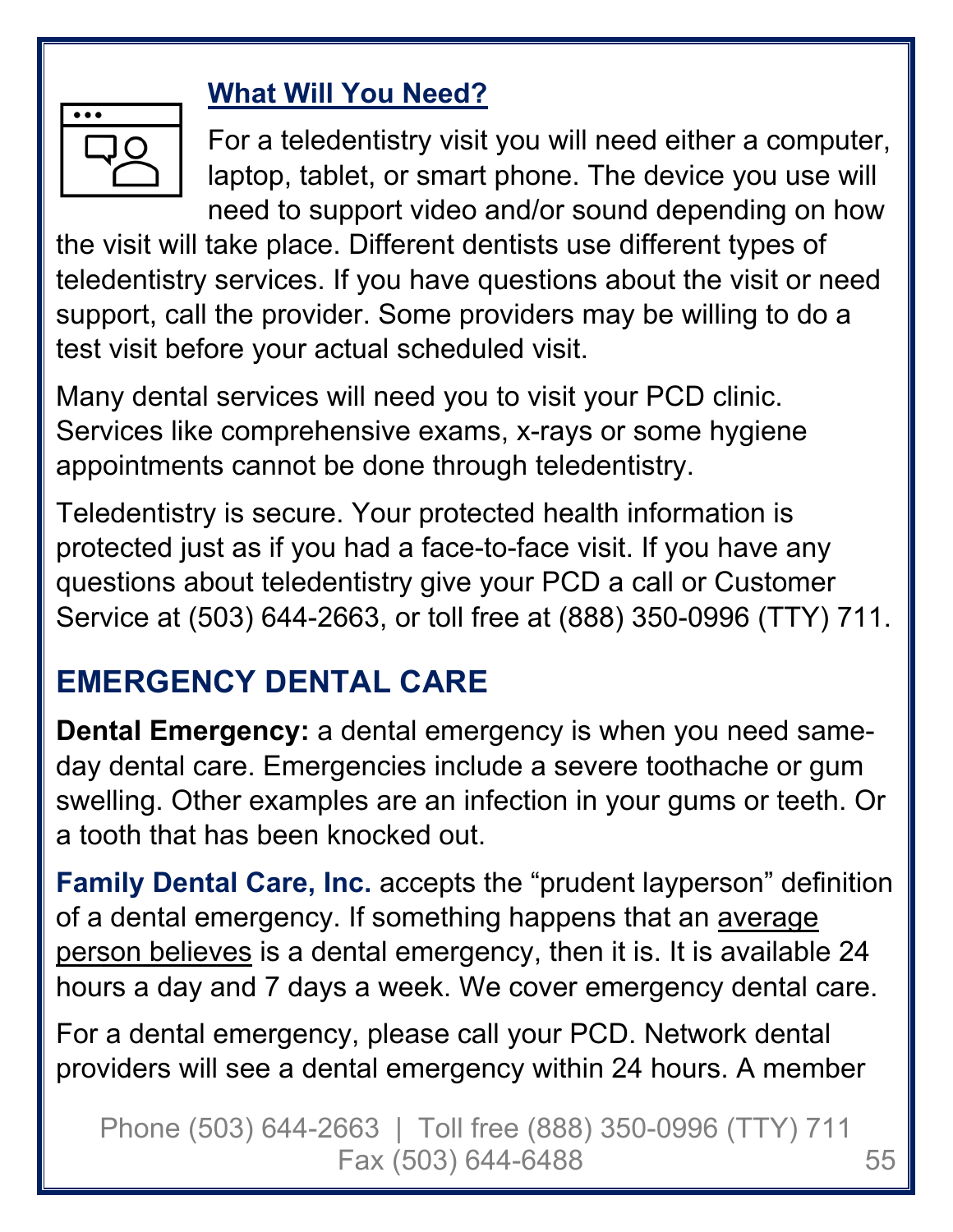### What Will You Need?

For a teledentistry visit you will need either a computer, laptop, tablet, or smart phone. The device you use will need to support video and/or sound depending on how the visit will take place. Different dentists use different types of teledentistry services. If you have questions about the visit or need support, call the provider. Some providers may be willing to do a test visit before your actual scheduled visit.

Many dental services will need you to visit your PCD clinic. Services like comprehensive exams, x-rays or some hygiene appointments cannot be done through teledentistry.

Teledentistry is secure. Your protected health information is protected just as if you had a face-to-face visit. If you have any questions about teledentistry give your PCD a call or Customer Service at (503) 644-2663, or toll free at (888) 350-0996 (TTY) 711.

## EMERGENCY DENTAL CARE

**Dental Emergency:** a dental emergency is when you need same-day dental care. Emergencies include a severe toothache or gum swelling. Other examples are an infection in your gums or teeth. Or a tooth that has been knocked out.

**Family Dental Care, Inc.** accepts the "prudent layperson" definition of a dental emergency. If something happens that an average person believes is a dental emergency, then it is. It is available 24 hours a day and 7 days a week. We cover emergency dental care.

For a dental emergency, please call your PCD. Network dental providers will see a dental emergency within 24 hours. A member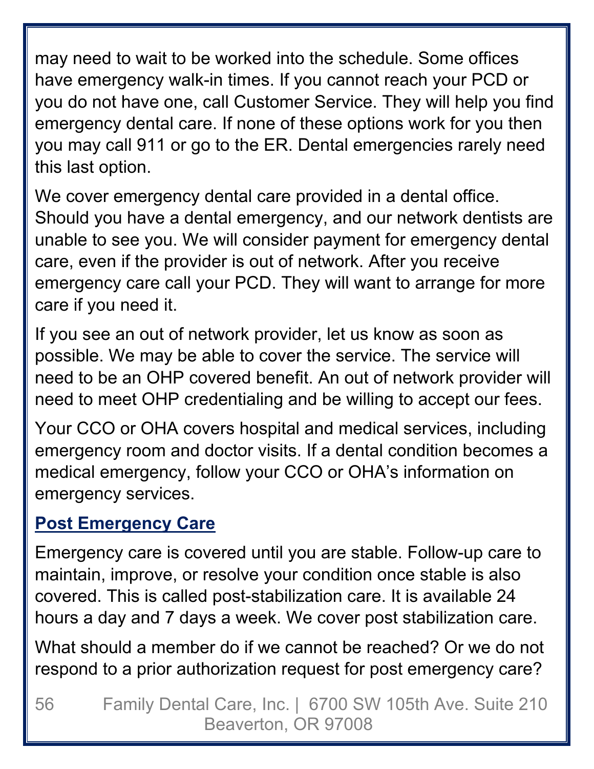may need to wait to be worked into the schedule. Some offices have emergency walk-in times. If you cannot reach your PCD or you do not have one, call Customer Service. They will help you find emergency dental care. If none of these options work for you then you may call 911 or go to the ER. Dental emergencies rarely need this last option.

We cover emergency dental care provided in a dental office. Should you have a dental emergency, and our network dentists are unable to see you. We will consider payment for emergency dental care, even if the provider is out of network. After you receive emergency care call your PCD. They will want to arrange for more care if you need it.

If you see an out of network provider, let us know as soon as possible. We may be able to cover the service. The service will need to be an OHP covered benefit. An out of network provider will need to meet OHP credentialing and be willing to accept our fees.

Your CCO or OHA covers hospital and medical services, including emergency room and doctor visits. If a dental condition becomes a medical emergency, follow your CCO or OHA's information on emergency services.

## Post Emergency Care

Emergency care is covered until you are stable. Follow-up care to maintain, improve, or resolve your condition once stable is also covered. This is called post-stabilization care. It is available 24 hours a day and 7 days a week. We cover post stabilization care.

What should a member do if we cannot be reached? Or we do not respond to a prior authorization request for post emergency care?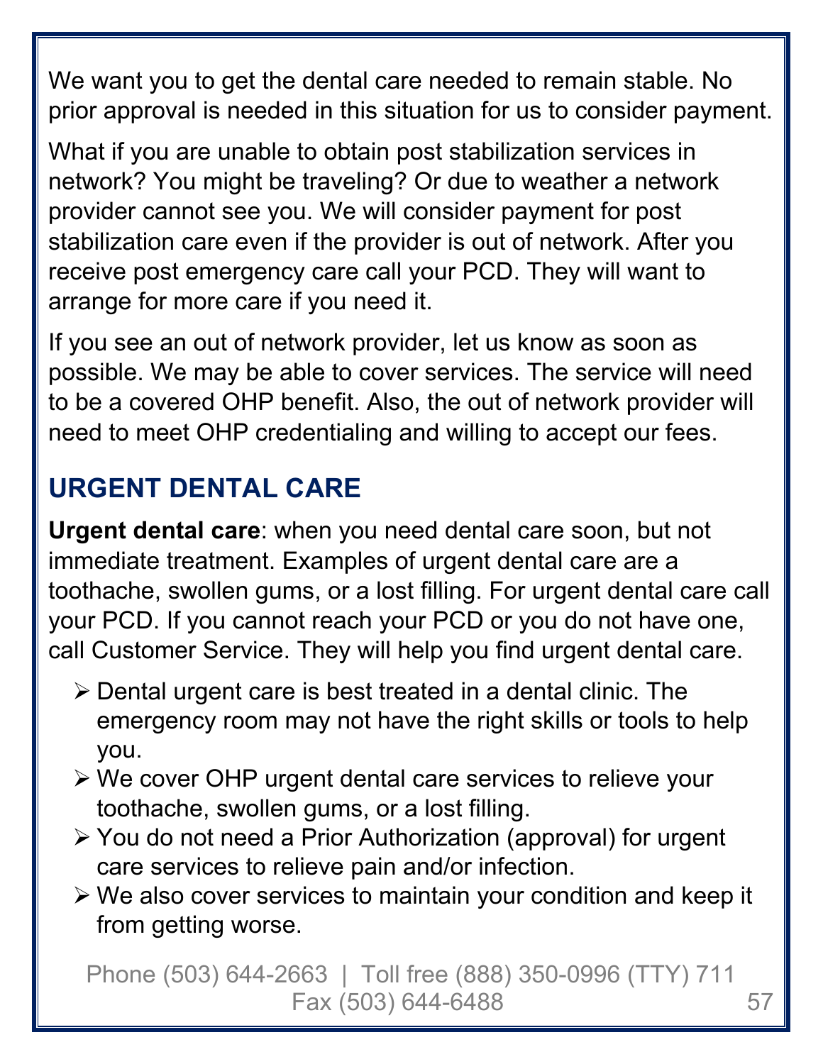We want you to get the dental care needed to remain stable. No prior approval is needed in this situation for us to consider payment.

What if you are unable to obtain post stabilization services in network? You might be traveling? Or due to weather a network provider cannot see you. We will consider payment for post stabilization care even if the provider is out of network. After you receive post emergency care call your PCD. They will want to arrange for more care if you need it.

If you see an out of network provider, let us know as soon as possible. We may be able to cover services. The service will need to be a covered OHP benefit. Also, the out of network provider will need to meet OHP credentialing and willing to accept our fees.

## URGENT DENTAL CARE

**Urgent dental care**: when you need dental care soon, but not immediate treatment. Examples of urgent dental care are a toothache, swollen gums, or a lost filling. For urgent dental care call your PCD. If you cannot reach your PCD or you do not have one, call Customer Service. They will help you find urgent dental care.

- Dental urgent care is best treated in a dental clinic. The emergency room may not have the right skills or tools to help you.
- We cover OHP urgent dental care services to relieve your toothache, swollen gums, or a lost filling.
- You do not need a Prior Authorization (approval) for urgent care services to relieve pain and/or infection.
- We also cover services to maintain your condition and keep it from getting worse.

Phone (503) 644-2663 | Toll free (888) 350-0996 (TTY) 711
Fax (503) 644-6488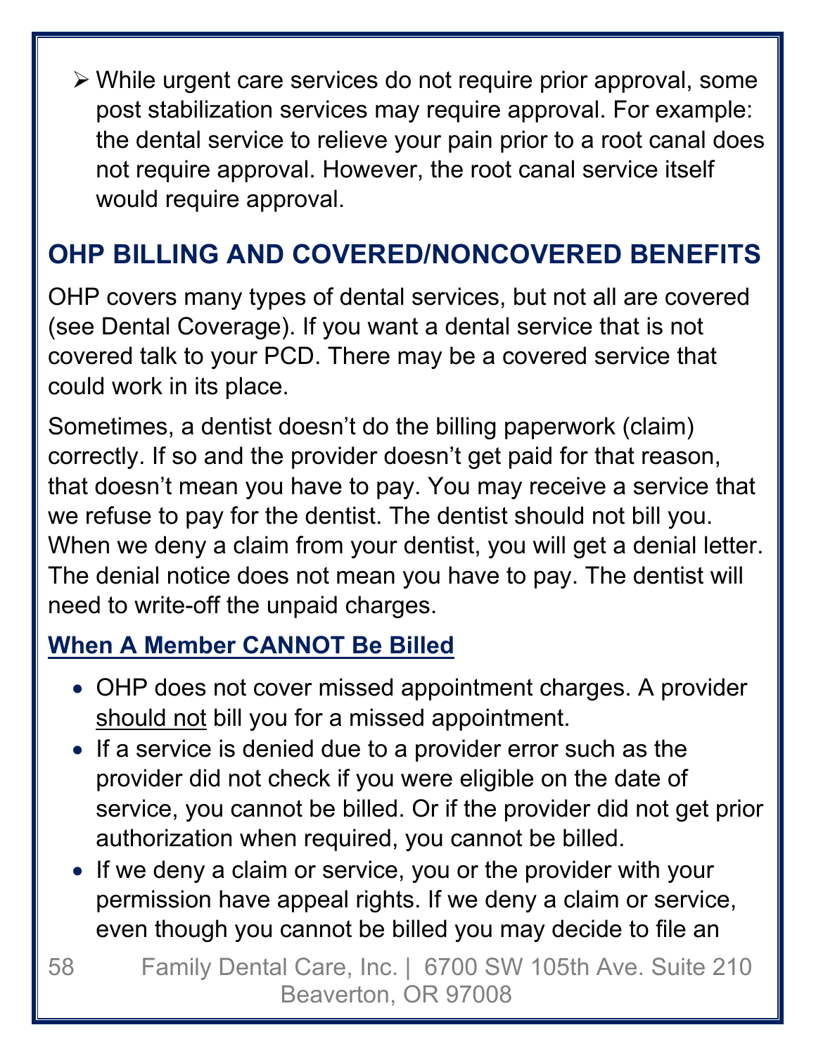- While urgent care services do not require prior approval, some post stabilization services may require approval. For example: the dental service to relieve your pain prior to a root canal does not require approval. However, the root canal service itself would require approval.

## OHP BILLING AND COVERED/NONCOVERED BENEFITS

OHP covers many types of dental services, but not all are covered (see Dental Coverage). If you want a dental service that is not covered talk to your PCD. There may be a covered service that could work in its place.

Sometimes, a dentist doesn't do the billing paperwork (claim) correctly. If so and the provider doesn't get paid for that reason, that doesn't mean you have to pay. You may receive a service that we refuse to pay for the dentist. The dentist should not bill you. When we deny a claim from your dentist, you will get a denial letter. The denial notice does not mean you have to pay. The dentist will need to write-off the unpaid charges.

### When A Member CANNOT Be Billed

- OHP does not cover missed appointment charges. A provider should not bill you for a missed appointment.
- If a service is denied due to a provider error such as the provider did not check if you were eligible on the date of service, you cannot be billed. Or if the provider did not get prior authorization when required, you cannot be billed.
- If we deny a claim or service, you or the provider with your permission have appeal rights. If we deny a claim or service, even though you cannot be billed you may decide to file an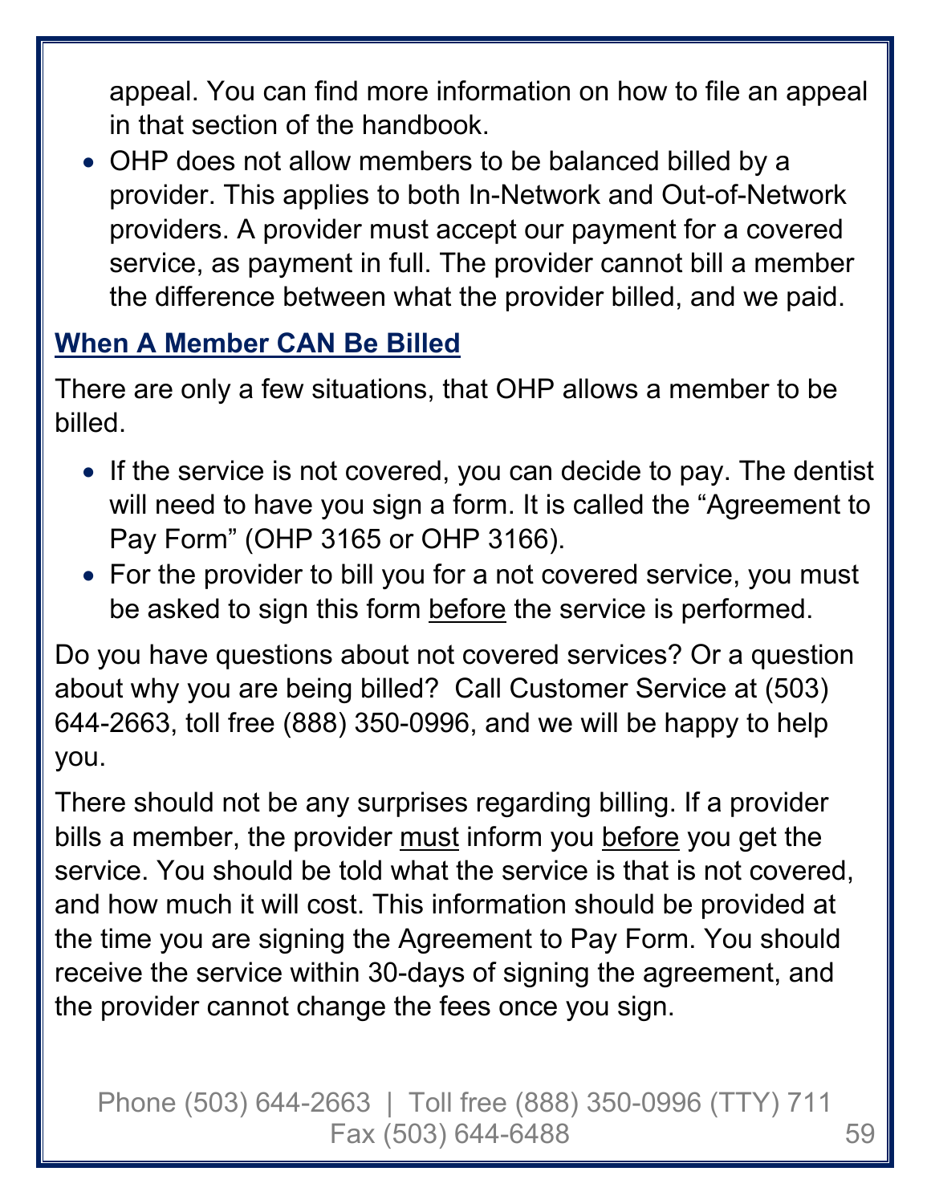appeal. You can find more information on how to file an appeal in that section of the handbook.

- OHP does not allow members to be balanced billed by a provider. This applies to both In-Network and Out-of-Network providers. A provider must accept our payment for a covered service, as payment in full. The provider cannot bill a member the difference between what the provider billed, and we paid.

## When A Member CAN Be Billed

There are only a few situations, that OHP allows a member to be billed.

- If the service is not covered, you can decide to pay. The dentist will need to have you sign a form. It is called the "Agreement to Pay Form" (OHP 3165 or OHP 3166).
- For the provider to bill you for a not covered service, you must be asked to sign this form before the service is performed.

Do you have questions about not covered services? Or a question about why you are being billed? Call Customer Service at (503) 644-2663, toll free (888) 350-0996, and we will be happy to help you.

There should not be any surprises regarding billing. If a provider bills a member, the provider must inform you before you get the service. You should be told what the service is that is not covered, and how much it will cost. This information should be provided at the time you are signing the Agreement to Pay Form. You should receive the service within 30-days of signing the agreement, and the provider cannot change the fees once you sign.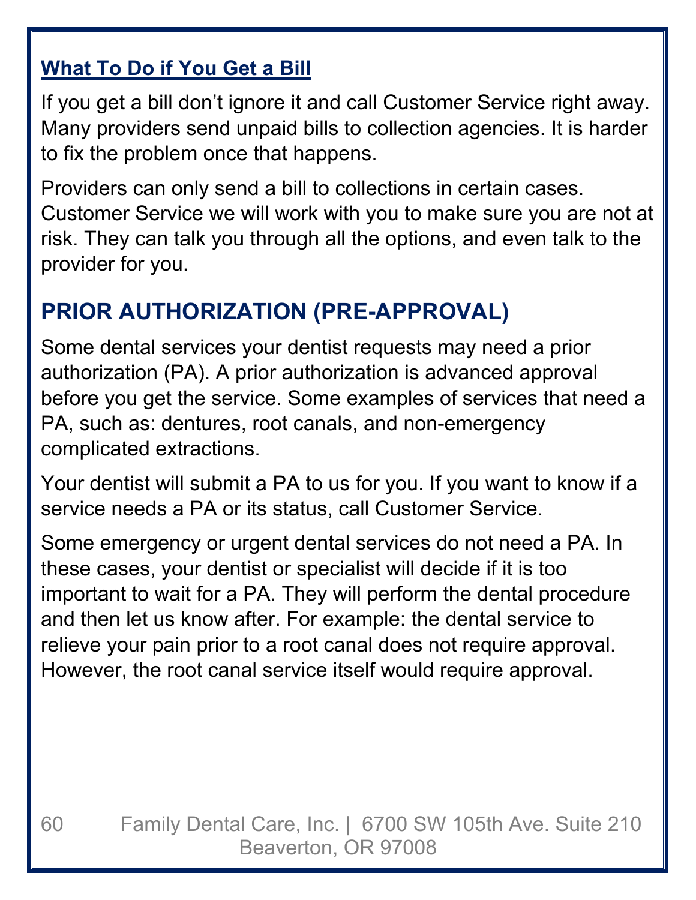### What To Do if You Get a Bill

If you get a bill don't ignore it and call Customer Service right away. Many providers send unpaid bills to collection agencies. It is harder to fix the problem once that happens.

Providers can only send a bill to collections in certain cases. Customer Service we will work with you to make sure you are not at risk. They can talk you through all the options, and even talk to the provider for you.

## PRIOR AUTHORIZATION (PRE-APPROVAL)

Some dental services your dentist requests may need a prior authorization (PA). A prior authorization is advanced approval before you get the service. Some examples of services that need a PA, such as: dentures, root canals, and non-emergency complicated extractions.

Your dentist will submit a PA to us for you. If you want to know if a service needs a PA or its status, call Customer Service.

Some emergency or urgent dental services do not need a PA. In these cases, your dentist or specialist will decide if it is too important to wait for a PA. They will perform the dental procedure and then let us know after. For example: the dental service to relieve your pain prior to a root canal does not require approval. However, the root canal service itself would require approval.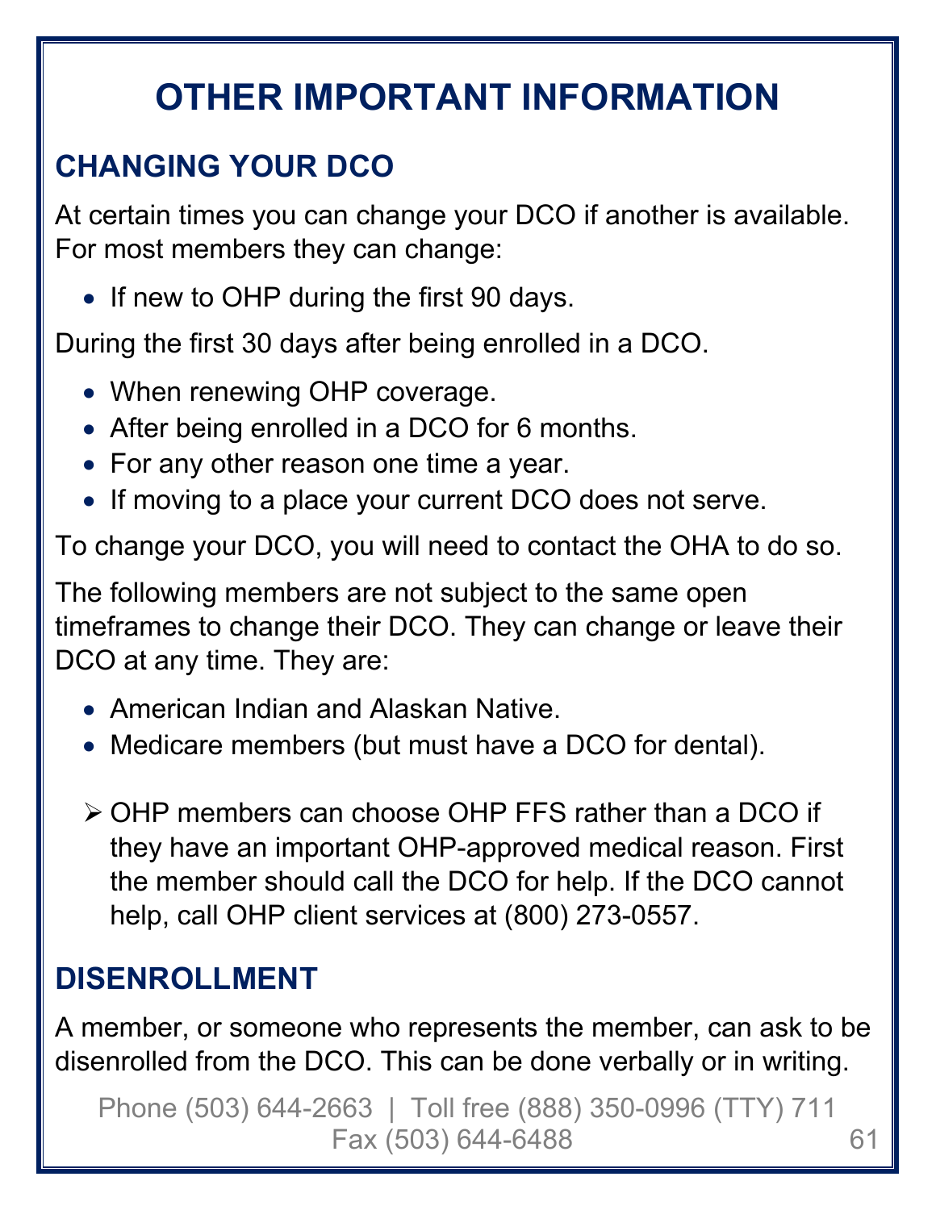# OTHER IMPORTANT INFORMATION

## CHANGING YOUR DCO

At certain times you can change your DCO if another is available. For most members they can change:

- If new to OHP during the first 90 days.

During the first 30 days after being enrolled in a DCO.

- When renewing OHP coverage.
- After being enrolled in a DCO for 6 months.
- For any other reason one time a year.
- If moving to a place your current DCO does not serve.

To change your DCO, you will need to contact the OHA to do so.

The following members are not subject to the same open timeframes to change their DCO. They can change or leave their DCO at any time. They are:

- American Indian and Alaskan Native.
- Medicare members (but must have a DCO for dental).

- OHP members can choose OHP FFS rather than a DCO if they have an important OHP-approved medical reason. First the member should call the DCO for help. If the DCO cannot help, call OHP client services at (800) 273-0557.

## DISENROLLMENT

A member, or someone who represents the member, can ask to be disenrolled from the DCO. This can be done verbally or in writing.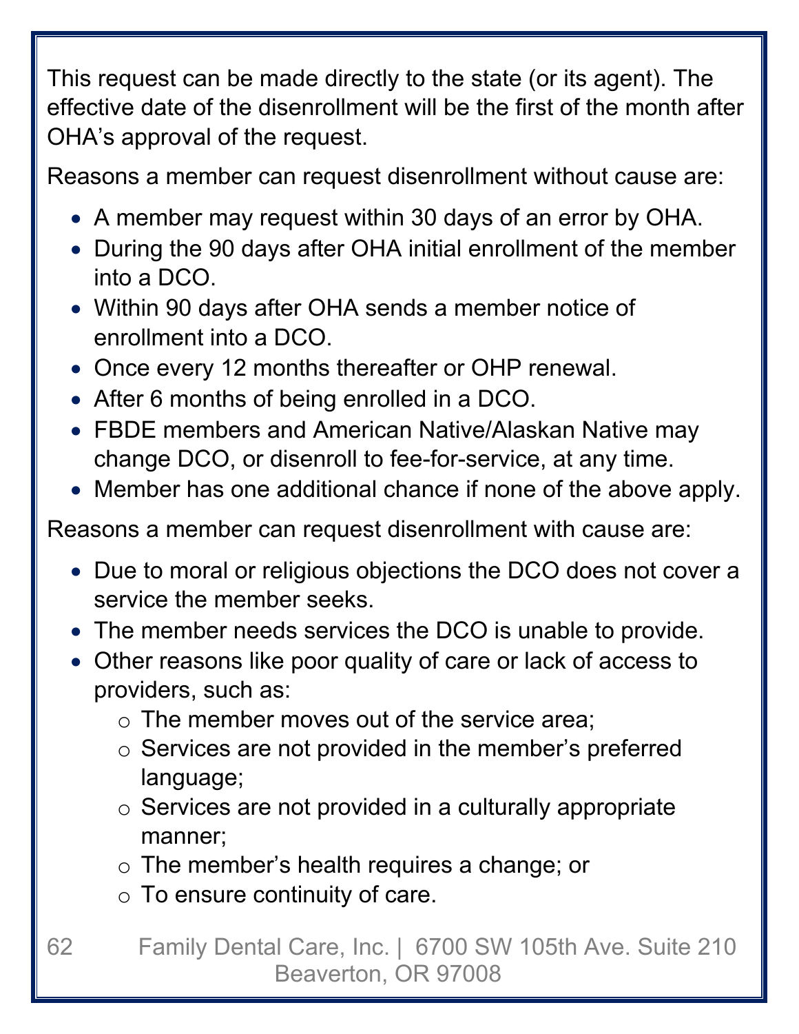This request can be made directly to the state (or its agent). The effective date of the disenrollment will be the first of the month after OHA's approval of the request.

Reasons a member can request disenrollment without cause are:

- A member may request within 30 days of an error by OHA.
- During the 90 days after OHA initial enrollment of the member into a DCO.
- Within 90 days after OHA sends a member notice of enrollment into a DCO.
- Once every 12 months thereafter or OHP renewal.
- After 6 months of being enrolled in a DCO.
- FBDE members and American Native/Alaskan Native may change DCO, or disenroll to fee-for-service, at any time.
- Member has one additional chance if none of the above apply.

Reasons a member can request disenrollment with cause are:

- Due to moral or religious objections the DCO does not cover a service the member seeks.
- The member needs services the DCO is unable to provide.
- Other reasons like poor quality of care or lack of access to providers, such as:
  - The member moves out of the service area;
  - Services are not provided in the member's preferred language;
  - Services are not provided in a culturally appropriate manner;
  - The member's health requires a change; or
  - To ensure continuity of care.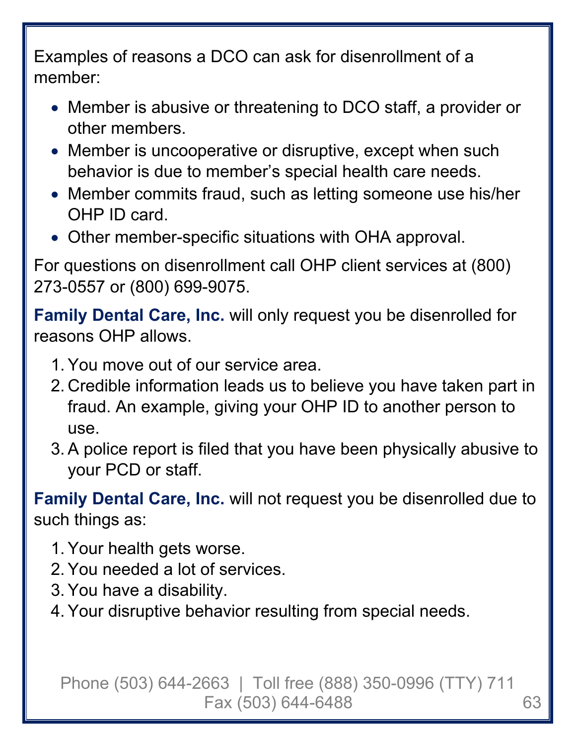Examples of reasons a DCO can ask for disenrollment of a member:

- Member is abusive or threatening to DCO staff, a provider or other members.
- Member is uncooperative or disruptive, except when such behavior is due to member's special health care needs.
- Member commits fraud, such as letting someone use his/her OHP ID card.
- Other member-specific situations with OHA approval.

For questions on disenrollment call OHP client services at (800) 273-0557 or (800) 699-9075.

**Family Dental Care, Inc.** will only request you be disenrolled for reasons OHP allows.

1. You move out of our service area.
2. Credible information leads us to believe you have taken part in fraud. An example, giving your OHP ID to another person to use.
3. A police report is filed that you have been physically abusive to your PCD or staff.

**Family Dental Care, Inc.** will not request you be disenrolled due to such things as:

1. Your health gets worse.
2. You needed a lot of services.
3. You have a disability.
4. Your disruptive behavior resulting from special needs.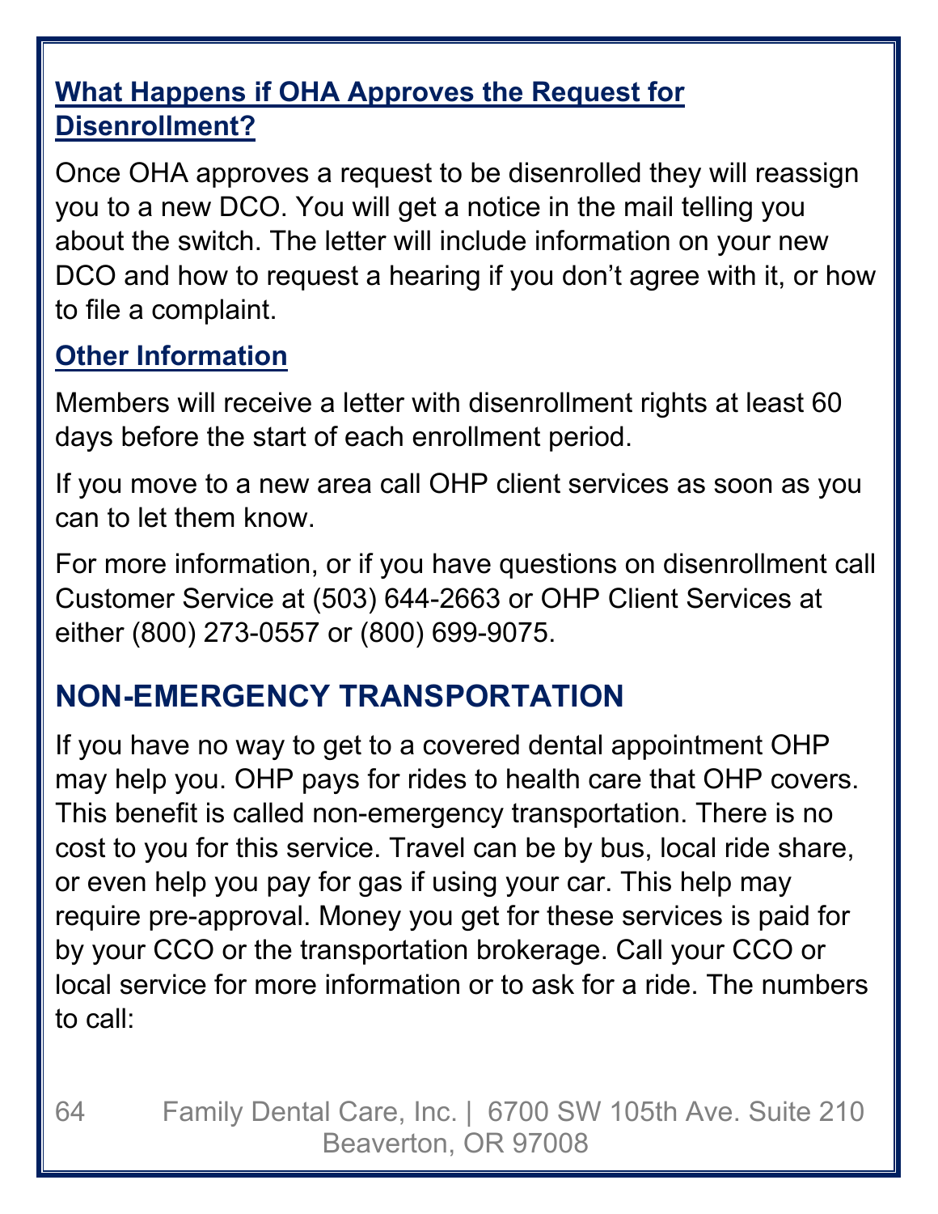### What Happens if OHA Approves the Request for Disenrollment?

Once OHA approves a request to be disenrolled they will reassign you to a new DCO. You will get a notice in the mail telling you about the switch. The letter will include information on your new DCO and how to request a hearing if you don't agree with it, or how to file a complaint.

### Other Information

Members will receive a letter with disenrollment rights at least 60 days before the start of each enrollment period.

If you move to a new area call OHP client services as soon as you can to let them know.

For more information, or if you have questions on disenrollment call Customer Service at (503) 644-2663 or OHP Client Services at either (800) 273-0557 or (800) 699-9075.

## NON-EMERGENCY TRANSPORTATION

If you have no way to get to a covered dental appointment OHP may help you. OHP pays for rides to health care that OHP covers. This benefit is called non-emergency transportation. There is no cost to you for this service. Travel can be by bus, local ride share, or even help you pay for gas if using your car. This help may require pre-approval. Money you get for these services is paid for by your CCO or the transportation brokerage. Call your CCO or local service for more information or to ask for a ride. The numbers to call: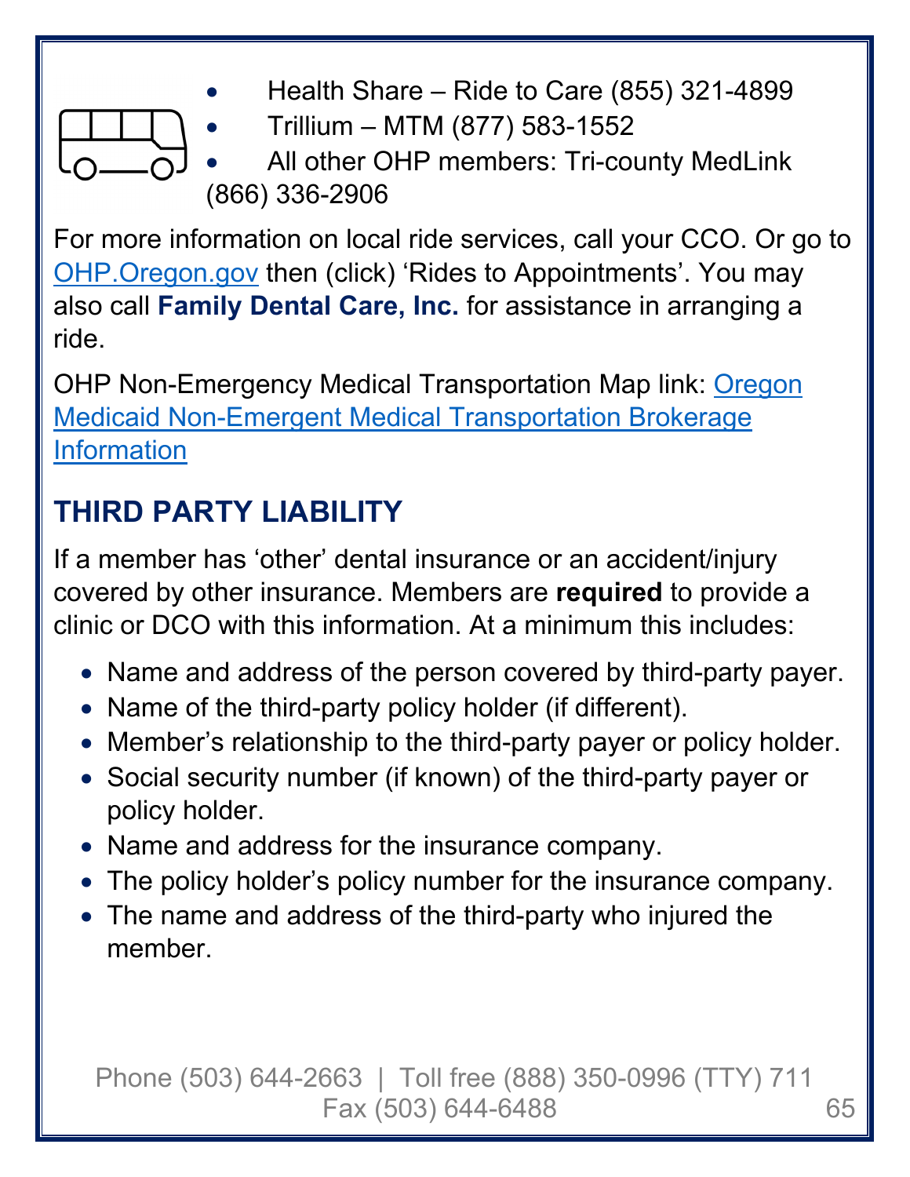- Health Share – Ride to Care (855) 321-4899
- Trillium – MTM (877) 583-1552
- All other OHP members: Tri-county MedLink (866) 336-2906

For more information on local ride services, call your CCO. Or go to OHP.Oregon.gov then (click) 'Rides to Appointments'. You may also call **Family Dental Care, Inc.** for assistance in arranging a ride.

OHP Non-Emergency Medical Transportation Map link: Oregon Medicaid Non-Emergent Medical Transportation Brokerage Information

## THIRD PARTY LIABILITY

If a member has 'other' dental insurance or an accident/injury covered by other insurance. Members are **required** to provide a clinic or DCO with this information. At a minimum this includes:

- Name and address of the person covered by third-party payer.
- Name of the third-party policy holder (if different).
- Member's relationship to the third-party payer or policy holder.
- Social security number (if known) of the third-party payer or policy holder.
- Name and address for the insurance company.
- The policy holder's policy number for the insurance company.
- The name and address of the third-party who injured the member.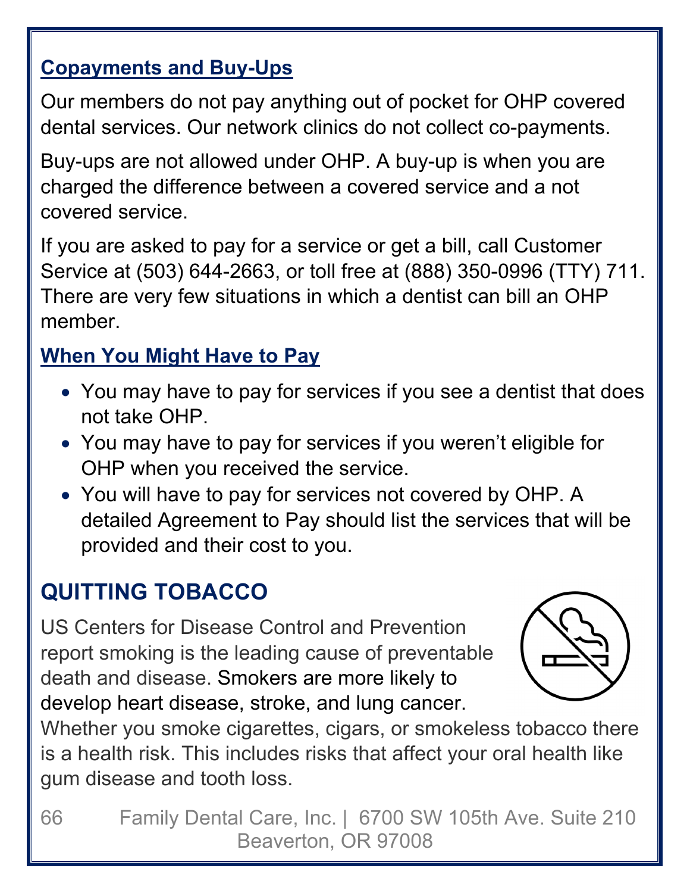### Copayments and Buy-Ups

Our members do not pay anything out of pocket for OHP covered dental services. Our network clinics do not collect co-payments.

Buy-ups are not allowed under OHP. A buy-up is when you are charged the difference between a covered service and a not covered service.

If you are asked to pay for a service or get a bill, call Customer Service at (503) 644-2663, or toll free at (888) 350-0996 (TTY) 711. There are very few situations in which a dentist can bill an OHP member.

### When You Might Have to Pay

- You may have to pay for services if you see a dentist that does not take OHP.
- You may have to pay for services if you weren't eligible for OHP when you received the service.
- You will have to pay for services not covered by OHP. A detailed Agreement to Pay should list the services that will be provided and their cost to you.

## QUITTING TOBACCO

US Centers for Disease Control and Prevention report smoking is the leading cause of preventable death and disease. Smokers are more likely to develop heart disease, stroke, and lung cancer. Whether you smoke cigarettes, cigars, or smokeless tobacco there is a health risk. This includes risks that affect your oral health like gum disease and tooth loss.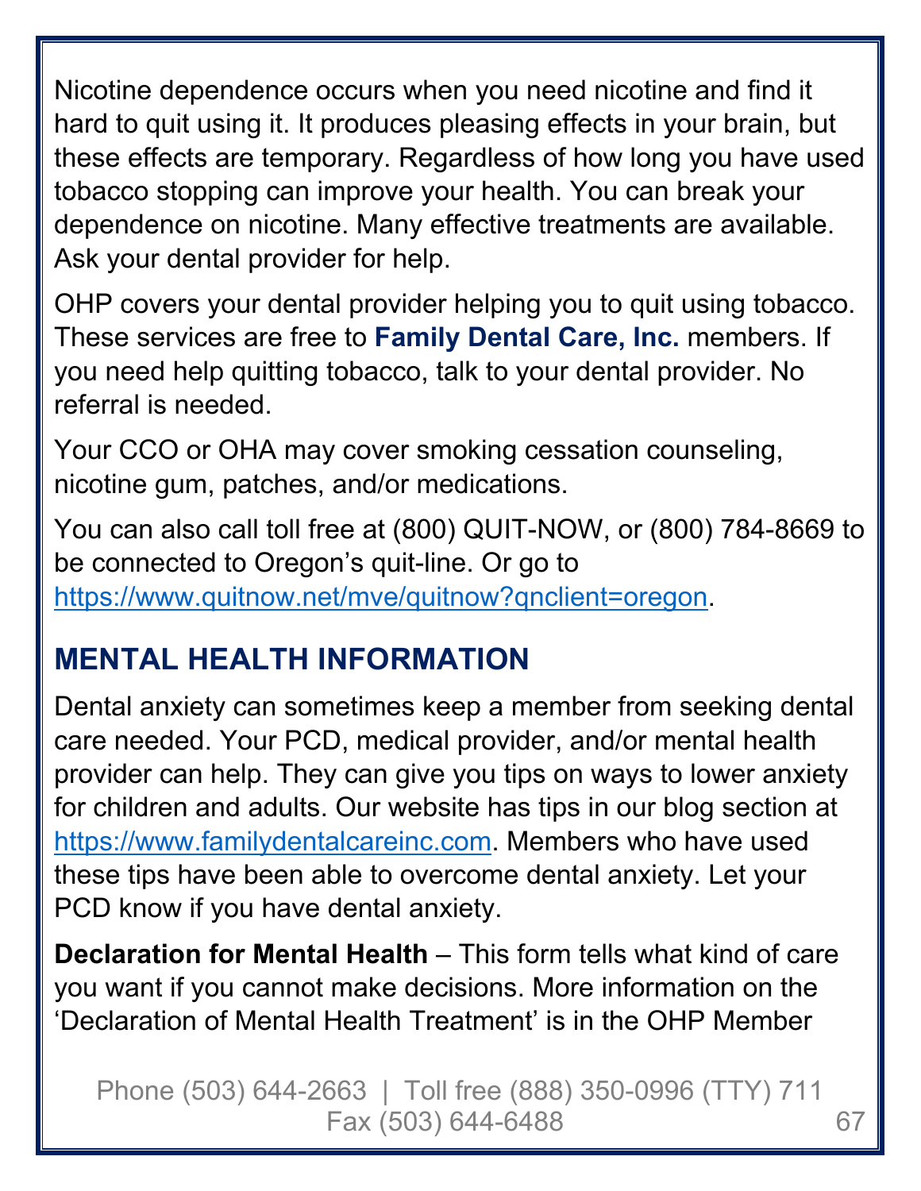Nicotine dependence occurs when you need nicotine and find it hard to quit using it. It produces pleasing effects in your brain, but these effects are temporary. Regardless of how long you have used tobacco stopping can improve your health. You can break your dependence on nicotine. Many effective treatments are available. Ask your dental provider for help.

OHP covers your dental provider helping you to quit using tobacco. These services are free to **Family Dental Care, Inc.** members. If you need help quitting tobacco, talk to your dental provider. No referral is needed.

Your CCO or OHA may cover smoking cessation counseling, nicotine gum, patches, and/or medications.

You can also call toll free at (800) QUIT-NOW, or (800) 784-8669 to be connected to Oregon's quit-line. Or go to https://www.quitnow.net/mve/quitnow?qnclient=oregon.

## MENTAL HEALTH INFORMATION

Dental anxiety can sometimes keep a member from seeking dental care needed. Your PCD, medical provider, and/or mental health provider can help. They can give you tips on ways to lower anxiety for children and adults. Our website has tips in our blog section at https://www.familydentalcareinc.com. Members who have used these tips have been able to overcome dental anxiety. Let your PCD know if you have dental anxiety.

**Declaration for Mental Health** – This form tells what kind of care you want if you cannot make decisions. More information on the 'Declaration of Mental Health Treatment' is in the OHP Member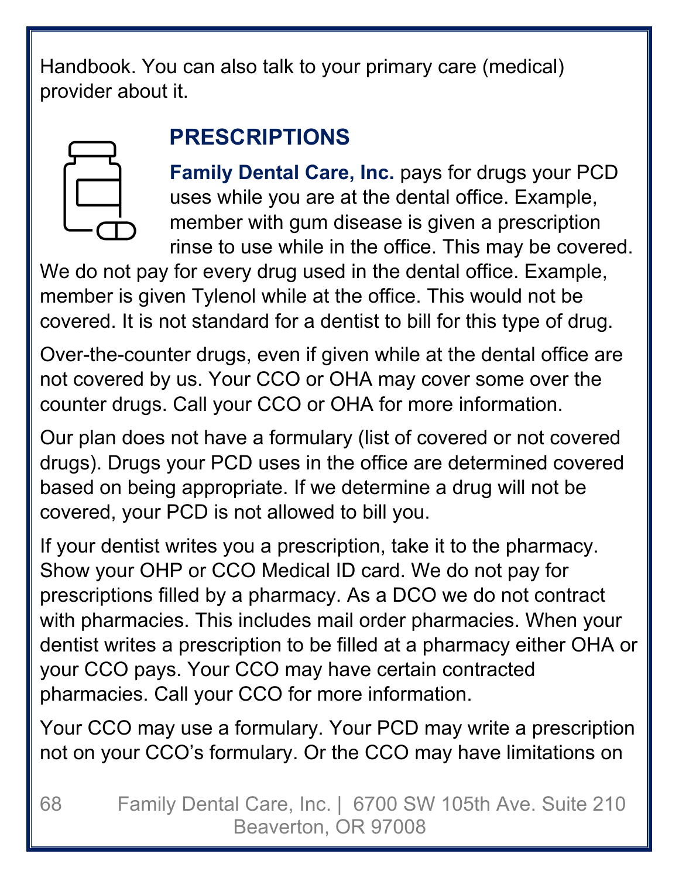Handbook. You can also talk to your primary care (medical) provider about it.

## PRESCRIPTIONS

**Family Dental Care, Inc.** pays for drugs your PCD uses while you are at the dental office. Example, member with gum disease is given a prescription rinse to use while in the office. This may be covered. We do not pay for every drug used in the dental office. Example, member is given Tylenol while at the office. This would not be covered. It is not standard for a dentist to bill for this type of drug.

Over-the-counter drugs, even if given while at the dental office are not covered by us. Your CCO or OHA may cover some over the counter drugs. Call your CCO or OHA for more information.

Our plan does not have a formulary (list of covered or not covered drugs). Drugs your PCD uses in the office are determined covered based on being appropriate. If we determine a drug will not be covered, your PCD is not allowed to bill you.

If your dentist writes you a prescription, take it to the pharmacy. Show your OHP or CCO Medical ID card. We do not pay for prescriptions filled by a pharmacy. As a DCO we do not contract with pharmacies. This includes mail order pharmacies. When your dentist writes a prescription to be filled at a pharmacy either OHA or your CCO pays. Your CCO may have certain contracted pharmacies. Call your CCO for more information.

Your CCO may use a formulary. Your PCD may write a prescription not on your CCO's formulary. Or the CCO may have limitations on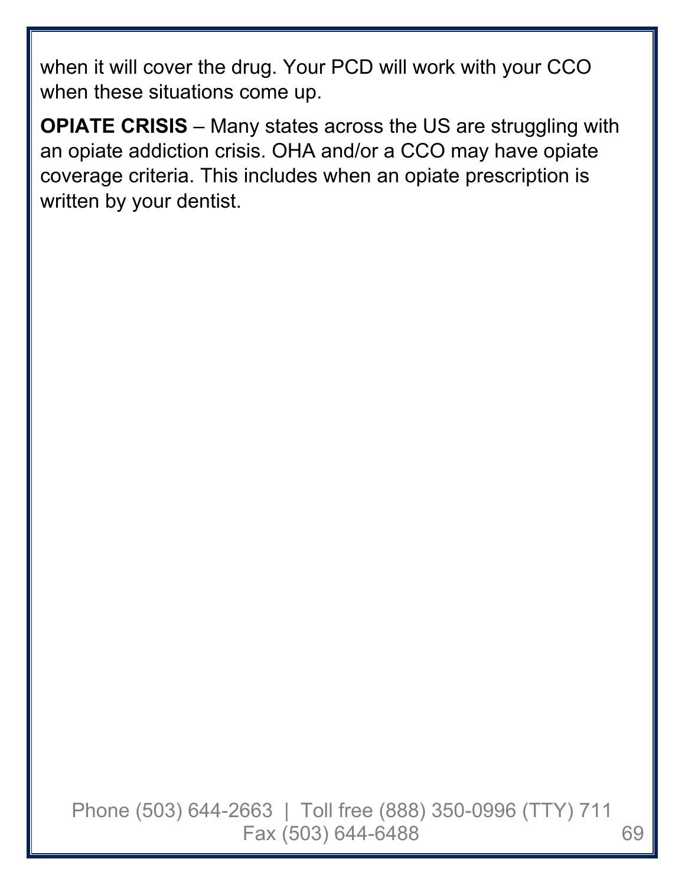when it will cover the drug. Your PCD will work with your CCO when these situations come up.

**OPIATE CRISIS** – Many states across the US are struggling with an opiate addiction crisis. OHA and/or a CCO may have opiate coverage criteria. This includes when an opiate prescription is written by your dentist.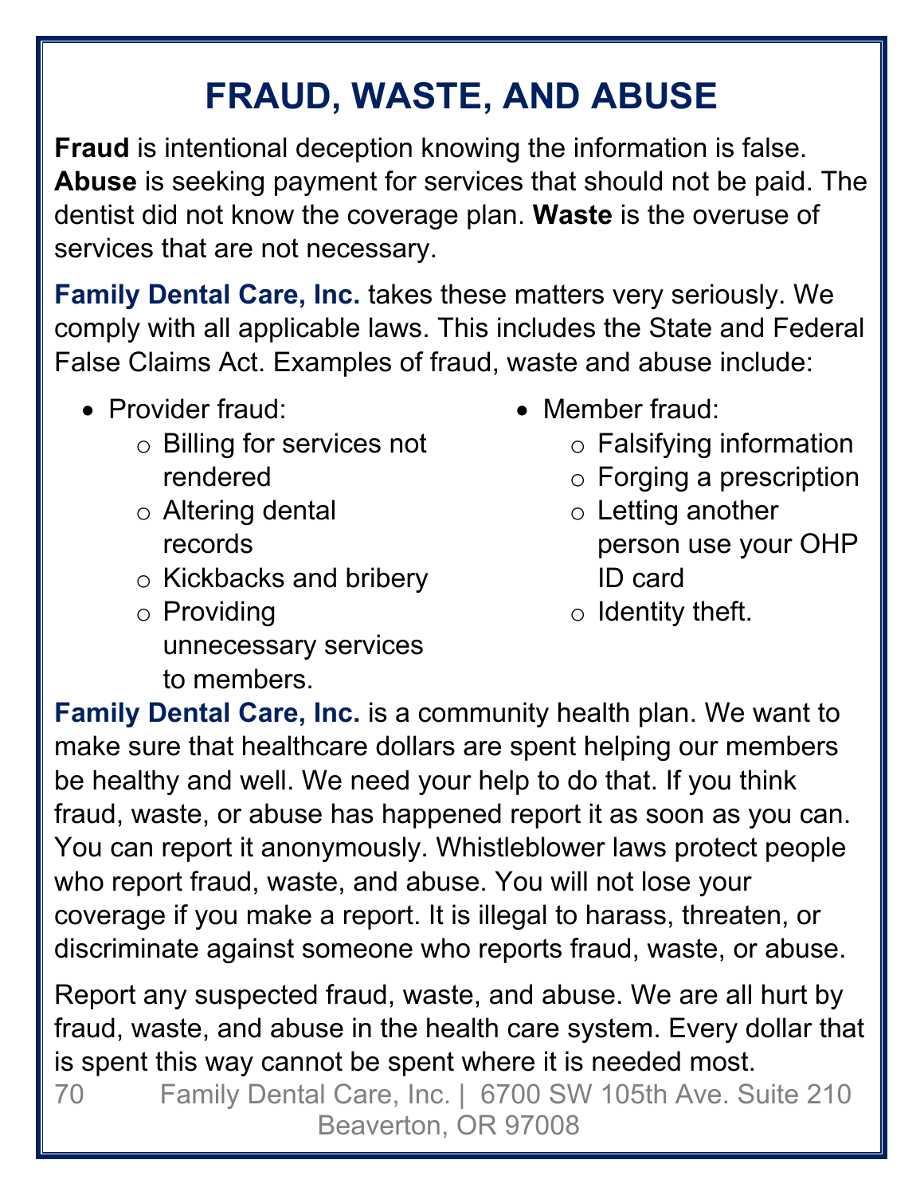# FRAUD, WASTE, AND ABUSE

**Fraud** is intentional deception knowing the information is false. **Abuse** is seeking payment for services that should not be paid. The dentist did not know the coverage plan. **Waste** is the overuse of services that are not necessary.

**Family Dental Care, Inc.** takes these matters very seriously. We comply with all applicable laws. This includes the State and Federal False Claims Act. Examples of fraud, waste and abuse include:

- Provider fraud:
  - Billing for services not rendered
  - Altering dental records
  - Kickbacks and bribery
  - Providing unnecessary services to members.
- Member fraud:
  - Falsifying information
  - Forging a prescription
  - Letting another person use your OHP ID card
  - Identity theft.

**Family Dental Care, Inc.** is a community health plan. We want to make sure that healthcare dollars are spent helping our members be healthy and well. We need your help to do that. If you think fraud, waste, or abuse has happened report it as soon as you can. You can report it anonymously. Whistleblower laws protect people who report fraud, waste, and abuse. You will not lose your coverage if you make a report. It is illegal to harass, threaten, or discriminate against someone who reports fraud, waste, or abuse.

Report any suspected fraud, waste, and abuse. We are all hurt by fraud, waste, and abuse in the health care system. Every dollar that is spent this way cannot be spent where it is needed most.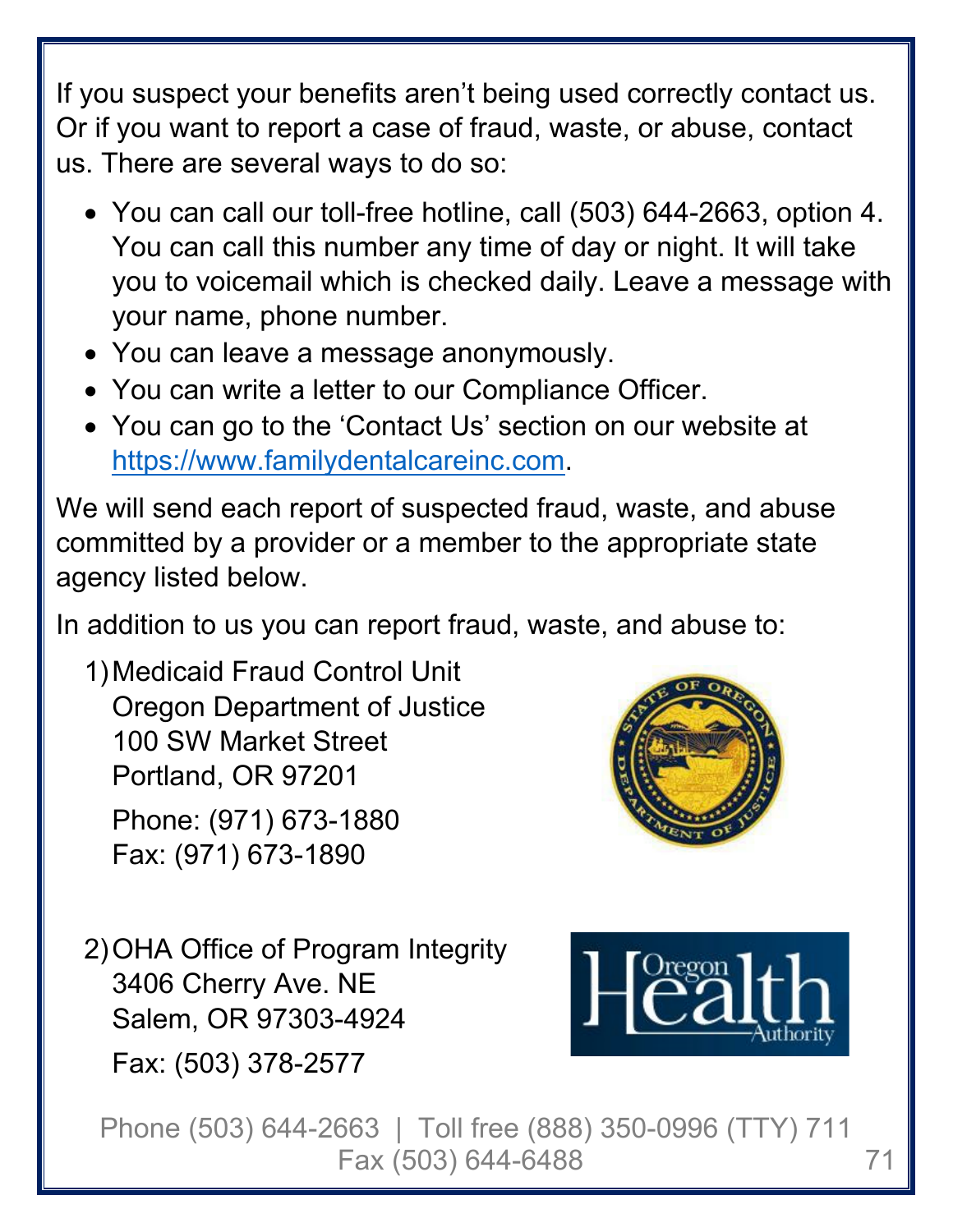If you suspect your benefits aren't being used correctly contact us. Or if you want to report a case of fraud, waste, or abuse, contact us. There are several ways to do so:

- You can call our toll-free hotline, call (503) 644-2663, option 4. You can call this number any time of day or night. It will take you to voicemail which is checked daily. Leave a message with your name, phone number.
- You can leave a message anonymously.
- You can write a letter to our Compliance Officer.
- You can go to the 'Contact Us' section on our website at https://www.familydentalcareinc.com.

We will send each report of suspected fraud, waste, and abuse committed by a provider or a member to the appropriate state agency listed below.

In addition to us you can report fraud, waste, and abuse to:

1) Medicaid Fraud Control Unit  
   Oregon Department of Justice  
   100 SW Market Street  
   Portland, OR 97201

   Phone: (971) 673-1880  
   Fax: (971) 673-1890

2) OHA Office of Program Integrity  
   3406 Cherry Ave. NE  
   Salem, OR 97303-4924

   Fax: (503) 378-2577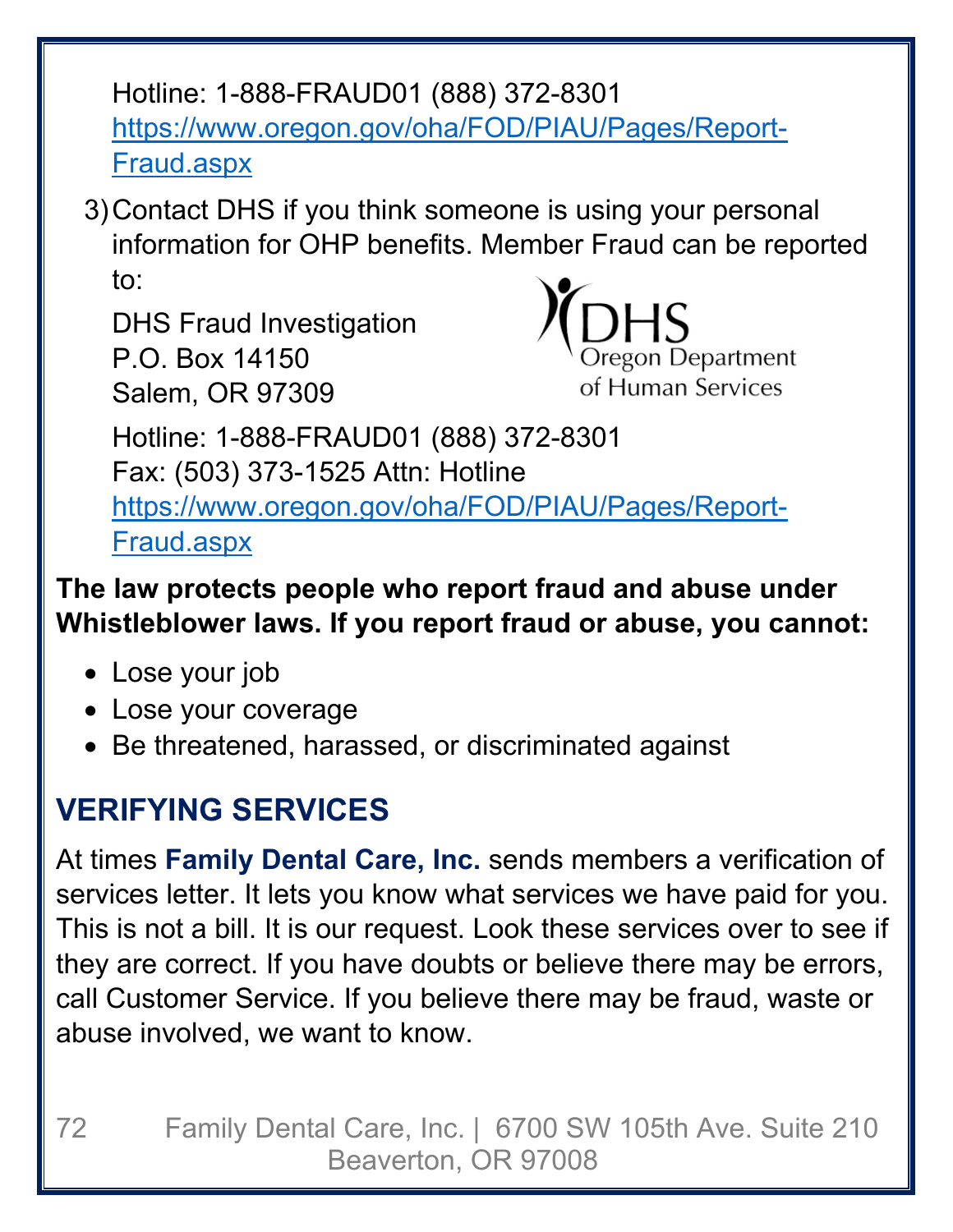Hotline: 1-888-FRAUD01 (888) 372-8301
https://www.oregon.gov/oha/FOD/PIAU/Pages/Report-Fraud.aspx

3) Contact DHS if you think someone is using your personal information for OHP benefits. Member Fraud can be reported to:

   DHS Fraud Investigation
   P.O. Box 14150
   Salem, OR 97309

   Hotline: 1-888-FRAUD01 (888) 372-8301
   Fax: (503) 373-1525 Attn: Hotline
   https://www.oregon.gov/oha/FOD/PIAU/Pages/Report-Fraud.aspx

**The law protects people who report fraud and abuse under Whistleblower laws. If you report fraud or abuse, you cannot:**

- Lose your job
- Lose your coverage
- Be threatened, harassed, or discriminated against

## VERIFYING SERVICES

At times **Family Dental Care, Inc.** sends members a verification of services letter. It lets you know what services we have paid for you. This is not a bill. It is our request. Look these services over to see if they are correct. If you have doubts or believe there may be errors, call Customer Service. If you believe there may be fraud, waste or abuse involved, we want to know.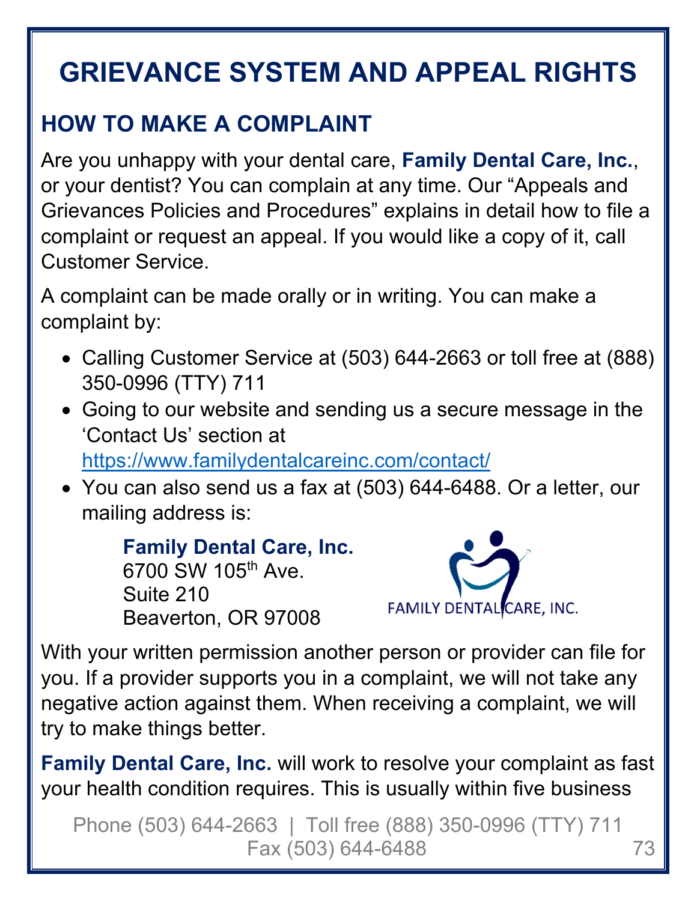# GRIEVANCE SYSTEM AND APPEAL RIGHTS

## HOW TO MAKE A COMPLAINT

Are you unhappy with your dental care, **Family Dental Care, Inc.**, or your dentist? You can complain at any time. Our "Appeals and Grievances Policies and Procedures" explains in detail how to file a complaint or request an appeal. If you would like a copy of it, call Customer Service.

A complaint can be made orally or in writing. You can make a complaint by:

- Calling Customer Service at (503) 644-2663 or toll free at (888) 350-0996 (TTY) 711
- Going to our website and sending us a secure message in the 'Contact Us' section at https://www.familydentalcareinc.com/contact/
- You can also send us a fax at (503) 644-6488. Or a letter, our mailing address is:

  **Family Dental Care, Inc.**
  6700 SW 105th Ave.
  Suite 210
  Beaverton, OR 97008

With your written permission another person or provider can file for you. If a provider supports you in a complaint, we will not take any negative action against them. When receiving a complaint, we will try to make things better.

**Family Dental Care, Inc.** will work to resolve your complaint as fast your health condition requires. This is usually within five business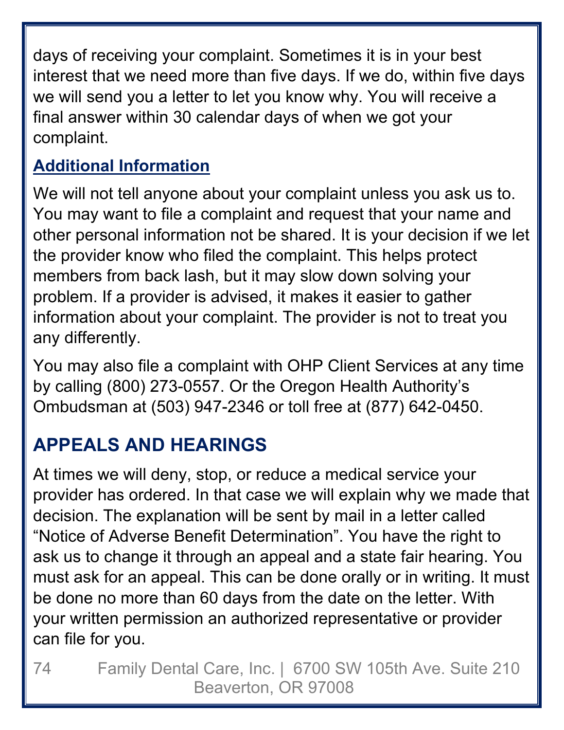days of receiving your complaint. Sometimes it is in your best interest that we need more than five days. If we do, within five days we will send you a letter to let you know why. You will receive a final answer within 30 calendar days of when we got your complaint.

### Additional Information

We will not tell anyone about your complaint unless you ask us to. You may want to file a complaint and request that your name and other personal information not be shared. It is your decision if we let the provider know who filed the complaint. This helps protect members from back lash, but it may slow down solving your problem. If a provider is advised, it makes it easier to gather information about your complaint. The provider is not to treat you any differently.

You may also file a complaint with OHP Client Services at any time by calling (800) 273-0557. Or the Oregon Health Authority's Ombudsman at (503) 947-2346 or toll free at (877) 642-0450.

## APPEALS AND HEARINGS

At times we will deny, stop, or reduce a medical service your provider has ordered. In that case we will explain why we made that decision. The explanation will be sent by mail in a letter called "Notice of Adverse Benefit Determination". You have the right to ask us to change it through an appeal and a state fair hearing. You must ask for an appeal. This can be done orally or in writing. It must be done no more than 60 days from the date on the letter. With your written permission an authorized representative or provider can file for you.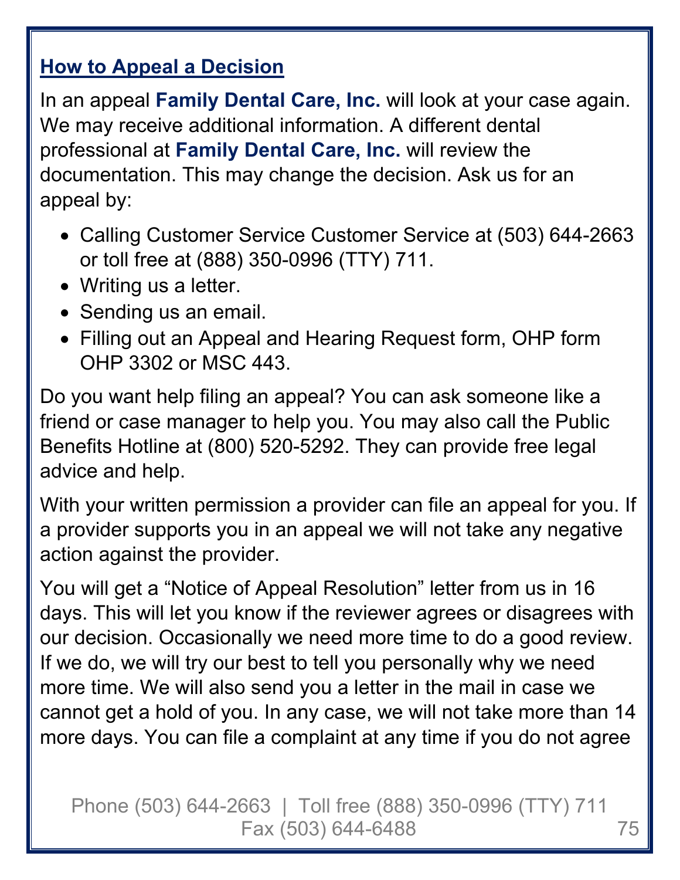## How to Appeal a Decision

In an appeal **Family Dental Care, Inc.** will look at your case again. We may receive additional information. A different dental professional at **Family Dental Care, Inc.** will review the documentation. This may change the decision. Ask us for an appeal by:

- Calling Customer Service Customer Service at (503) 644-2663 or toll free at (888) 350-0996 (TTY) 711.
- Writing us a letter.
- Sending us an email.
- Filling out an Appeal and Hearing Request form, OHP form OHP 3302 or MSC 443.

Do you want help filing an appeal? You can ask someone like a friend or case manager to help you. You may also call the Public Benefits Hotline at (800) 520-5292. They can provide free legal advice and help.

With your written permission a provider can file an appeal for you. If a provider supports you in an appeal we will not take any negative action against the provider.

You will get a "Notice of Appeal Resolution" letter from us in 16 days. This will let you know if the reviewer agrees or disagrees with our decision. Occasionally we need more time to do a good review. If we do, we will try our best to tell you personally why we need more time. We will also send you a letter in the mail in case we cannot get a hold of you. In any case, we will not take more than 14 more days. You can file a complaint at any time if you do not agree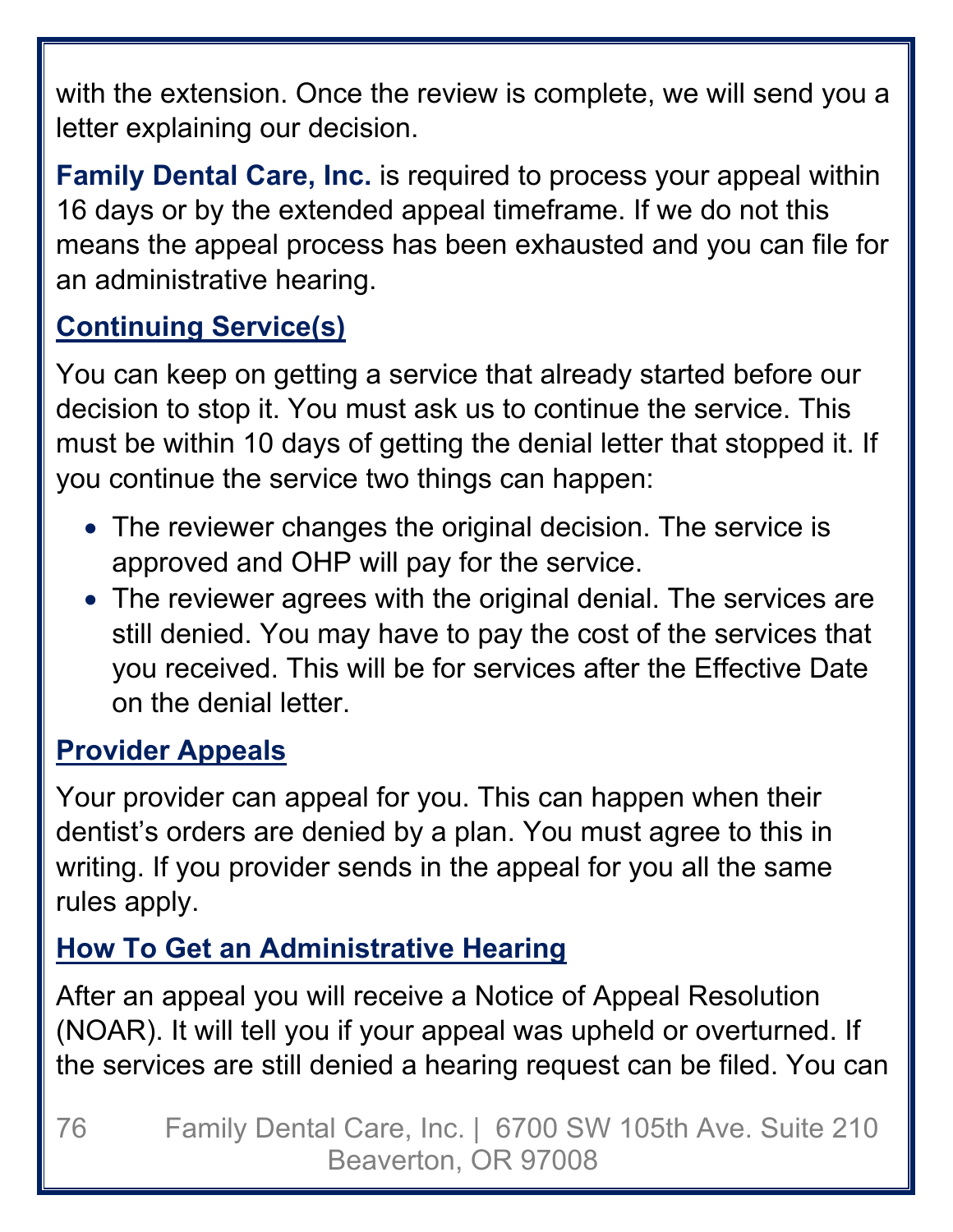with the extension. Once the review is complete, we will send you a letter explaining our decision.

**Family Dental Care, Inc.** is required to process your appeal within 16 days or by the extended appeal timeframe. If we do not this means the appeal process has been exhausted and you can file for an administrative hearing.

## Continuing Service(s)

You can keep on getting a service that already started before our decision to stop it. You must ask us to continue the service. This must be within 10 days of getting the denial letter that stopped it. If you continue the service two things can happen:

- The reviewer changes the original decision. The service is approved and OHP will pay for the service.
- The reviewer agrees with the original denial. The services are still denied. You may have to pay the cost of the services that you received. This will be for services after the Effective Date on the denial letter.

## Provider Appeals

Your provider can appeal for you. This can happen when their dentist's orders are denied by a plan. You must agree to this in writing. If you provider sends in the appeal for you all the same rules apply.

## How To Get an Administrative Hearing

After an appeal you will receive a Notice of Appeal Resolution (NOAR). It will tell you if your appeal was upheld or overturned. If the services are still denied a hearing request can be filed. You can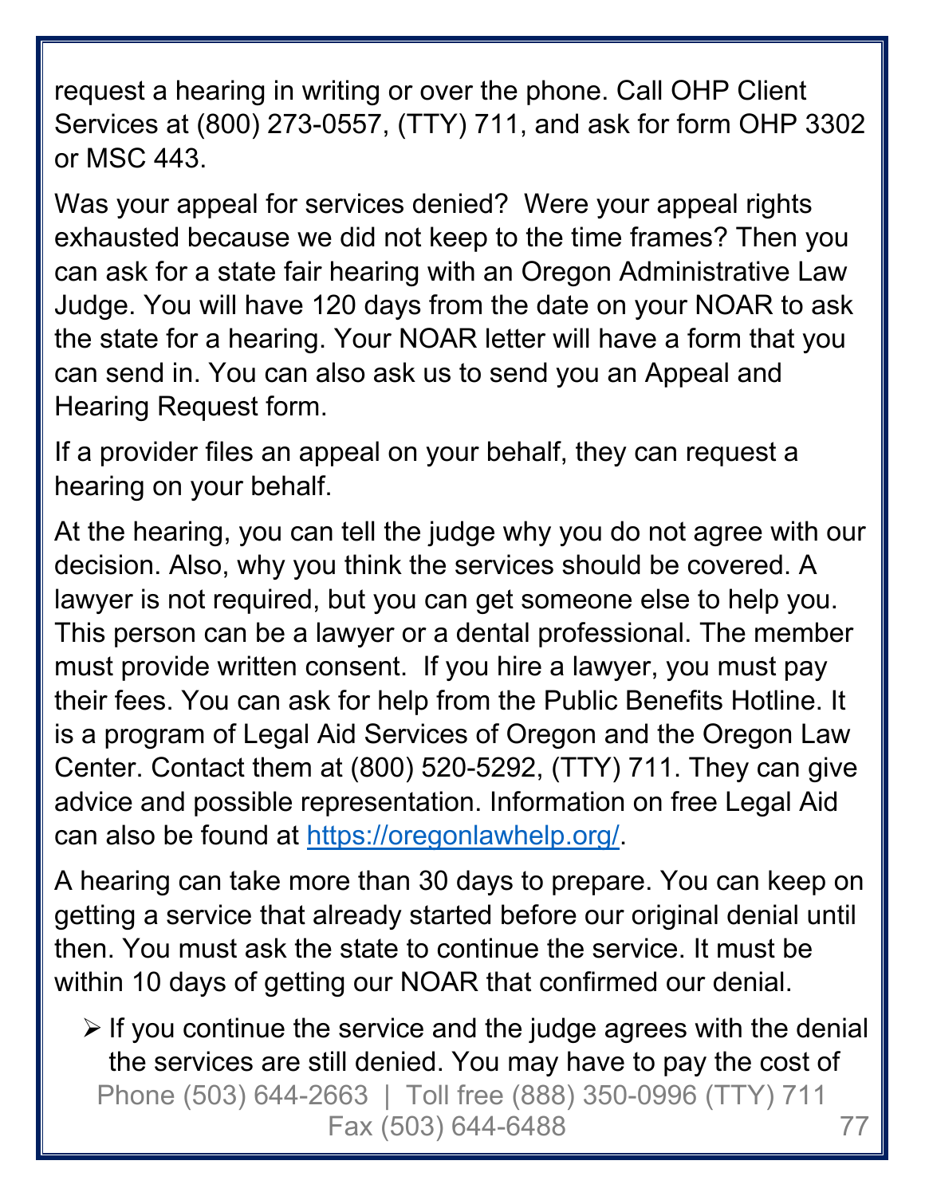request a hearing in writing or over the phone. Call OHP Client Services at (800) 273-0557, (TTY) 711, and ask for form OHP 3302 or MSC 443.

Was your appeal for services denied? Were your appeal rights exhausted because we did not keep to the time frames? Then you can ask for a state fair hearing with an Oregon Administrative Law Judge. You will have 120 days from the date on your NOAR to ask the state for a hearing. Your NOAR letter will have a form that you can send in. You can also ask us to send you an Appeal and Hearing Request form.

If a provider files an appeal on your behalf, they can request a hearing on your behalf.

At the hearing, you can tell the judge why you do not agree with our decision. Also, why you think the services should be covered. A lawyer is not required, but you can get someone else to help you. This person can be a lawyer or a dental professional. The member must provide written consent. If you hire a lawyer, you must pay their fees. You can ask for help from the Public Benefits Hotline. It is a program of Legal Aid Services of Oregon and the Oregon Law Center. Contact them at (800) 520-5292, (TTY) 711. They can give advice and possible representation. Information on free Legal Aid can also be found at [https://oregonlawhelp.org/](https://oregonlawhelp.org/).

A hearing can take more than 30 days to prepare. You can keep on getting a service that already started before our original denial until then. You must ask the state to continue the service. It must be within 10 days of getting our NOAR that confirmed our denial.

- If you continue the service and the judge agrees with the denial the services are still denied. You may have to pay the cost of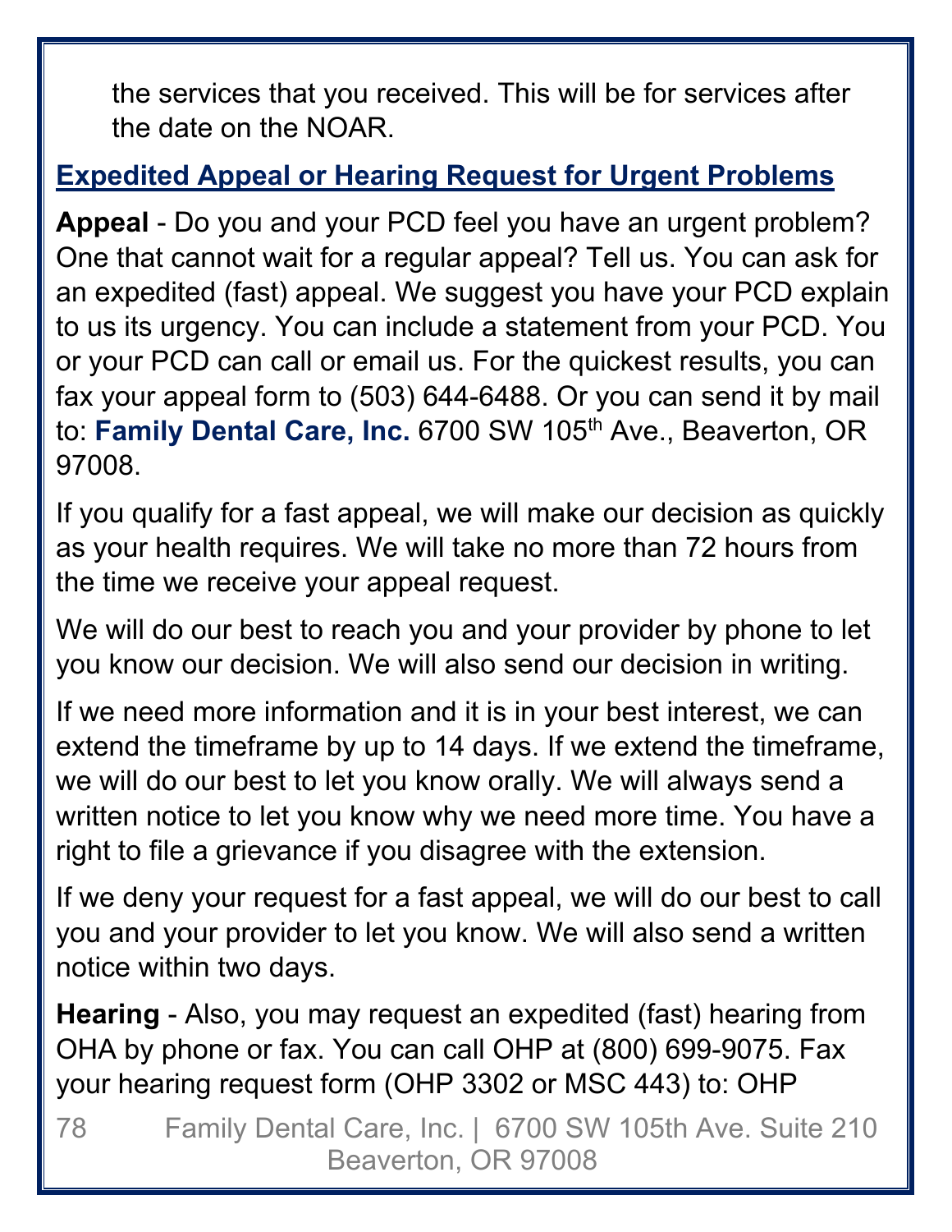the services that you received. This will be for services after the date on the NOAR.

## Expedited Appeal or Hearing Request for Urgent Problems

**Appeal** - Do you and your PCD feel you have an urgent problem? One that cannot wait for a regular appeal? Tell us. You can ask for an expedited (fast) appeal. We suggest you have your PCD explain to us its urgency. You can include a statement from your PCD. You or your PCD can call or email us. For the quickest results, you can fax your appeal form to (503) 644-6488. Or you can send it by mail to: **Family Dental Care, Inc.** 6700 SW 105th Ave., Beaverton, OR 97008.

If you qualify for a fast appeal, we will make our decision as quickly as your health requires. We will take no more than 72 hours from the time we receive your appeal request.

We will do our best to reach you and your provider by phone to let you know our decision. We will also send our decision in writing.

If we need more information and it is in your best interest, we can extend the timeframe by up to 14 days. If we extend the timeframe, we will do our best to let you know orally. We will always send a written notice to let you know why we need more time. You have a right to file a grievance if you disagree with the extension.

If we deny your request for a fast appeal, we will do our best to call you and your provider to let you know. We will also send a written notice within two days.

**Hearing** - Also, you may request an expedited (fast) hearing from OHA by phone or fax. You can call OHP at (800) 699-9075. Fax your hearing request form (OHP 3302 or MSC 443) to: OHP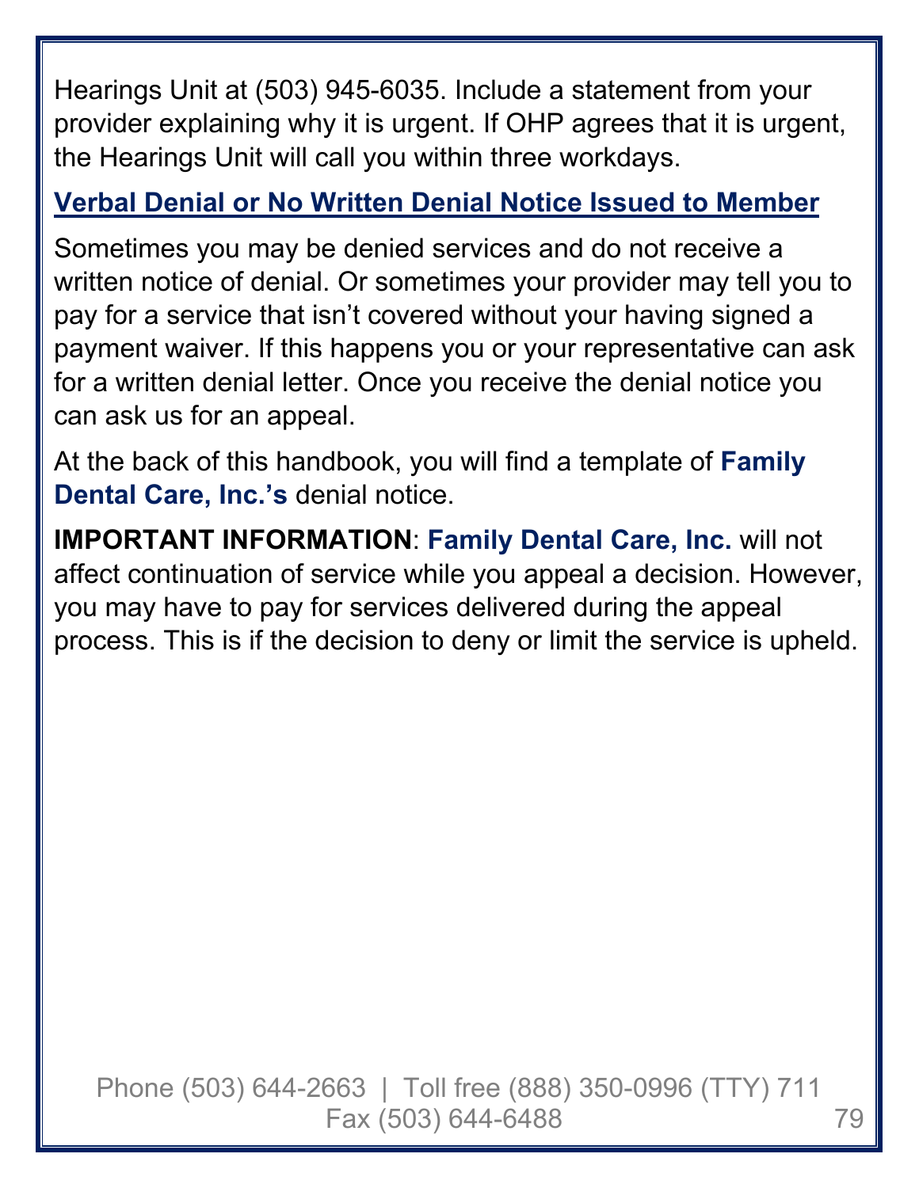Hearings Unit at (503) 945-6035. Include a statement from your provider explaining why it is urgent. If OHP agrees that it is urgent, the Hearings Unit will call you within three workdays.

## Verbal Denial or No Written Denial Notice Issued to Member

Sometimes you may be denied services and do not receive a written notice of denial. Or sometimes your provider may tell you to pay for a service that isn't covered without your having signed a payment waiver. If this happens you or your representative can ask for a written denial letter. Once you receive the denial notice you can ask us for an appeal.

At the back of this handbook, you will find a template of **Family Dental Care, Inc.'s** denial notice.

**IMPORTANT INFORMATION**: **Family Dental Care, Inc.** will not affect continuation of service while you appeal a decision. However, you may have to pay for services delivered during the appeal process. This is if the decision to deny or limit the service is upheld.